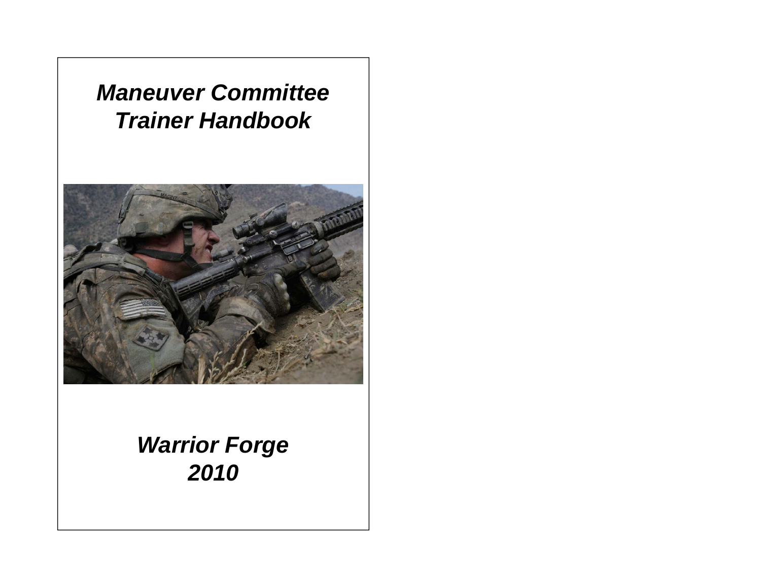# *Maneuver Committee Trainer Handbook*

***Warrior Forge 2010***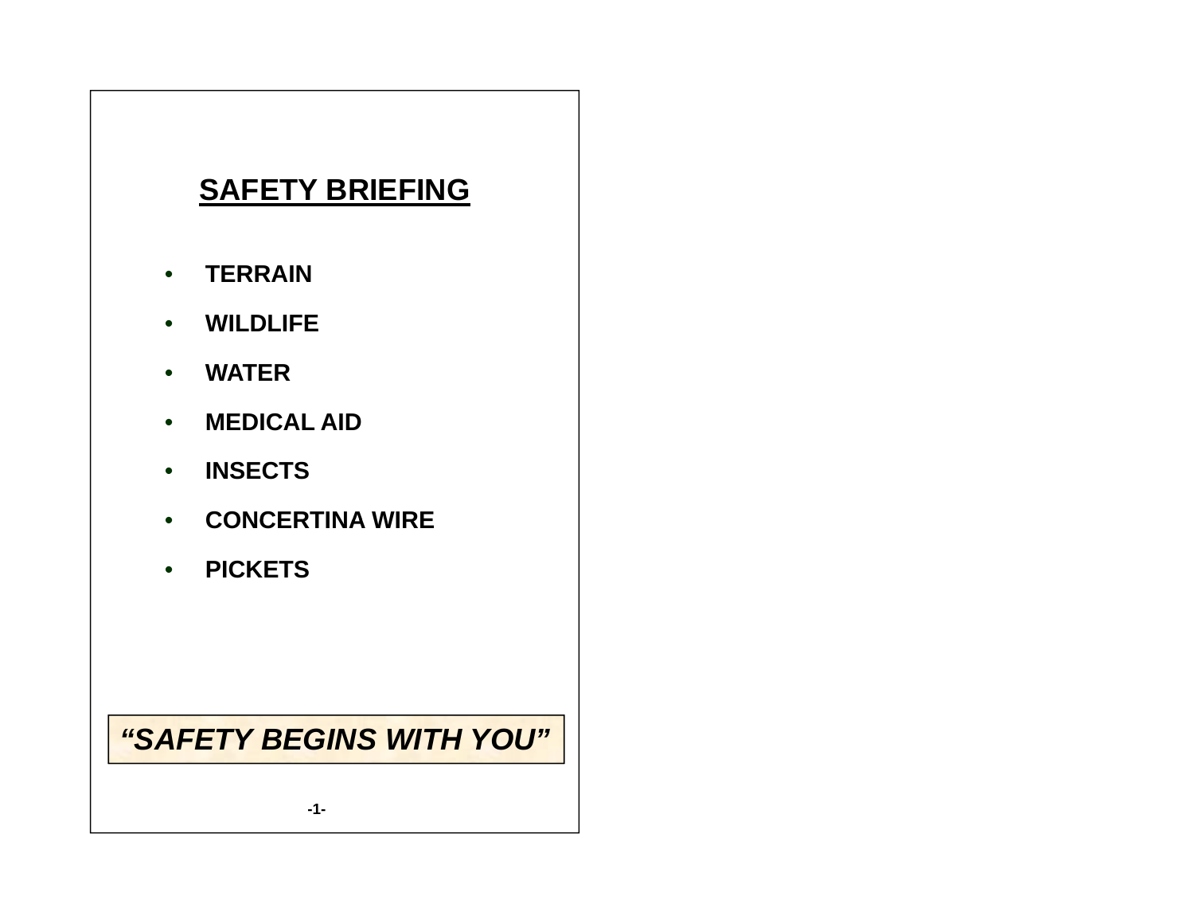# SAFETY BRIEFING

- **TERRAIN**
- **WILDLIFE**
- **WATER**
- **MEDICAL AID**
- **INSECTS**
- **CONCERTINA WIRE**
- **PICKETS**

***"SAFETY BEGINS WITH YOU"***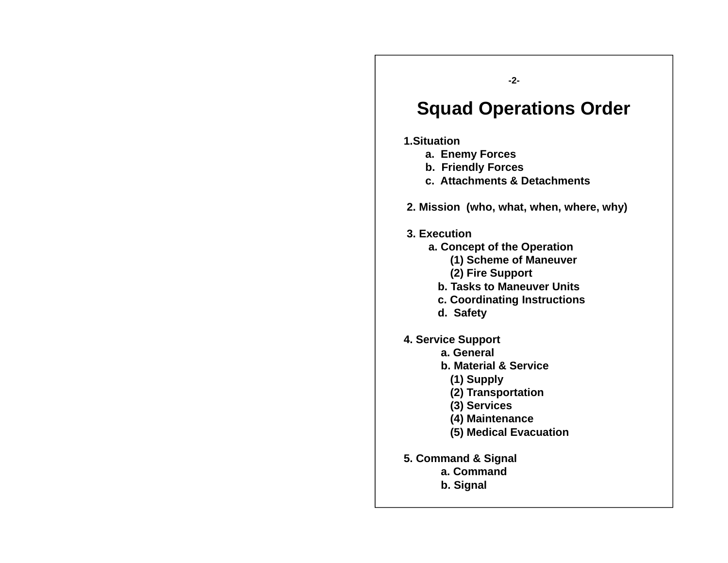# Squad Operations Order

1. Situation
   - a. Enemy Forces
   - b. Friendly Forces
   - c. Attachments & Detachments

2. Mission (who, what, when, where, why)

3. Execution
   - a. Concept of the Operation
     - (1) Scheme of Maneuver
     - (2) Fire Support
   - b. Tasks to Maneuver Units
   - c. Coordinating Instructions
   - d. Safety

4. Service Support
   - a. General
   - b. Material & Service
     - (1) Supply
     - (2) Transportation
     - (3) Services
     - (4) Maintenance
     - (5) Medical Evacuation

5. Command & Signal
   - a. Command
   - b. Signal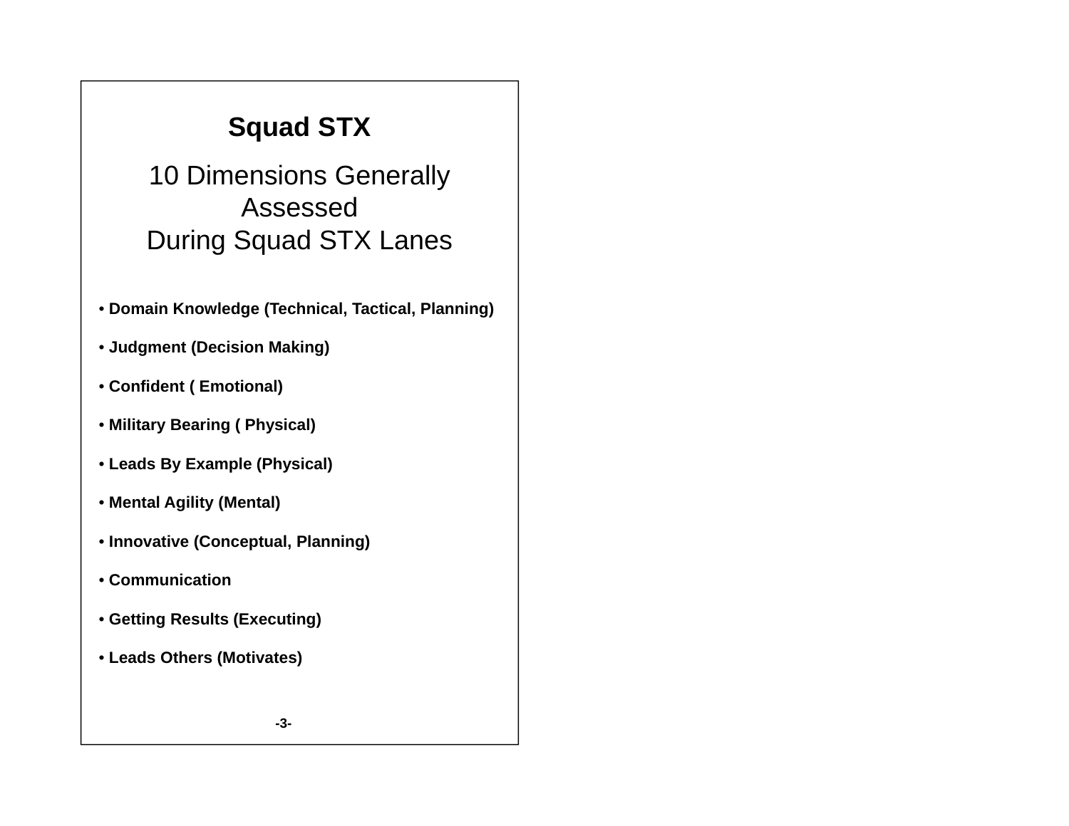# Squad STX

## 10 Dimensions Generally Assessed During Squad STX Lanes

- **Domain Knowledge (Technical, Tactical, Planning)**
- **Judgment (Decision Making)**
- **Confident ( Emotional)**
- **Military Bearing ( Physical)**
- **Leads By Example (Physical)**
- **Mental Agility (Mental)**
- **Innovative (Conceptual, Planning)**
- **Communication**
- **Getting Results (Executing)**
- **Leads Others (Motivates)**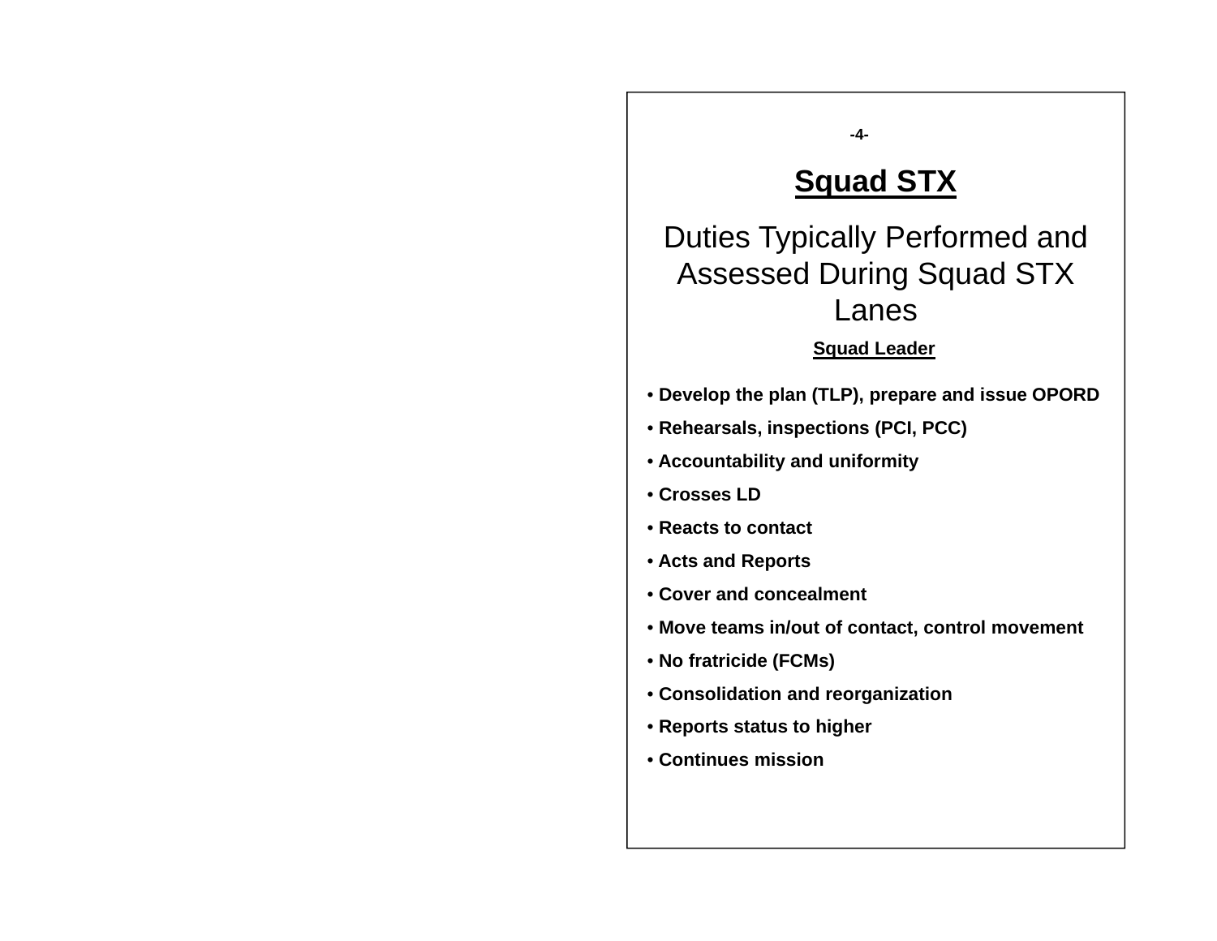# Squad STX

## Duties Typically Performed and Assessed During Squad STX Lanes

### Squad Leader

- **Develop the plan (TLP), prepare and issue OPORD**
- **Rehearsals, inspections (PCI, PCC)**
- **Accountability and uniformity**
- **Crosses LD**
- **Reacts to contact**
- **Acts and Reports**
- **Cover and concealment**
- **Move teams in/out of contact, control movement**
- **No fratricide (FCMs)**
- **Consolidation and reorganization**
- **Reports status to higher**
- **Continues mission**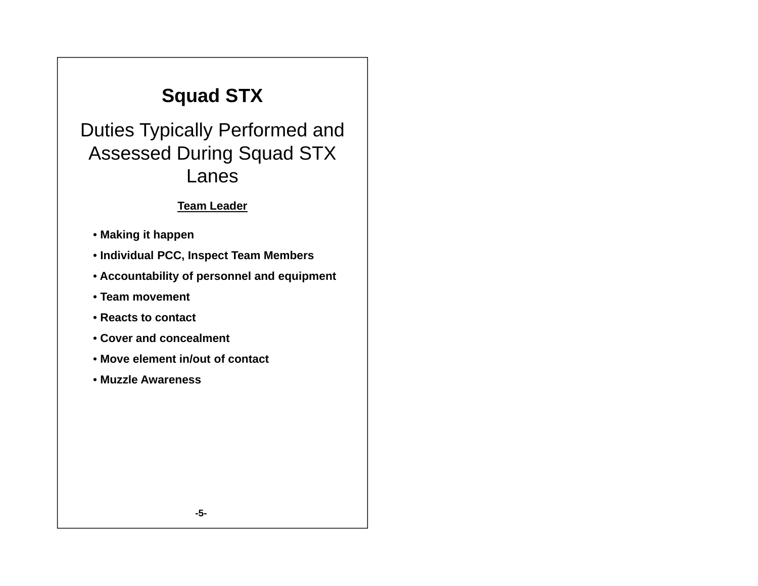# Squad STX

## Duties Typically Performed and Assessed During Squad STX Lanes

**Team Leader**

- **Making it happen**
- **Individual PCC, Inspect Team Members**
- **Accountability of personnel and equipment**
- **Team movement**
- **Reacts to contact**
- **Cover and concealment**
- **Move element in/out of contact**
- **Muzzle Awareness**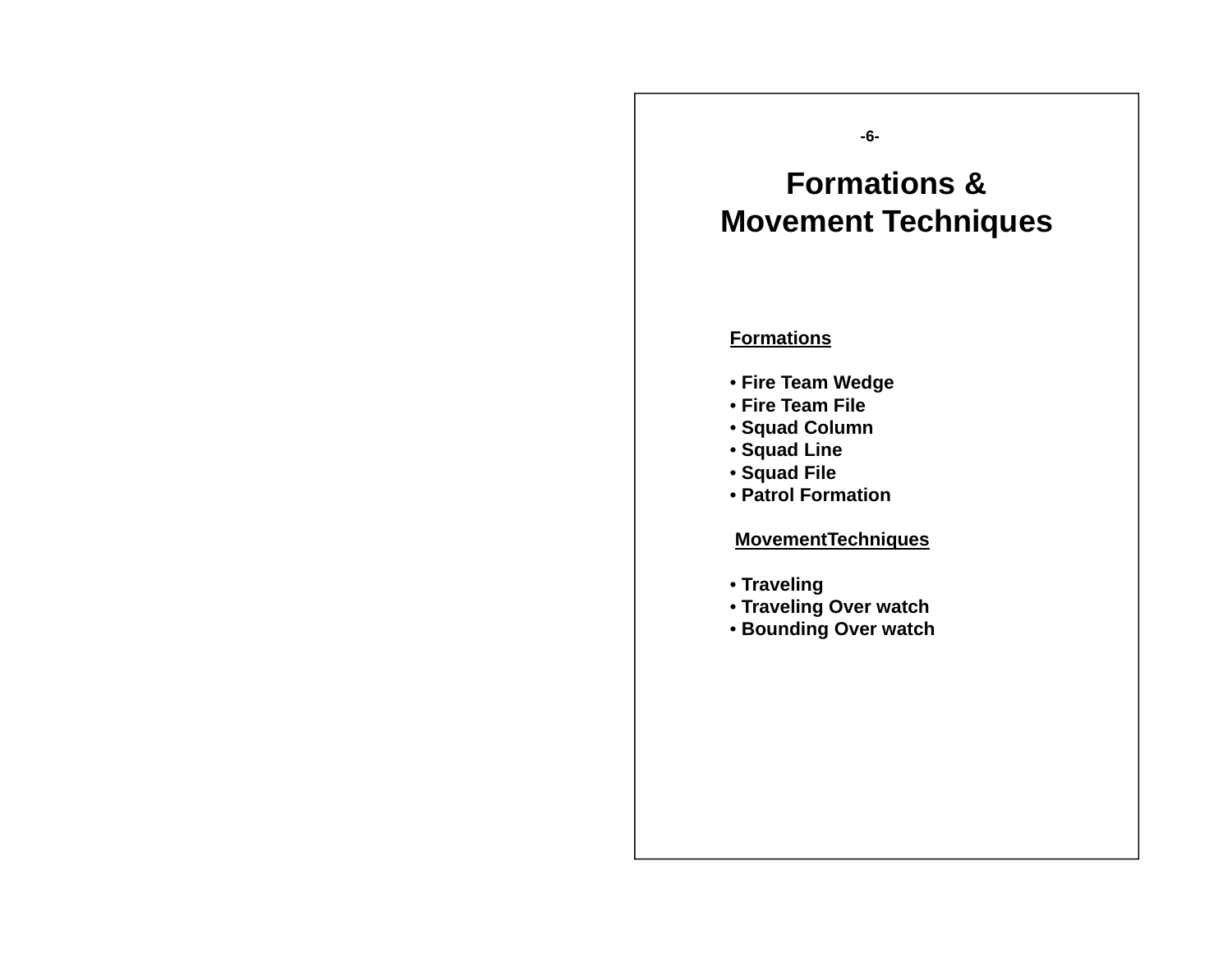# Formations & Movement Techniques

**Formations**

- **Fire Team Wedge**
- **Fire Team File**
- **Squad Column**
- **Squad Line**
- **Squad File**
- **Patrol Formation**

**MovementTechniques**

- **Traveling**
- **Traveling Over watch**
- **Bounding Over watch**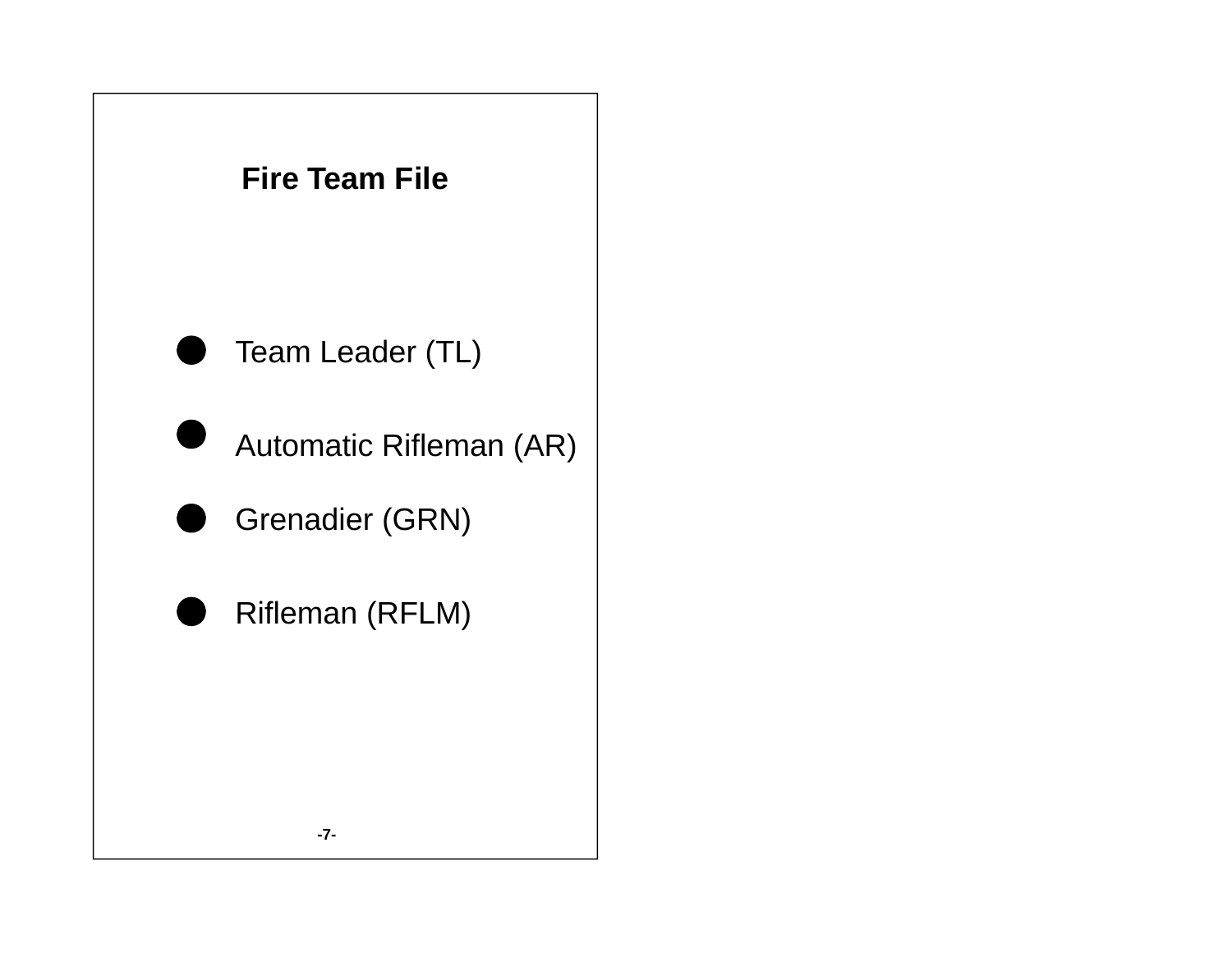# Fire Team File

- Team Leader (TL)
- Automatic Rifleman (AR)
- Grenadier (GRN)
- Rifleman (RFLM)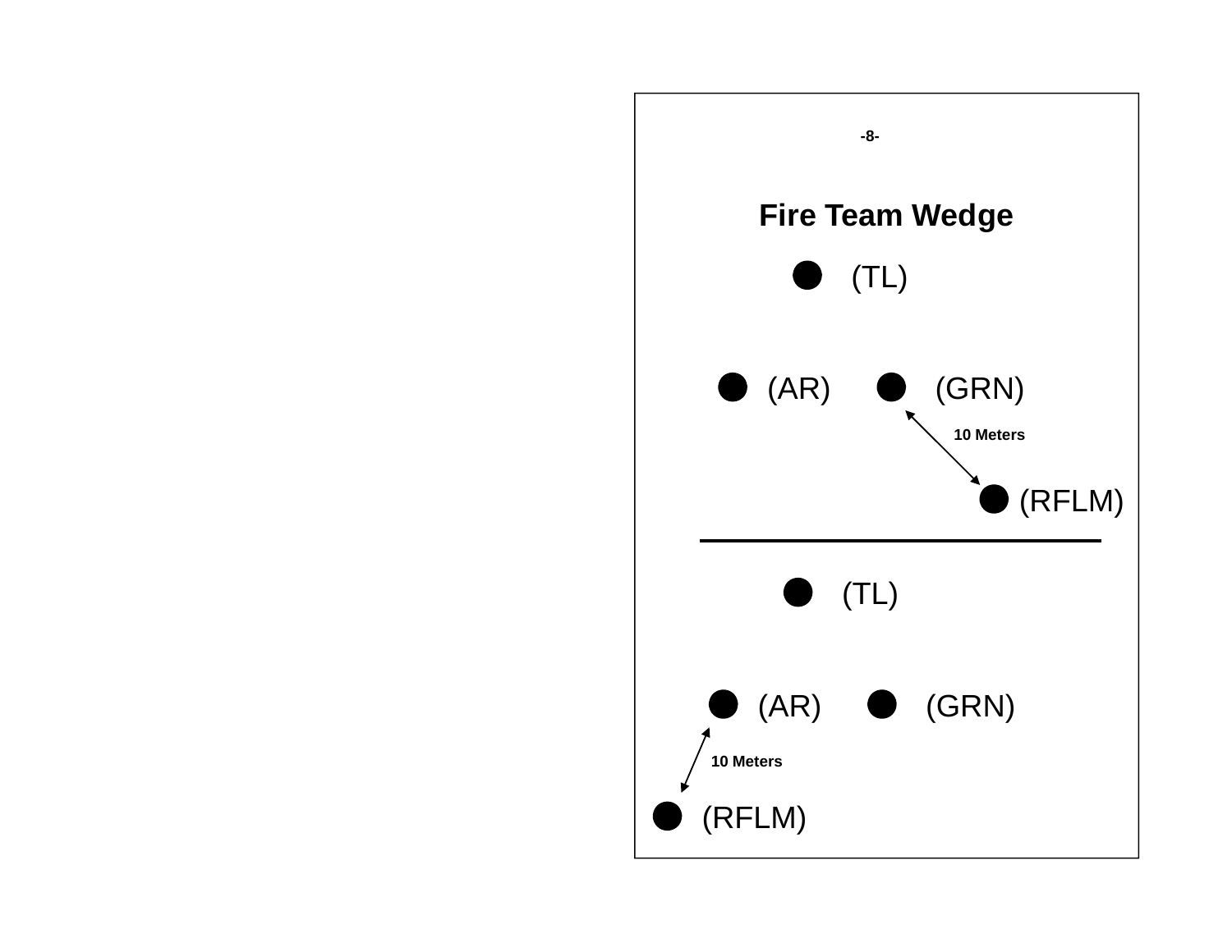## Fire Team Wedge

(TL)

(AR) (GRN)

10 Meters

(RFLM)

---

(TL)

(AR) (GRN)

10 Meters

(RFLM)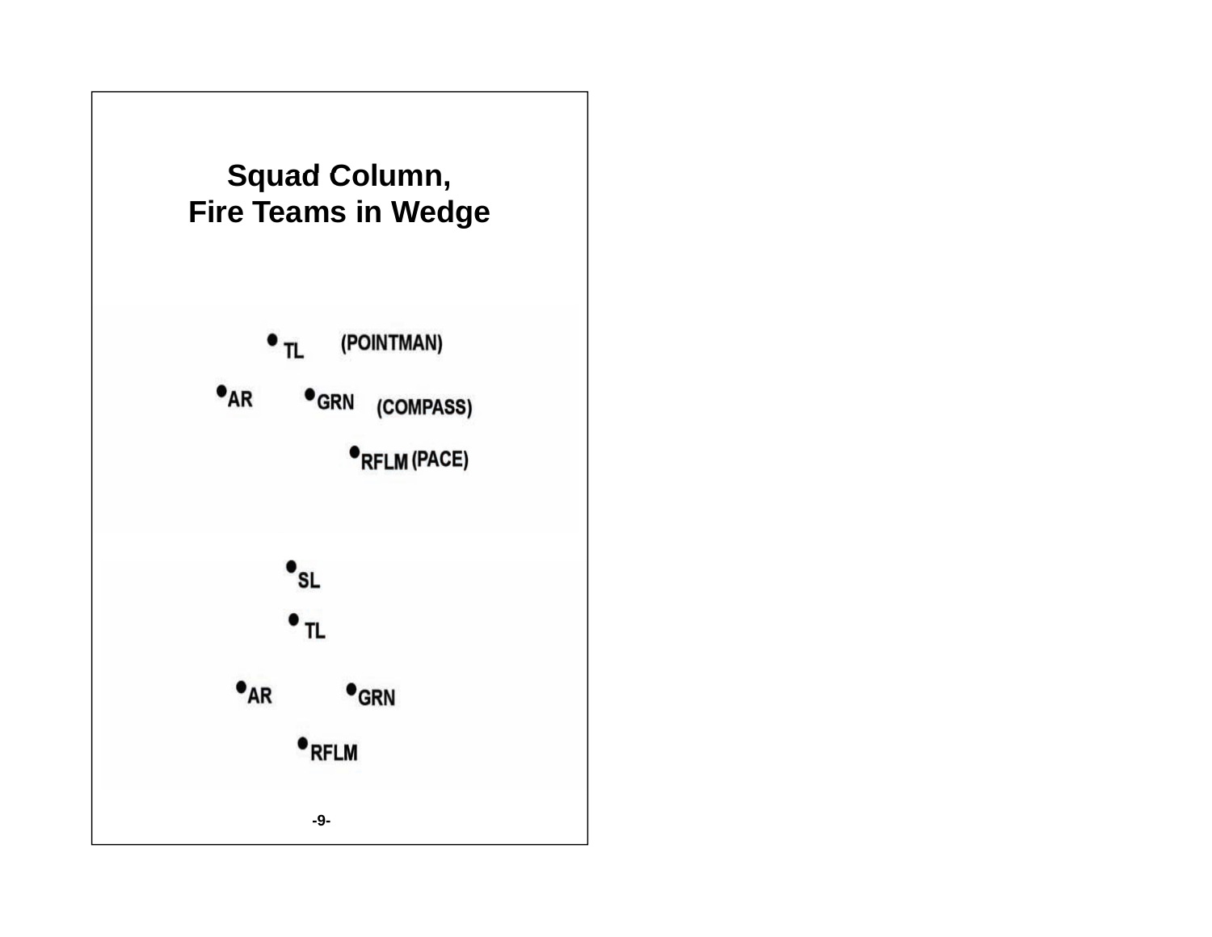# Squad Column, Fire Teams in Wedge

• TL (POINTMAN)

•AR •GRN (COMPASS)

•RFLM (PACE)

•SL

• TL

•AR •GRN

•RFLM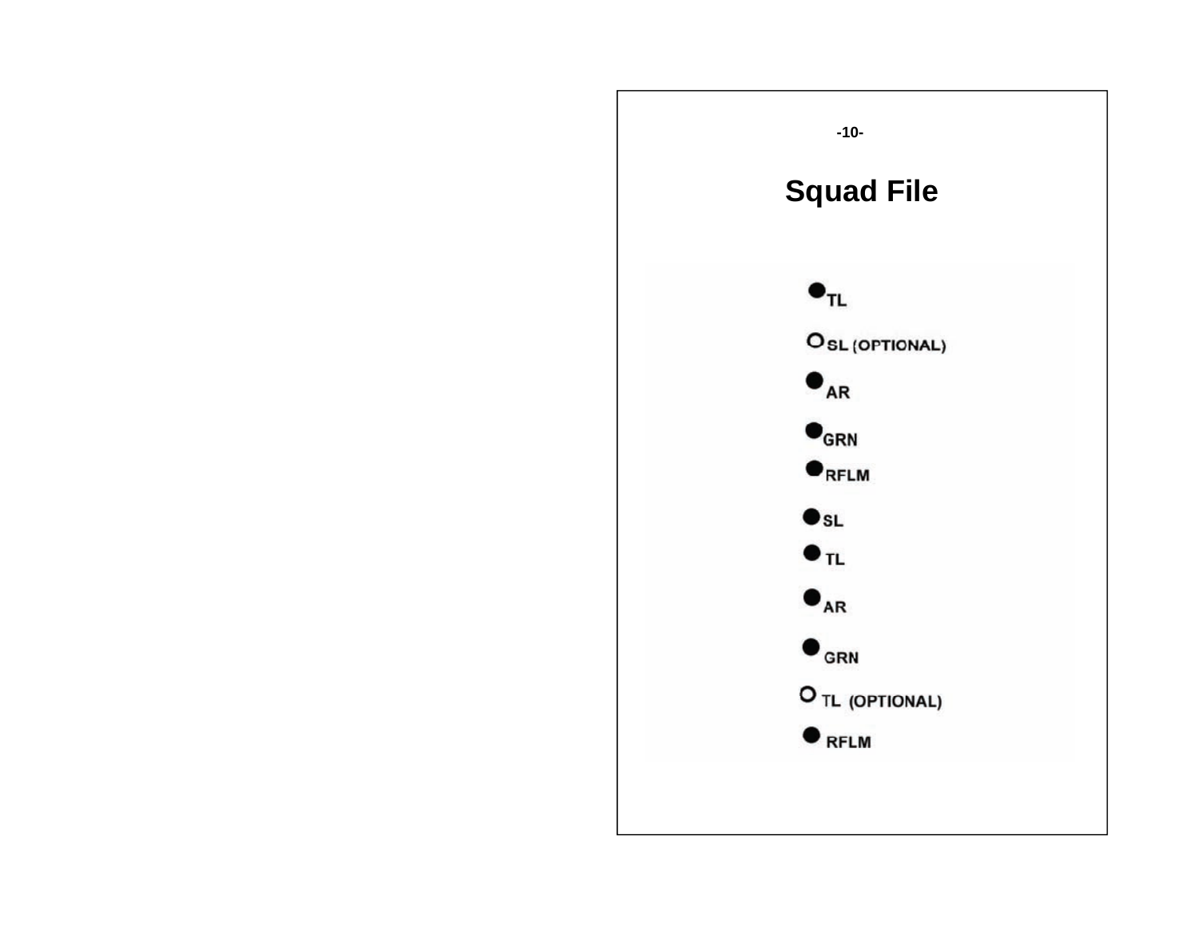# Squad File

- ● TL
- ○ SL (OPTIONAL)
- ● AR
- ● GRN
- ● RFLM
- ● SL
- ● TL
- ● AR
- ● GRN
- ○ TL (OPTIONAL)
- ● RFLM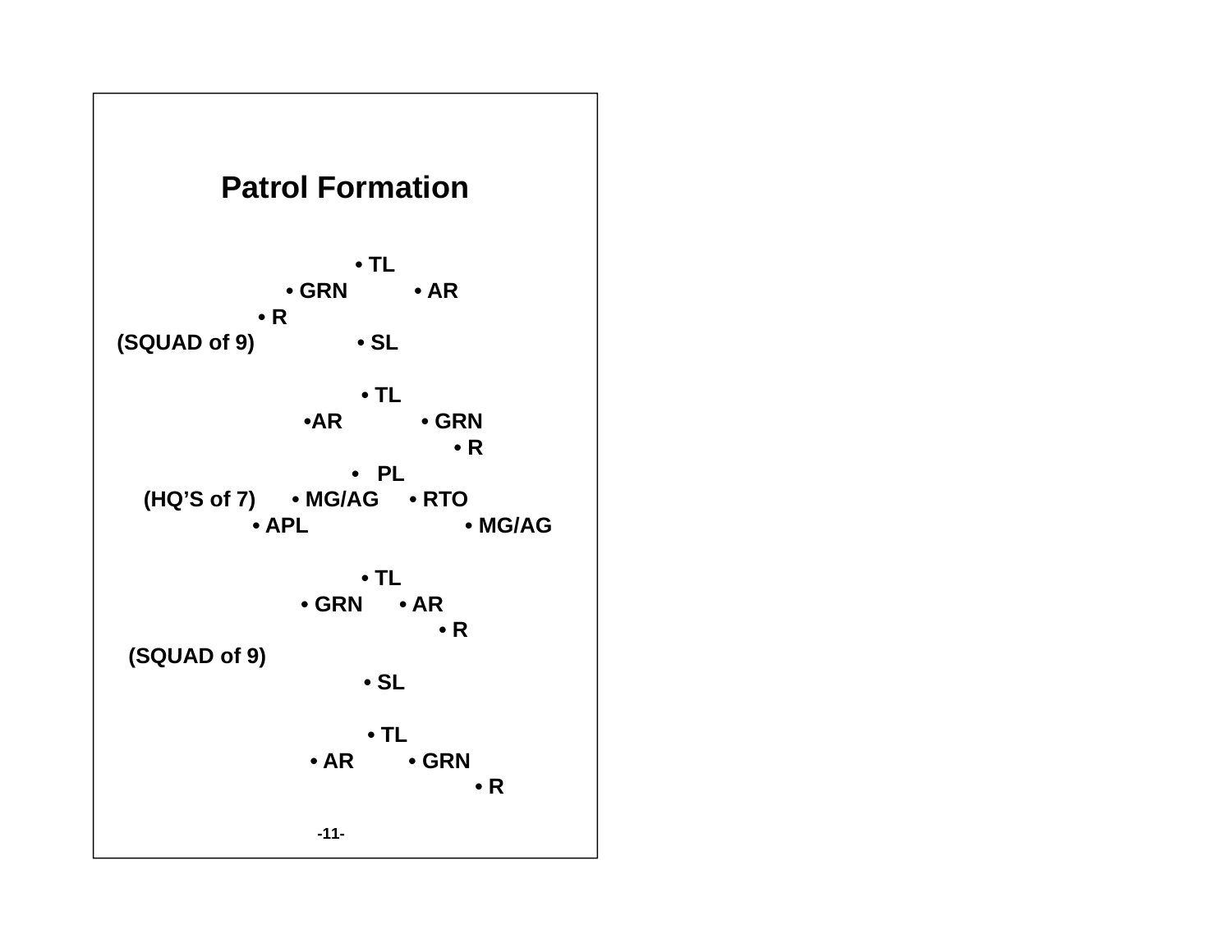## Patrol Formation

```
                         • TL
                  • GRN          • AR
              • R
(SQUAD of 9)             • SL

                          • TL
                    •AR           • GRN
                                       • R
                         •   PL
   (HQ'S of 7)     • MG/AG     • RTO
              • APL                    • MG/AG

                          • TL
                    • GRN      • AR
                                    • R
  (SQUAD of 9)
                          • SL

                           • TL
                     • AR        • GRN
                                          • R
```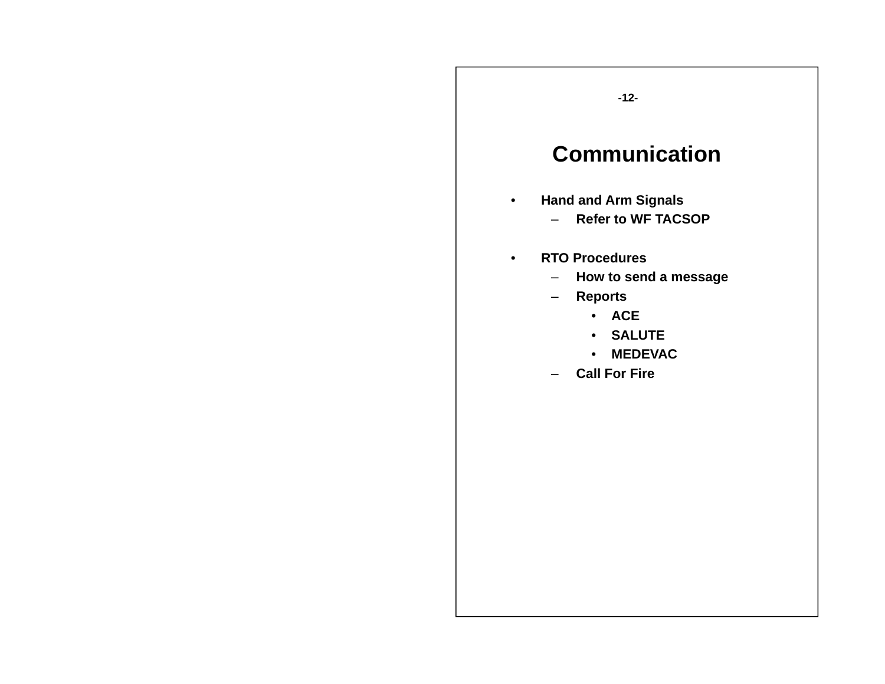# Communication

- **Hand and Arm Signals**
  - **Refer to WF TACSOP**

- **RTO Procedures**
  - **How to send a message**
  - **Reports**
    - **ACE**
    - **SALUTE**
    - **MEDEVAC**
  - **Call For Fire**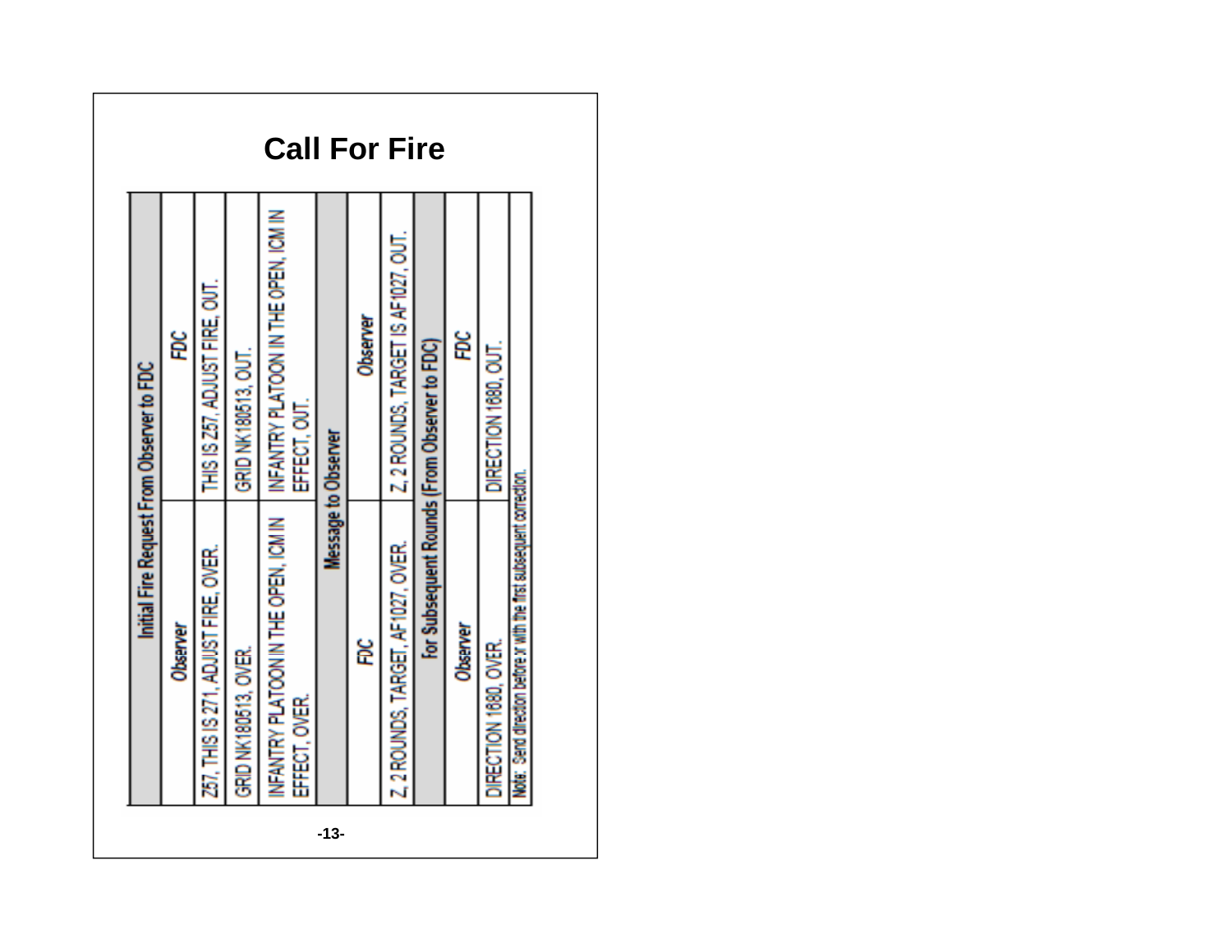# Call For Fire

| Initial Fire Request From Observer to FDC | |
|---|---|
| **Observer** | **FDC** |
| Z57, THIS IS 271, ADJUST FIRE, OVER. | THIS IS Z57, ADJUST FIRE, OUT. |
| GRID NK180513, OVER. | GRID NK180513, OUT. |
| INFANTRY PLATOON IN THE OPEN, ICM IN EFFECT, OVER. | INFANTRY PLATOON IN THE OPEN, ICM IN EFFECT, OUT. |
| **Message to Observer** | |
| **FDC** | **Observer** |
| Z, 2 ROUNDS, TARGET, AF1027, OVER. | Z, 2 ROUNDS, TARGET IS AF1027, OUT. |
| **for Subsequent Rounds (From Observer to FDC)** | |
| **Observer** | **FDC** |
| DIRECTION 1680, OVER. | DIRECTION 1680, OUT. |
| Note: Send direction before or with the first subsequent correction. | |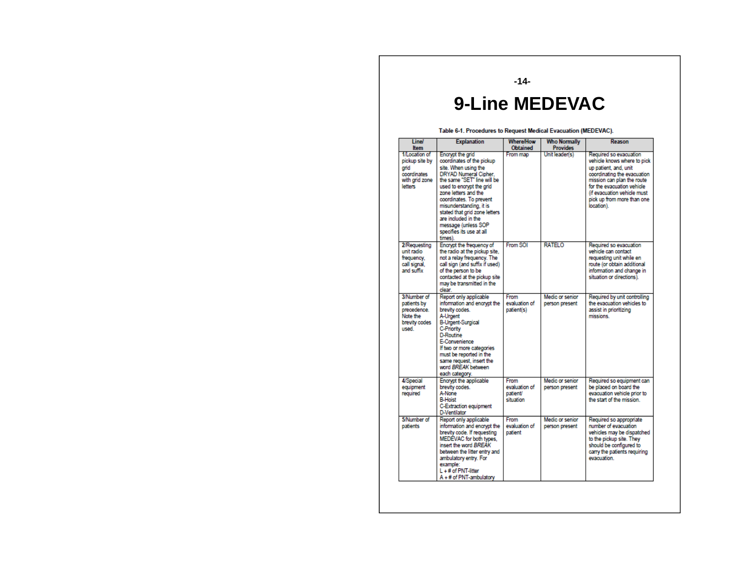# 9-Line MEDEVAC

**Table 6-1. Procedures to Request Medical Evacuation (MEDEVAC).**

| Line/ Item | Explanation | Where/How Obtained | Who Normally Provides | Reason |
|---|---|---|---|---|
| 1/Location of pickup site by grid coordinates with grid zone letters | Encrypt the grid coordinates of the pickup site. When using the DRYAD Numeral Cipher, the same "SET" line will be used to encrypt the grid zone letters and the coordinates. To prevent misunderstanding, it is stated that grid zone letters are included in the message (unless SOP specifies its use at all times). | From map | Unit leader(s) | Required so evacuation vehicle knows where to pick up patient, and, unit coordinating the evacuation mission can plan the route for the evacuation vehicle (if evacuation vehicle must pick up from more than one location). |
| 2/Requesting unit radio frequency, call signal, and suffix | Encrypt the frequency of the radio at the pickup site, not a relay frequency. The call sign (and suffix if used) of the person to be contacted at the pickup site may be transmitted in the clear. | From SOI | RATELO | Required so evacuation vehicle can contact requesting unit while en route (or obtain additional information and change in situation or directions). |
| 3/Number of patients by precedence. Note the brevity codes used. | Report only applicable information and encrypt the brevity codes.<br>A-Urgent<br>B-Urgent-Surgical<br>C-Priority<br>D-Routine<br>E-Convenience<br>If two or more categories must be reported in the same request, insert the word *BREAK* between each category. | From evaluation of patient(s) | Medic or senior person present | Required by unit controlling the evacuation vehicles to assist in prioritizing missions. |
| 4/Special equipment required | Encrypt the applicable brevity codes.<br>A-None<br>B-Hoist<br>C-Extraction equipment<br>D-Ventilator | From evaluation of patient/ situation | Medic or senior person present | Required so equipment can be placed on board the evacuation vehicle prior to the start of the mission. |
| 5/Number of patients | Report only applicable information and encrypt the brevity code. If requesting MEDEVAC for both types, insert the word *BREAK* between the litter entry and ambulatory entry. For example:<br>L + # of PNT-litter<br>A + # of PNT-ambulatory | From evaluation of patient | Medic or senior person present | Required so appropriate number of evacuation vehicles may be dispatched to the pickup site. They should be configured to carry the patients requiring evacuation. |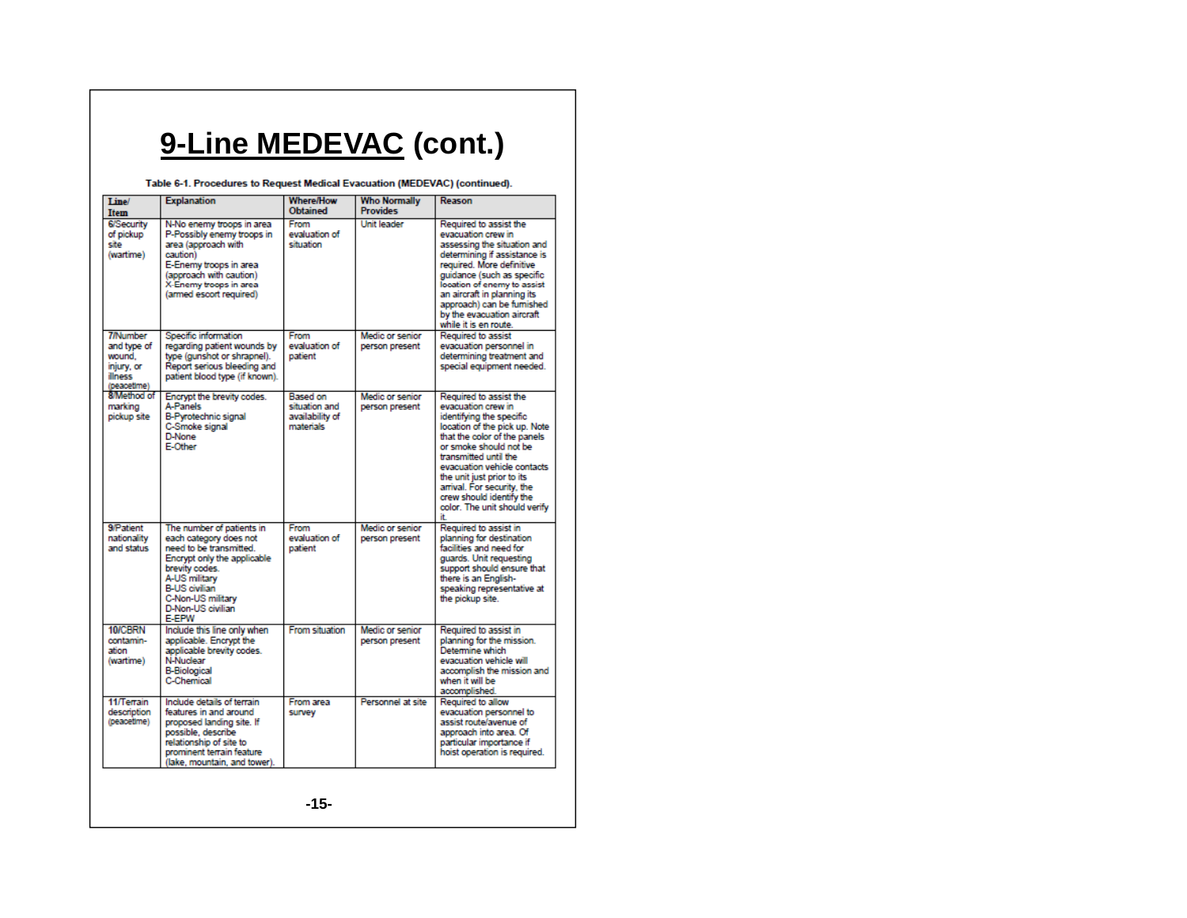# 9-Line MEDEVAC (cont.)

Table 6-1. Procedures to Request Medical Evacuation (MEDEVAC) (continued).

| Line/ Item | Explanation | Where/How Obtained | Who Normally Provides | Reason |
|---|---|---|---|---|
| 6/Security of pickup site (wartime) | N-No enemy troops in area<br>P-Possibly enemy troops in area (approach with caution)<br>E-Enemy troops in area (approach with caution)<br>X-Enemy troops in area (armed escort required) | From evaluation of situation | Unit leader | Required to assist the evacuation crew in assessing the situation and determining if assistance is required. More definitive guidance (such as specific location of enemy to assist an aircraft in planning its approach) can be furnished by the evacuation aircraft while it is en route. |
| 7/Number and type of wound, injury, or illness (peacetime) | Specific information regarding patient wounds by type (gunshot or shrapnel). Report serious bleeding and patient blood type (if known). | From evaluation of patient | Medic or senior person present | Required to assist evacuation personnel in determining treatment and special equipment needed. |
| 8/Method of marking pickup site | Encrypt the brevity codes.<br>A-Panels<br>B-Pyrotechnic signal<br>C-Smoke signal<br>D-None<br>E-Other | Based on situation and availability of materials | Medic or senior person present | Required to assist the evacuation crew in identifying the specific location of the pick up. Note that the color of the panels or smoke should not be transmitted until the evacuation vehicle contacts the unit just prior to its arrival. For security, the crew should identify the color. The unit should verify it. |
| 9/Patient nationality and status | The number of patients in each category does not need to be transmitted. Encrypt only the applicable brevity codes.<br>A-US military<br>B-US civilian<br>C-Non-US military<br>D-Non-US civilian<br>E-EPW | From evaluation of patient | Medic or senior person present | Required to assist in planning for destination facilities and need for guards. Unit requesting support should ensure that there is an English-speaking representative at the pickup site. |
| 10/CBRN contamination (wartime) | Include this line only when applicable. Encrypt the applicable brevity codes.<br>N-Nuclear<br>B-Biological<br>C-Chemical | From situation | Medic or senior person present | Required to assist in planning for the mission. Determine which evacuation vehicle will accomplish the mission and when it will be accomplished. |
| 11/Terrain description (peacetime) | Include details of terrain features in and around proposed landing site. If possible, describe relationship of site to prominent terrain feature (lake, mountain, and tower). | From area survey | Personnel at site | Required to allow evacuation personnel to assist route/avenue of approach into area. Of particular importance if hoist operation is required. |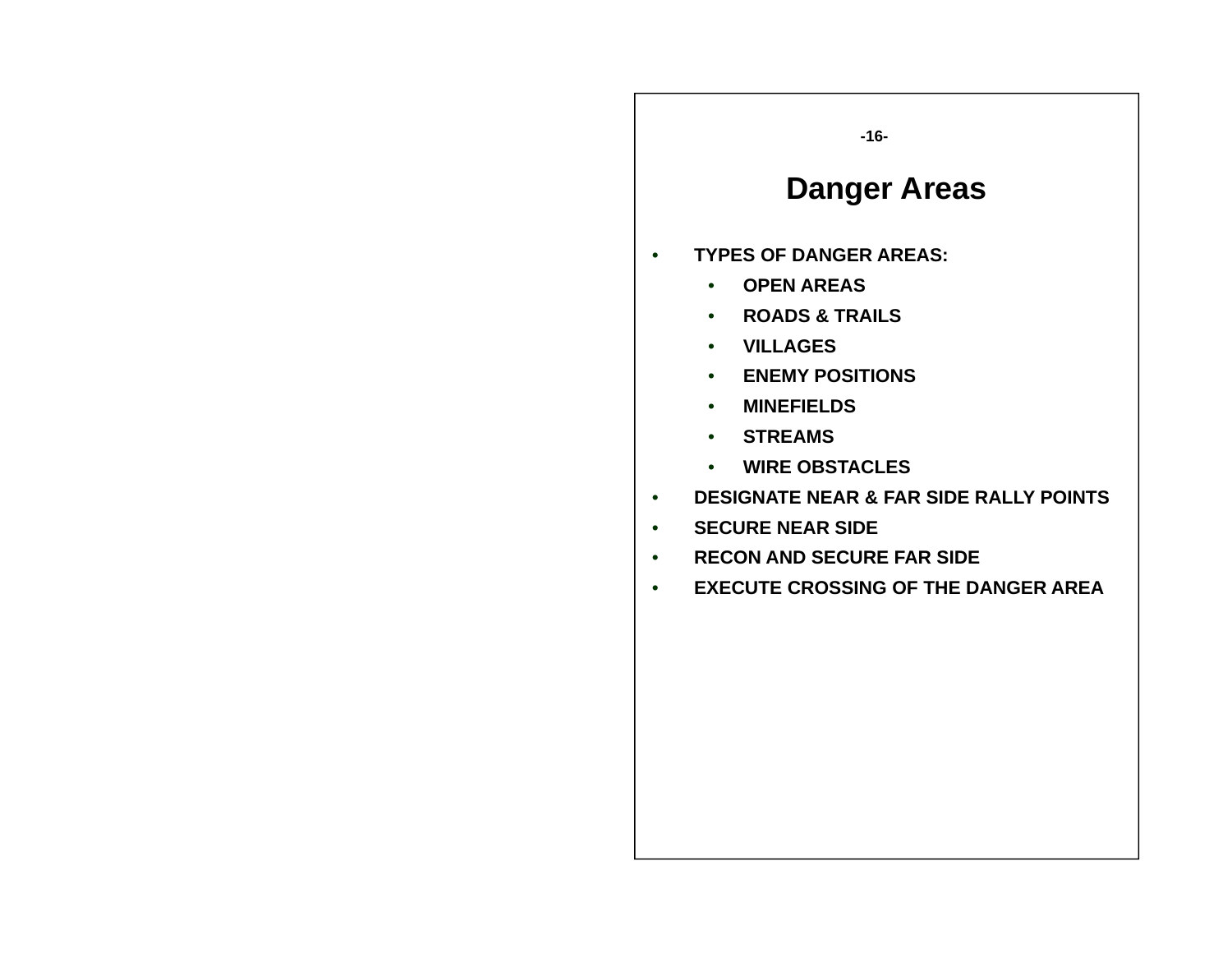# Danger Areas

- **TYPES OF DANGER AREAS:**
  - **OPEN AREAS**
  - **ROADS & TRAILS**
  - **VILLAGES**
  - **ENEMY POSITIONS**
  - **MINEFIELDS**
  - **STREAMS**
  - **WIRE OBSTACLES**
- **DESIGNATE NEAR & FAR SIDE RALLY POINTS**
- **SECURE NEAR SIDE**
- **RECON AND SECURE FAR SIDE**
- **EXECUTE CROSSING OF THE DANGER AREA**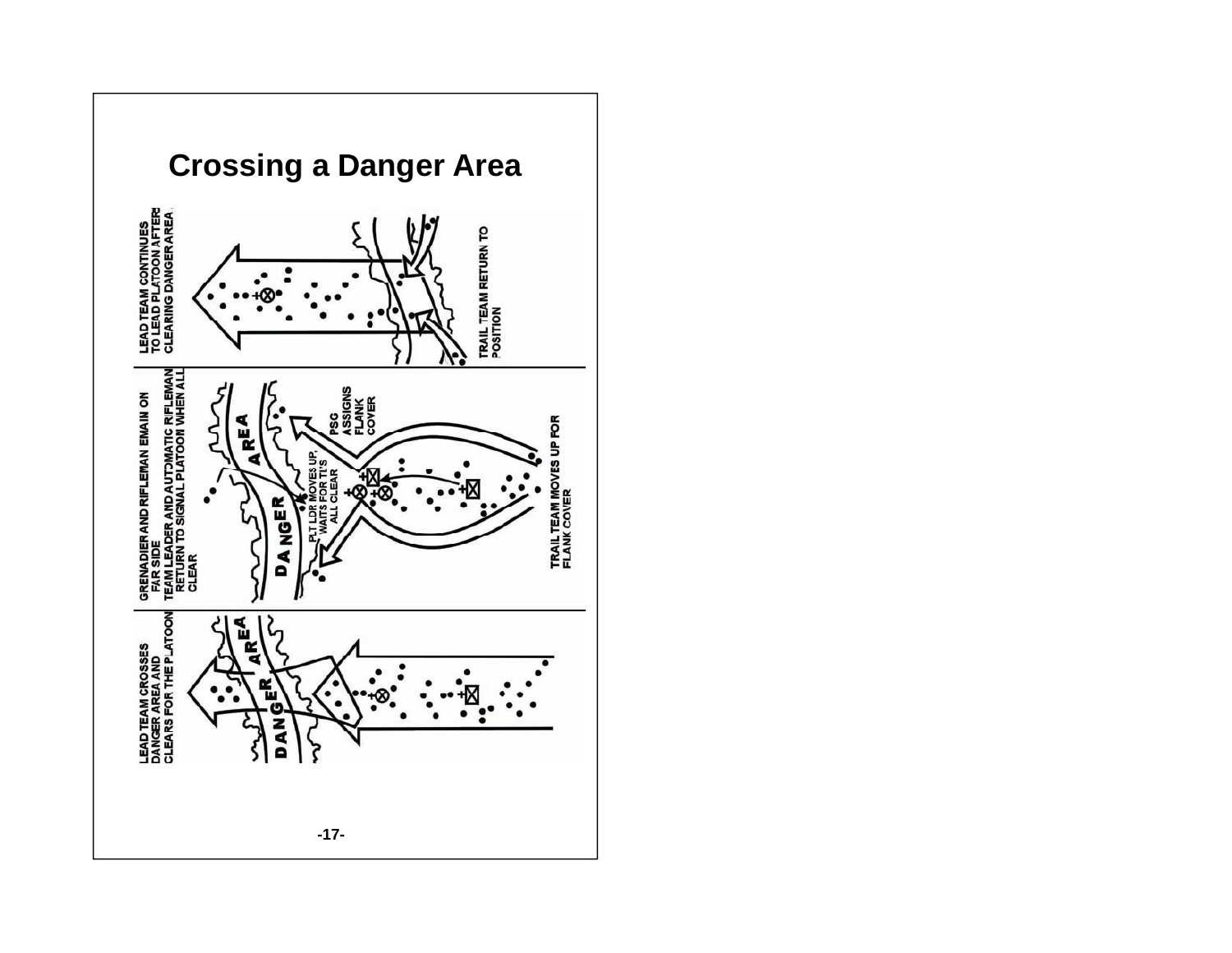# Crossing a Danger Area

LEAD TEAM CONTINUES TO LEAD PLATOON AFTER CLEARING DANGER AREA

TRAIL TEAM RETURN TO POSITION

GRENADIER AND RIFLEMAN REMAIN ON FAR SIDE

TEAM LEADER AND AUTOMATIC RIFLEMAN RETURN TO SIGNAL PLATOON WHEN ALL CLEAR

PSG ASSIGNS FLANK COVER

PLT LDR MOVES UP, WAITS FOR TL'S ALL CLEAR

TRAIL TEAM MOVES UP FOR FLANK COVER

DANGER AREA

LEAD TEAM CROSSES DANGER AREA AND CLEARS FOR THE PLATOON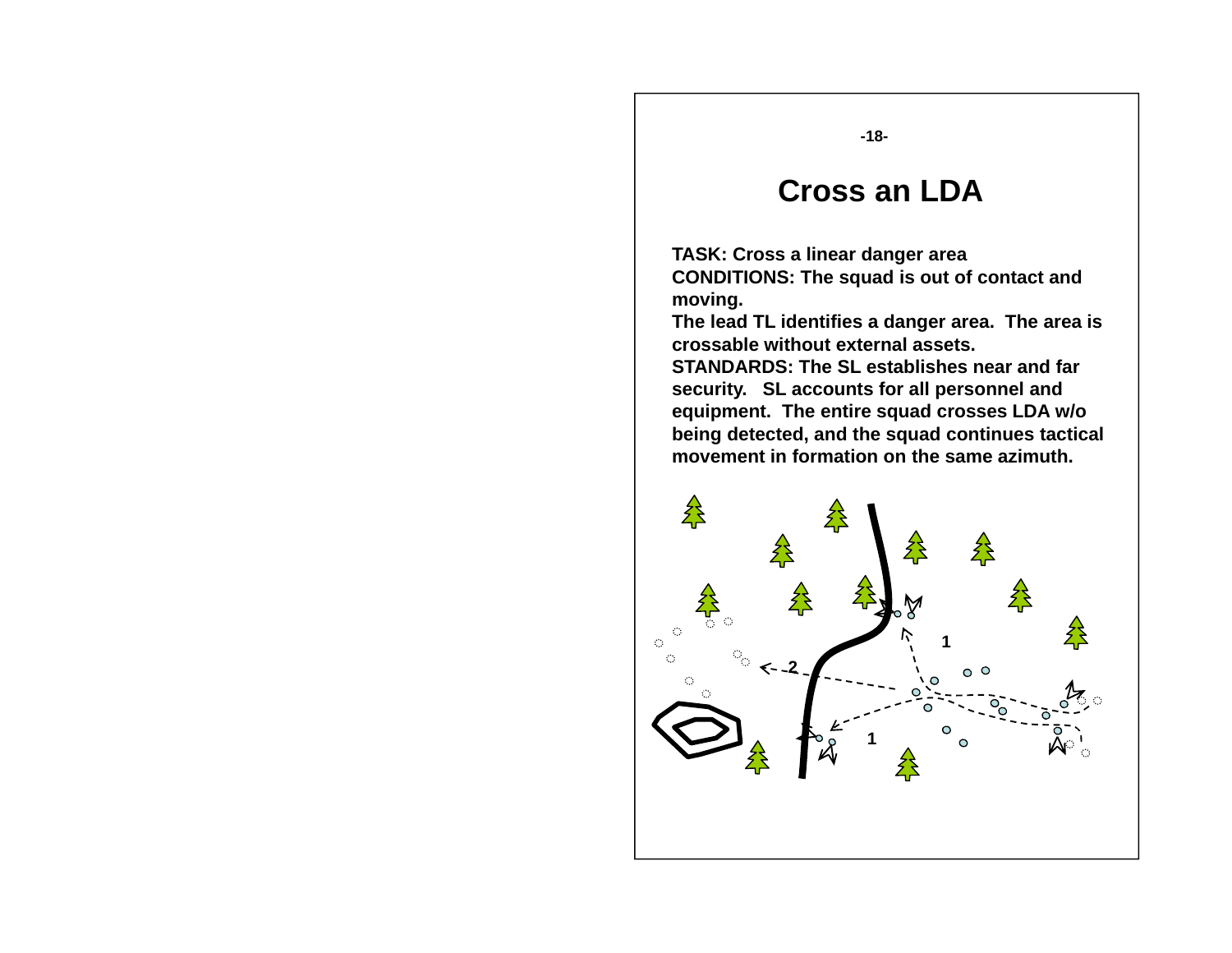# Cross an LDA

**TASK: Cross a linear danger area**
**CONDITIONS: The squad is out of contact and moving.**
**The lead TL identifies a danger area. The area is crossable without external assets.**
**STANDARDS: The SL establishes near and far security. SL accounts for all personnel and equipment. The entire squad crosses LDA w/o being detected, and the squad continues tactical movement in formation on the same azimuth.**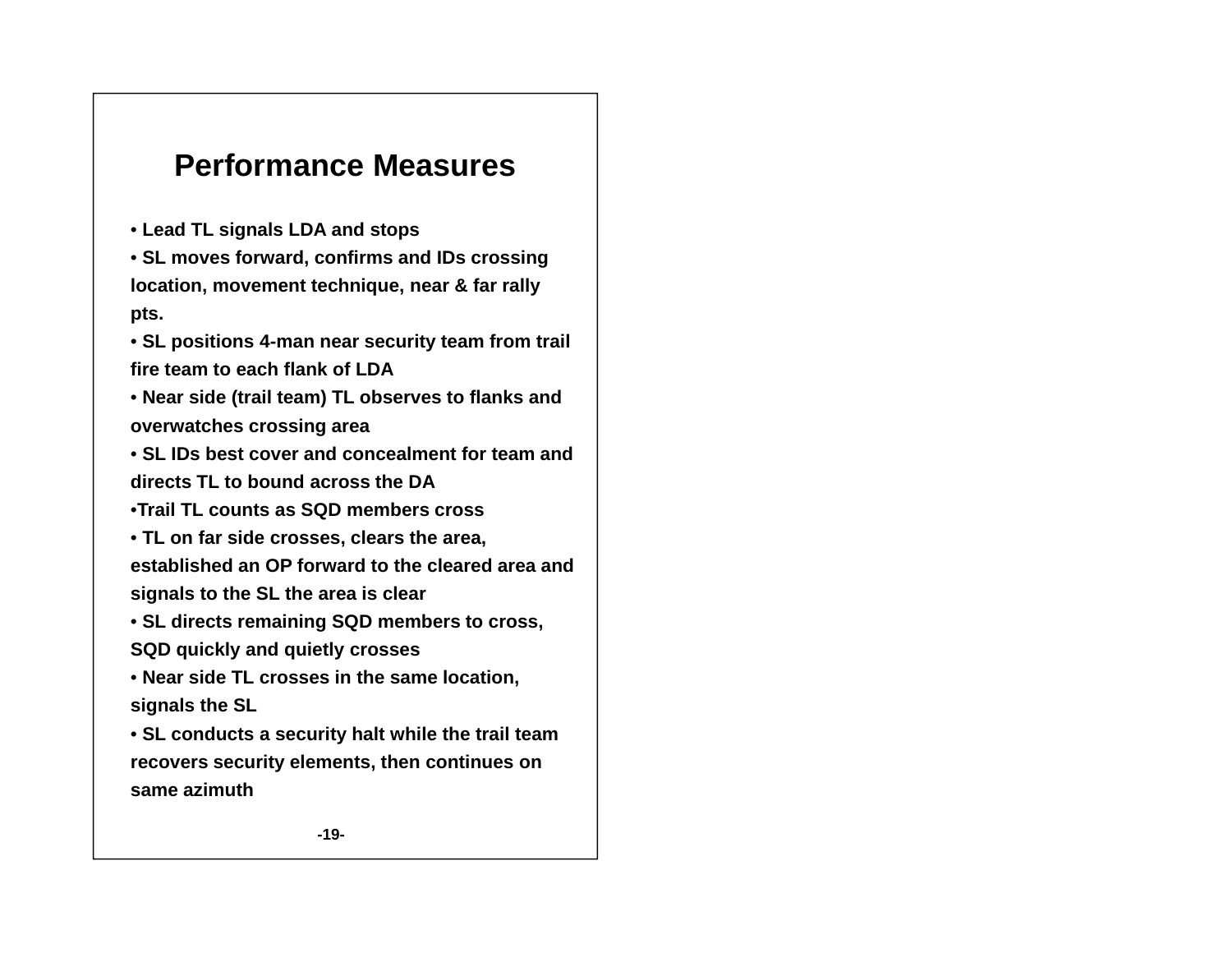## Performance Measures

- **Lead TL signals LDA and stops**
- **SL moves forward, confirms and IDs crossing location, movement technique, near & far rally pts.**
- **SL positions 4-man near security team from trail fire team to each flank of LDA**
- **Near side (trail team) TL observes to flanks and overwatches crossing area**
- **SL IDs best cover and concealment for team and directs TL to bound across the DA**
- **Trail TL counts as SQD members cross**
- **TL on far side crosses, clears the area, established an OP forward to the cleared area and signals to the SL the area is clear**
- **SL directs remaining SQD members to cross, SQD quickly and quietly crosses**
- **Near side TL crosses in the same location, signals the SL**
- **SL conducts a security halt while the trail team recovers security elements, then continues on same azimuth**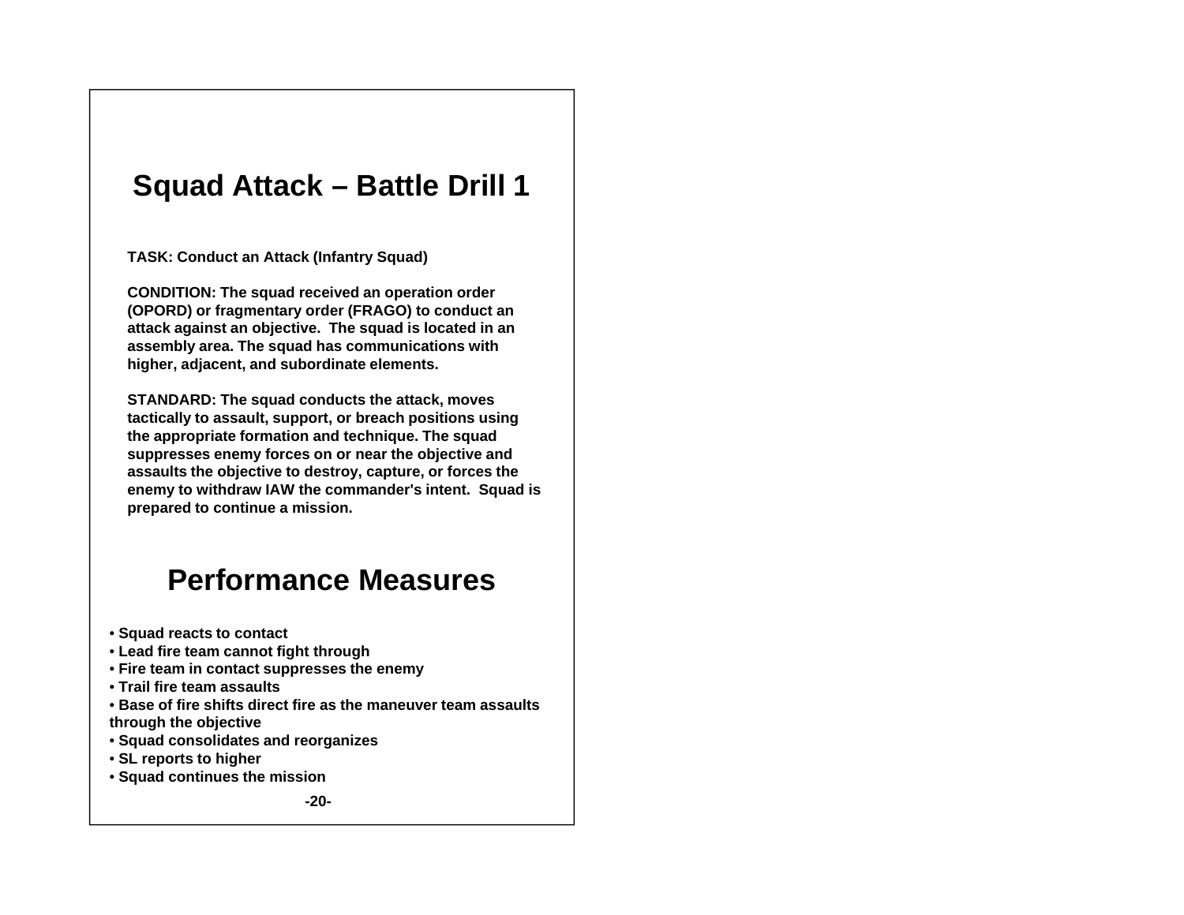# Squad Attack – Battle Drill 1

**TASK: Conduct an Attack (Infantry Squad)**

**CONDITION: The squad received an operation order (OPORD) or fragmentary order (FRAGO) to conduct an attack against an objective. The squad is located in an assembly area. The squad has communications with higher, adjacent, and subordinate elements.**

**STANDARD: The squad conducts the attack, moves tactically to assault, support, or breach positions using the appropriate formation and technique. The squad suppresses enemy forces on or near the objective and assaults the objective to destroy, capture, or forces the enemy to withdraw IAW the commander's intent. Squad is prepared to continue a mission.**

## Performance Measures

- **Squad reacts to contact**
- **Lead fire team cannot fight through**
- **Fire team in contact suppresses the enemy**
- **Trail fire team assaults**
- **Base of fire shifts direct fire as the maneuver team assaults through the objective**
- **Squad consolidates and reorganizes**
- **SL reports to higher**
- **Squad continues the mission**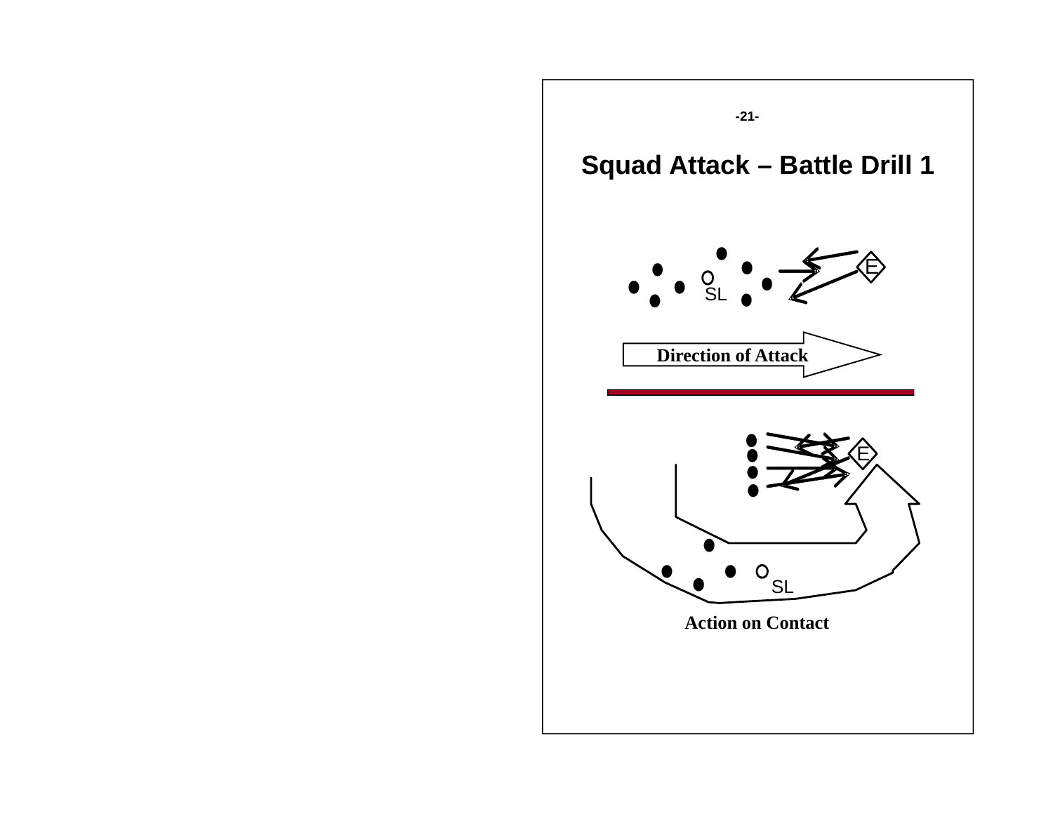# Squad Attack – Battle Drill 1

E

SL

Direction of Attack

E

SL

Action on Contact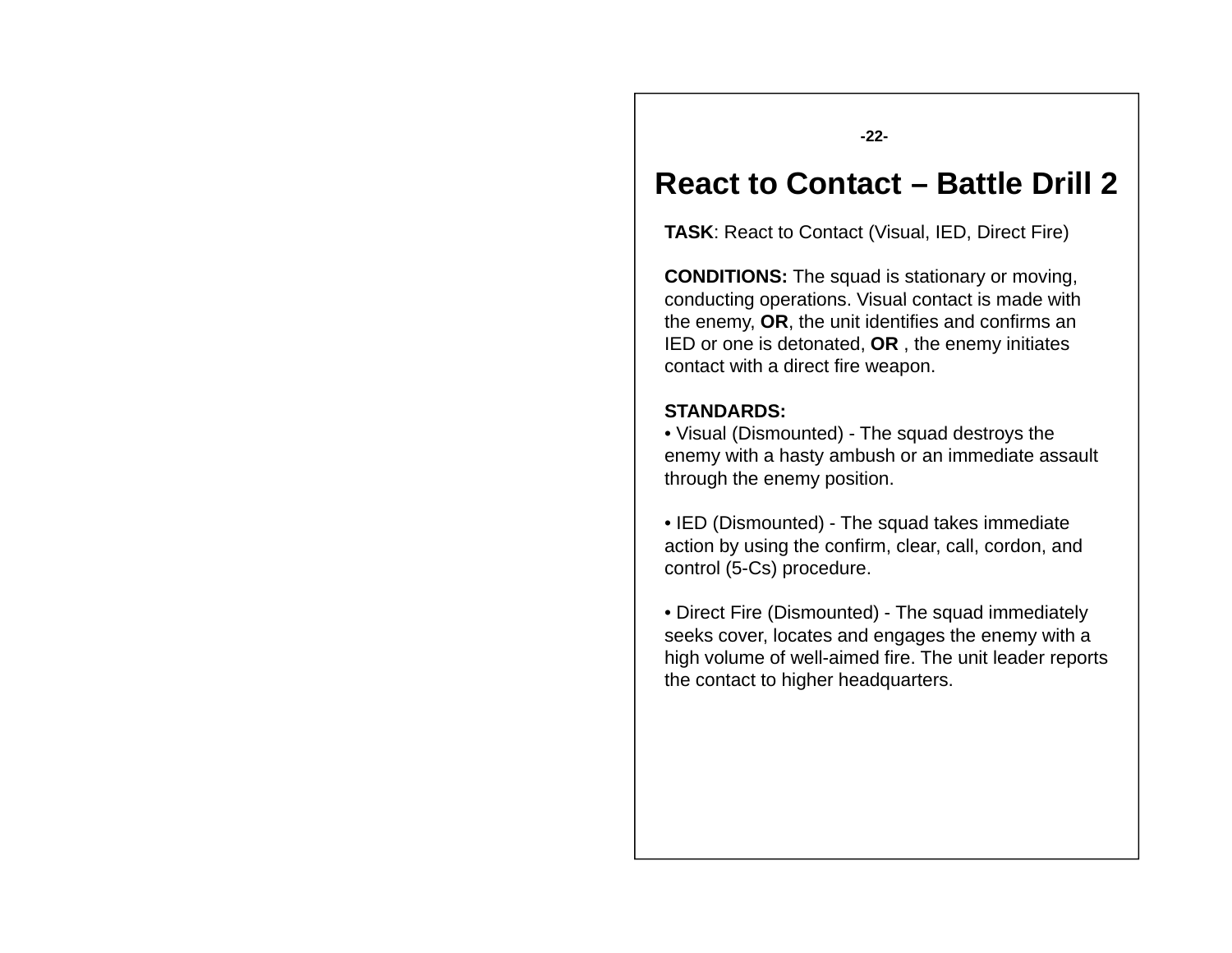# React to Contact – Battle Drill 2

**TASK**: React to Contact (Visual, IED, Direct Fire)

**CONDITIONS:** The squad is stationary or moving, conducting operations. Visual contact is made with the enemy, **OR**, the unit identifies and confirms an IED or one is detonated, **OR** , the enemy initiates contact with a direct fire weapon.

**STANDARDS:**

• Visual (Dismounted) - The squad destroys the enemy with a hasty ambush or an immediate assault through the enemy position.

• IED (Dismounted) - The squad takes immediate action by using the confirm, clear, call, cordon, and control (5-Cs) procedure.

• Direct Fire (Dismounted) - The squad immediately seeks cover, locates and engages the enemy with a high volume of well-aimed fire. The unit leader reports the contact to higher headquarters.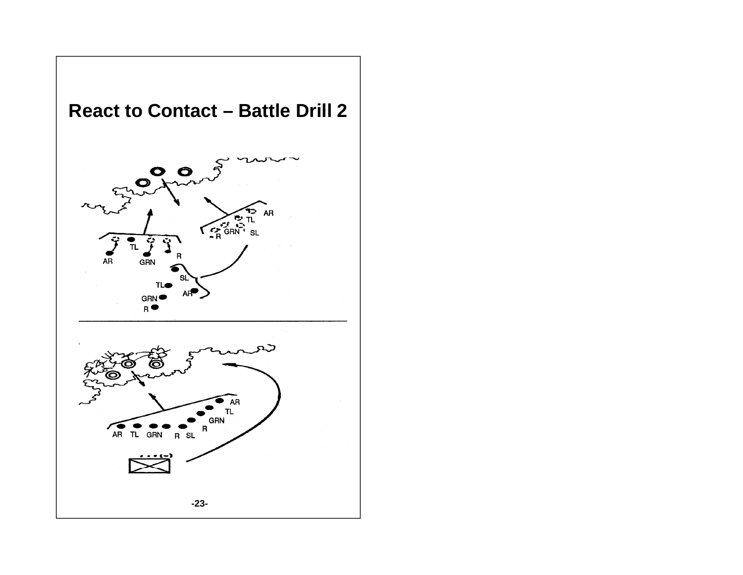# React to Contact – Battle Drill 2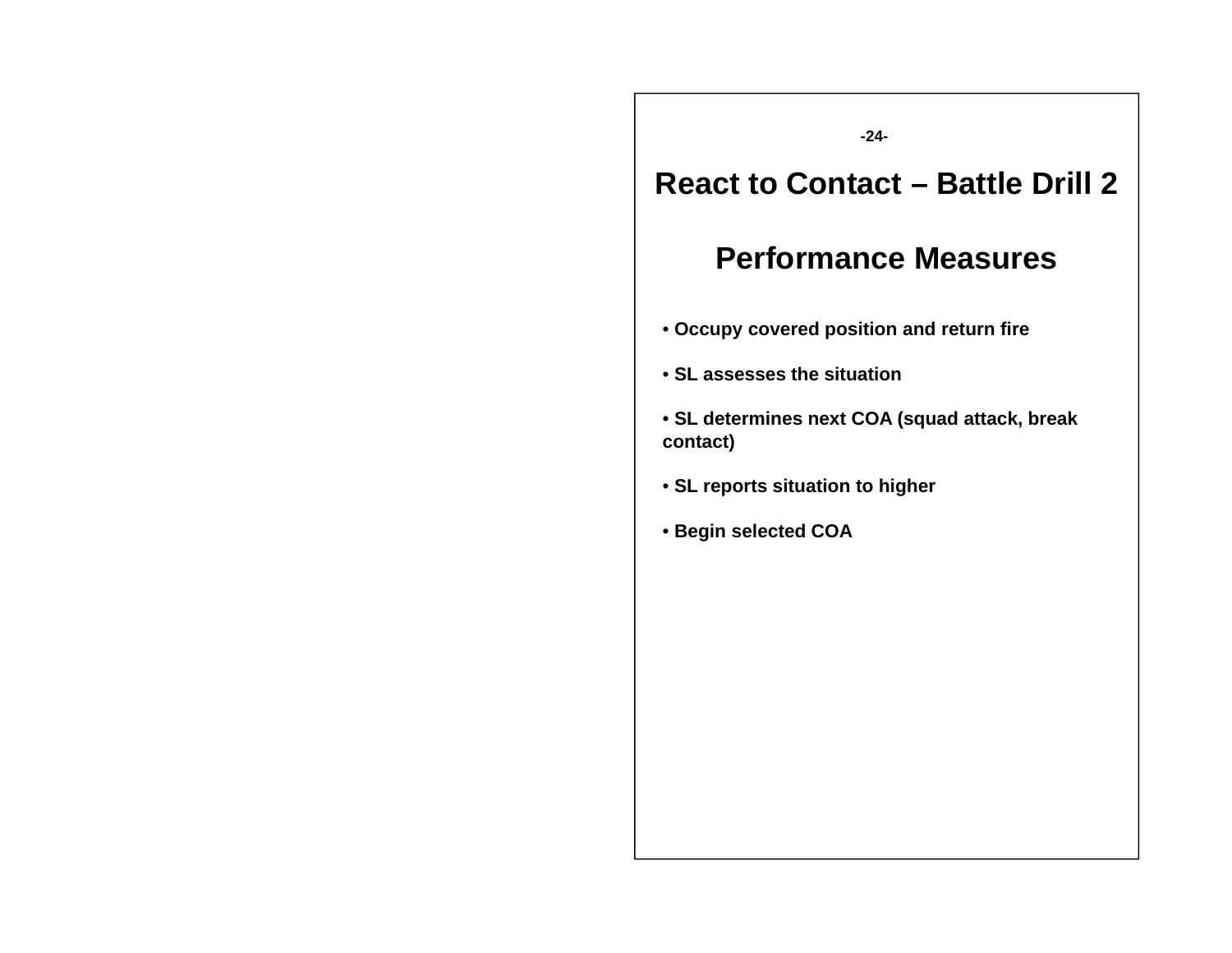# React to Contact – Battle Drill 2

## Performance Measures

- **Occupy covered position and return fire**
- **SL assesses the situation**
- **SL determines next COA (squad attack, break contact)**
- **SL reports situation to higher**
- **Begin selected COA**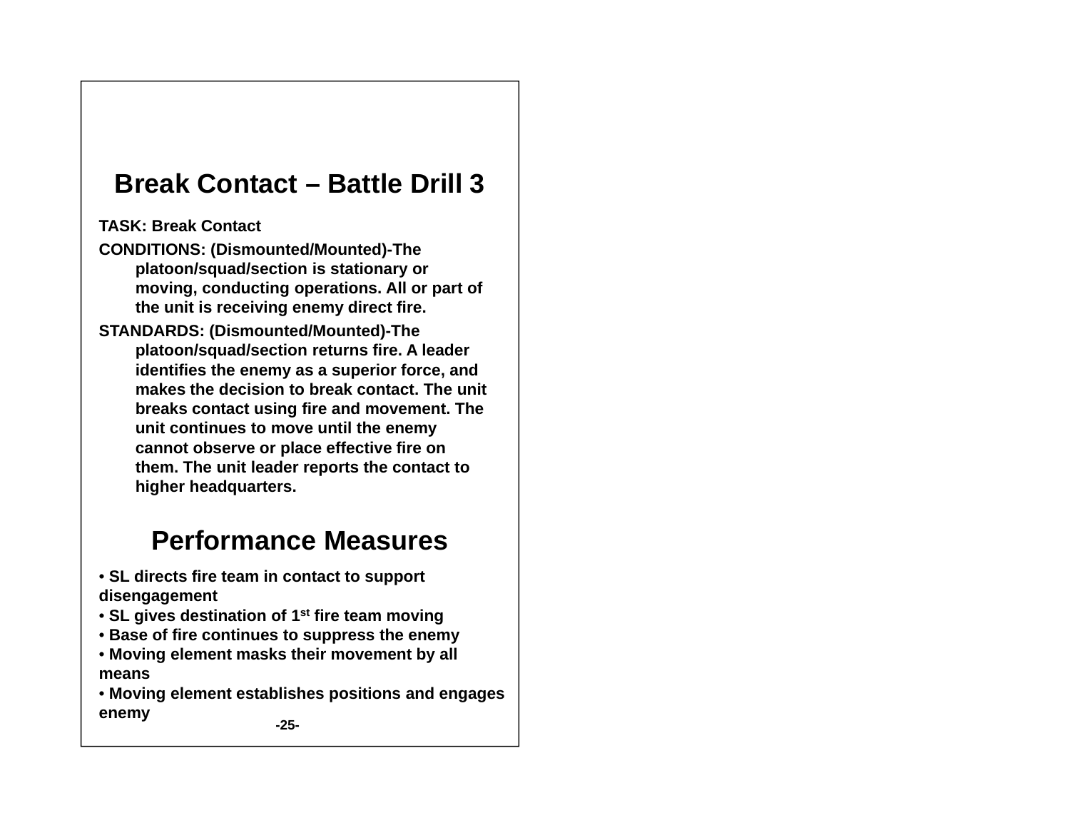# Break Contact – Battle Drill 3

**TASK: Break Contact**

**CONDITIONS: (Dismounted/Mounted)-The platoon/squad/section is stationary or moving, conducting operations. All or part of the unit is receiving enemy direct fire.**

**STANDARDS: (Dismounted/Mounted)-The platoon/squad/section returns fire. A leader identifies the enemy as a superior force, and makes the decision to break contact. The unit breaks contact using fire and movement. The unit continues to move until the enemy cannot observe or place effective fire on them. The unit leader reports the contact to higher headquarters.**

## Performance Measures

- **SL directs fire team in contact to support disengagement**
- **SL gives destination of 1st fire team moving**
- **Base of fire continues to suppress the enemy**
- **Moving element masks their movement by all means**
- **Moving element establishes positions and engages enemy**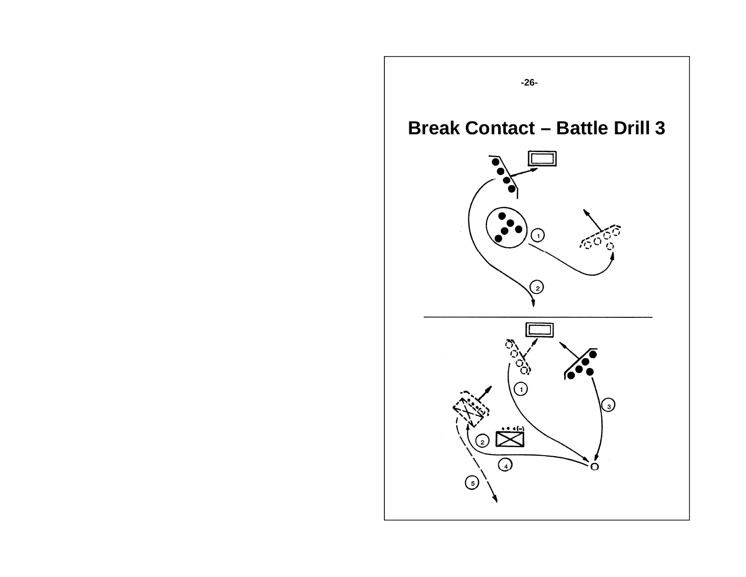# Break Contact – Battle Drill 3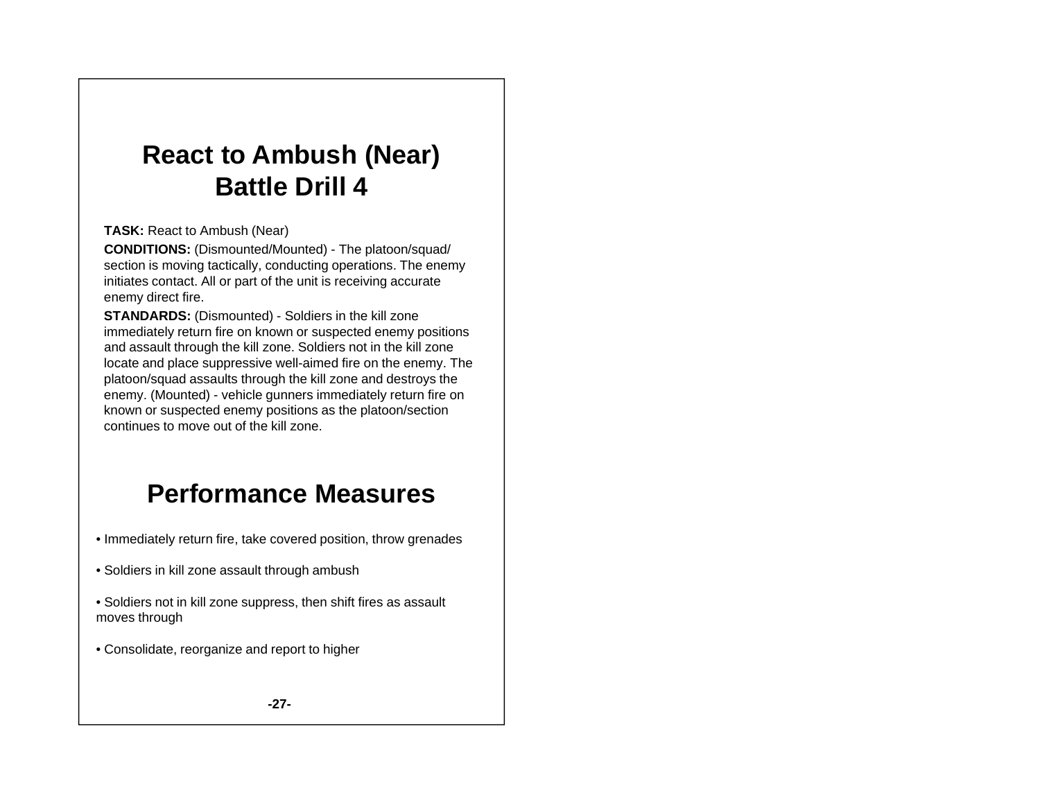# React to Ambush (Near)
# Battle Drill 4

**TASK:** React to Ambush (Near)

**CONDITIONS:** (Dismounted/Mounted) - The platoon/squad/section is moving tactically, conducting operations. The enemy initiates contact. All or part of the unit is receiving accurate enemy direct fire.

**STANDARDS:** (Dismounted) - Soldiers in the kill zone immediately return fire on known or suspected enemy positions and assault through the kill zone. Soldiers not in the kill zone locate and place suppressive well-aimed fire on the enemy. The platoon/squad assaults through the kill zone and destroys the enemy. (Mounted) - vehicle gunners immediately return fire on known or suspected enemy positions as the platoon/section continues to move out of the kill zone.

## Performance Measures

- Immediately return fire, take covered position, throw grenades
- Soldiers in kill zone assault through ambush
- Soldiers not in kill zone suppress, then shift fires as assault moves through
- Consolidate, reorganize and report to higher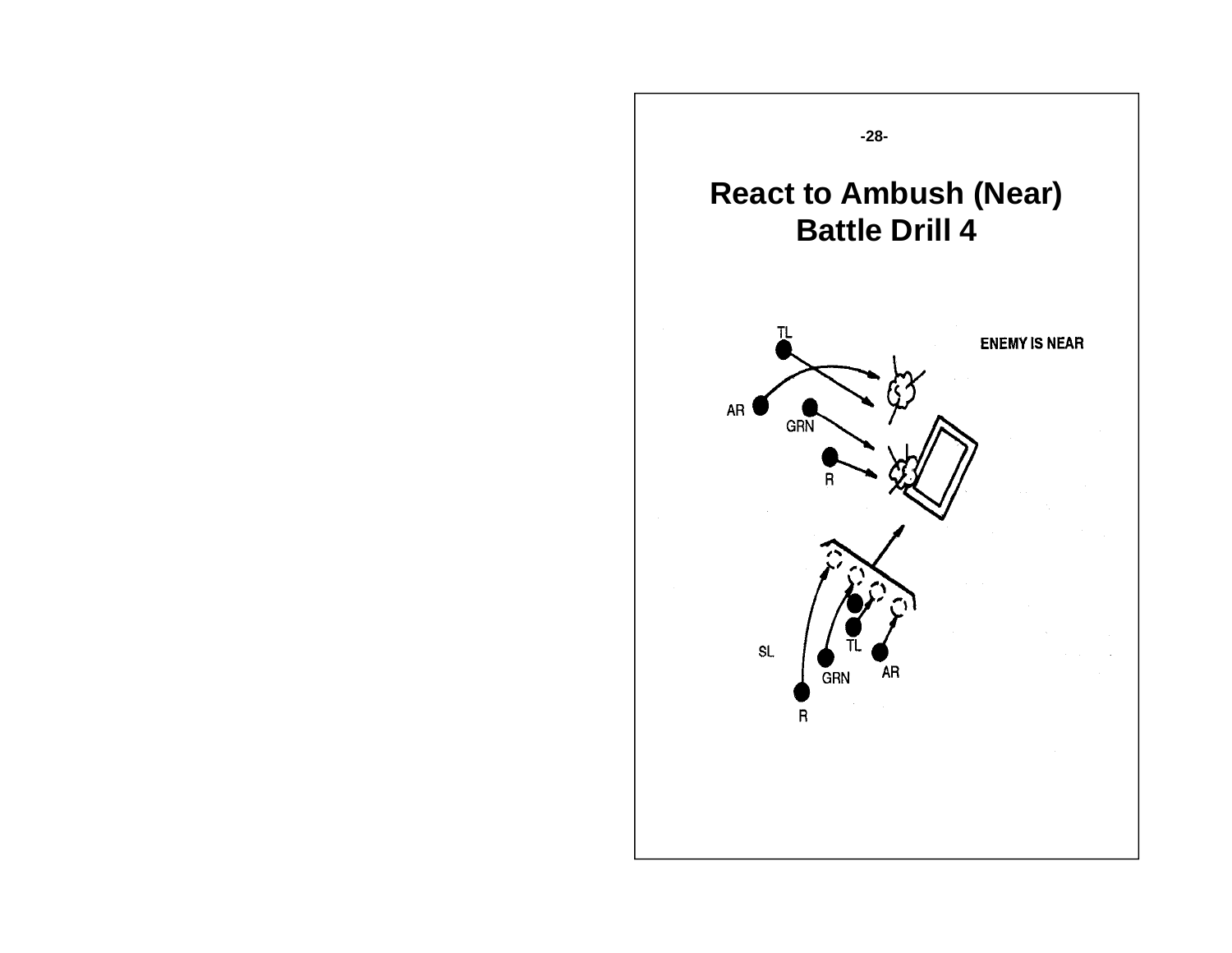# React to Ambush (Near)
## Battle Drill 4

TL

ENEMY IS NEAR

AR

GRN

R

SL

TL

GRN

AR

R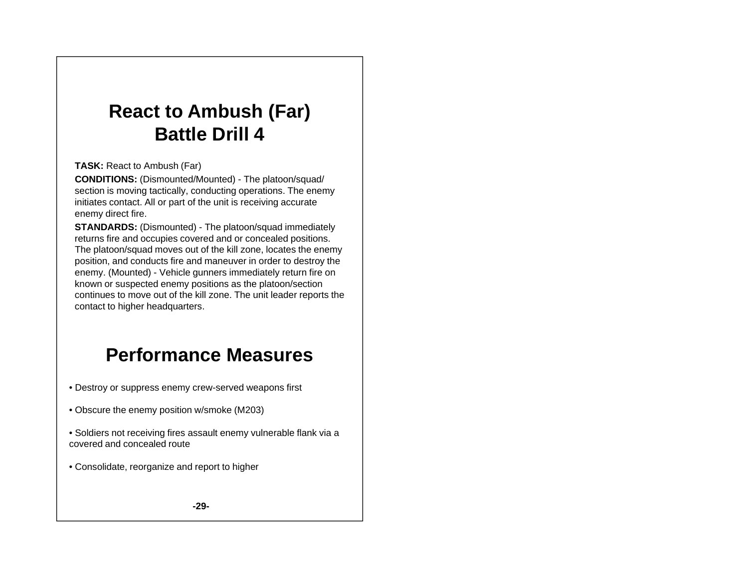# React to Ambush (Far)
# Battle Drill 4

**TASK:** React to Ambush (Far)

**CONDITIONS:** (Dismounted/Mounted) - The platoon/squad/ section is moving tactically, conducting operations. The enemy initiates contact. All or part of the unit is receiving accurate enemy direct fire.

**STANDARDS:** (Dismounted) - The platoon/squad immediately returns fire and occupies covered and or concealed positions. The platoon/squad moves out of the kill zone, locates the enemy position, and conducts fire and maneuver in order to destroy the enemy. (Mounted) - Vehicle gunners immediately return fire on known or suspected enemy positions as the platoon/section continues to move out of the kill zone. The unit leader reports the contact to higher headquarters.

## Performance Measures

- Destroy or suppress enemy crew-served weapons first
- Obscure the enemy position w/smoke (M203)
- Soldiers not receiving fires assault enemy vulnerable flank via a covered and concealed route
- Consolidate, reorganize and report to higher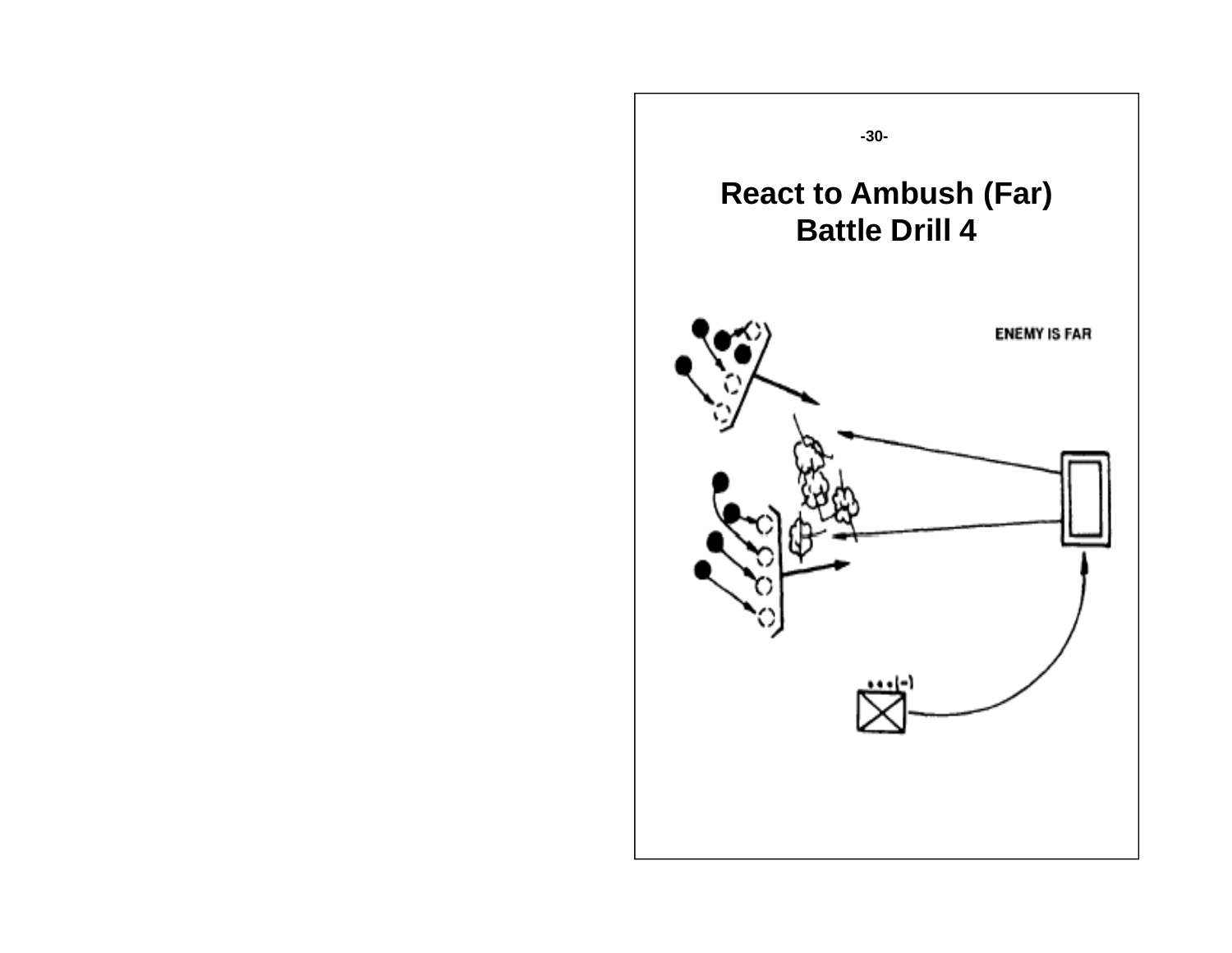# React to Ambush (Far)
# Battle Drill 4

ENEMY IS FAR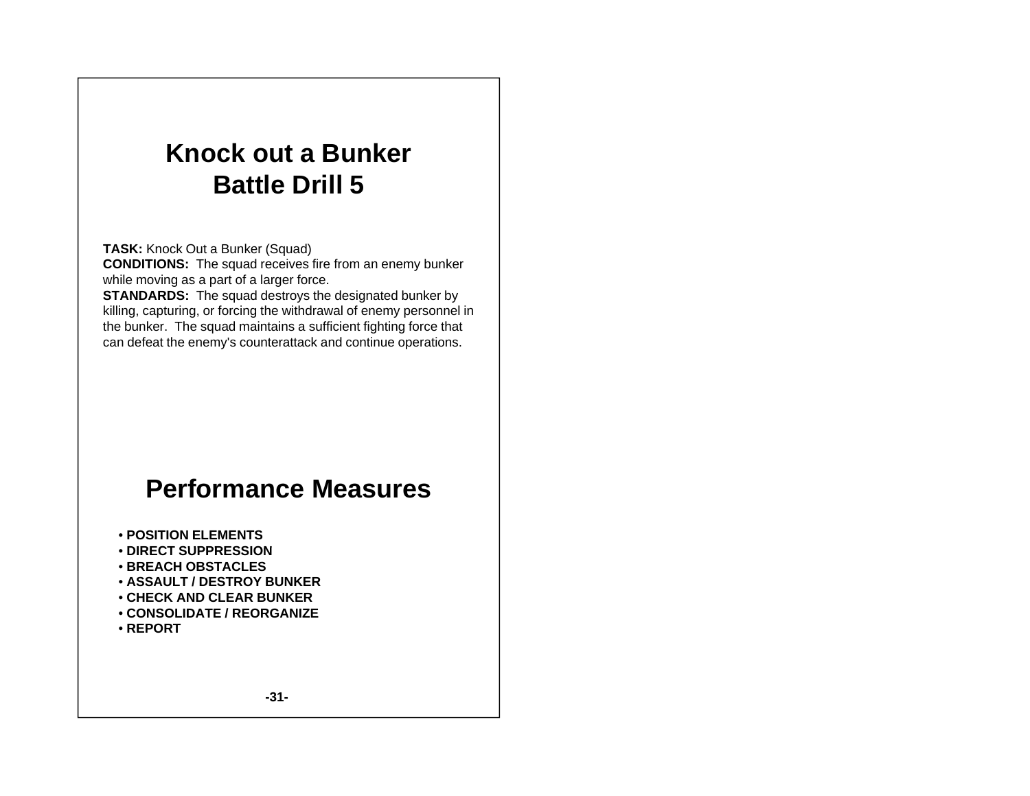# Knock out a Bunker
# Battle Drill 5

**TASK:** Knock Out a Bunker (Squad)
**CONDITIONS:** The squad receives fire from an enemy bunker while moving as a part of a larger force.
**STANDARDS:** The squad destroys the designated bunker by killing, capturing, or forcing the withdrawal of enemy personnel in the bunker. The squad maintains a sufficient fighting force that can defeat the enemy's counterattack and continue operations.

## Performance Measures

- **POSITION ELEMENTS**
- **DIRECT SUPPRESSION**
- **BREACH OBSTACLES**
- **ASSAULT / DESTROY BUNKER**
- **CHECK AND CLEAR BUNKER**
- **CONSOLIDATE / REORGANIZE**
- **REPORT**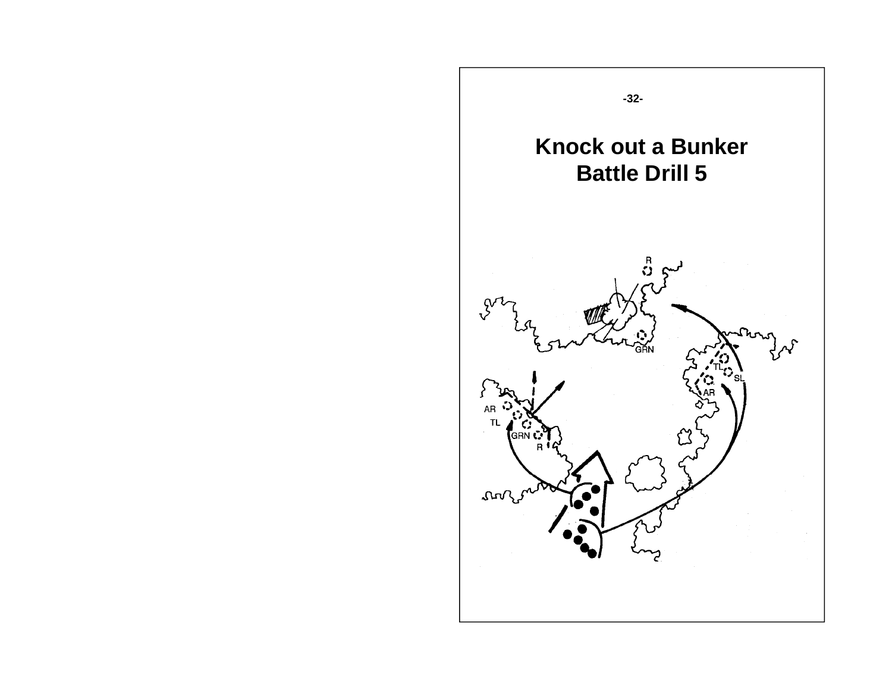# Knock out a Bunker
## Battle Drill 5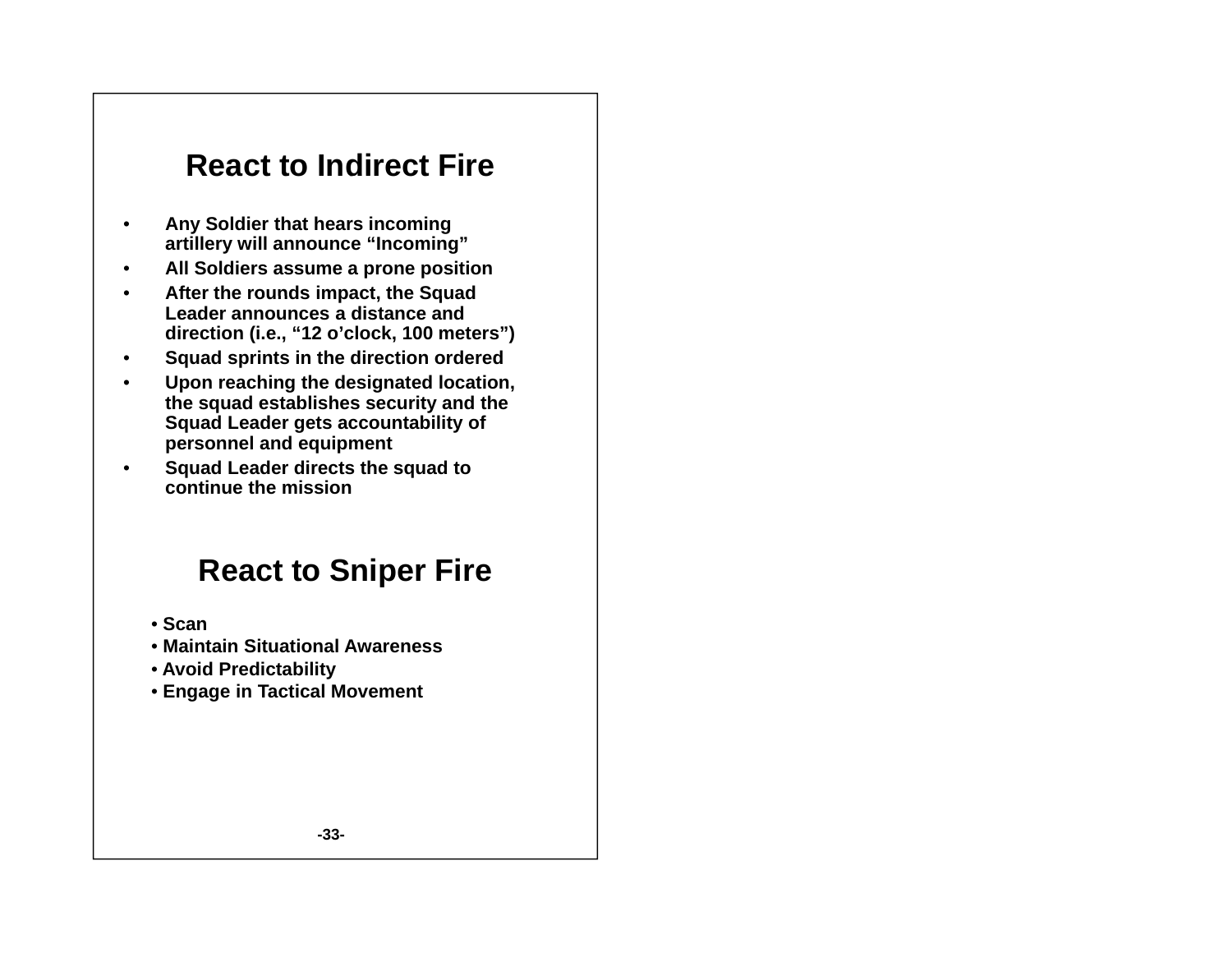## React to Indirect Fire

- **Any Soldier that hears incoming artillery will announce "Incoming"**
- **All Soldiers assume a prone position**
- **After the rounds impact, the Squad Leader announces a distance and direction (i.e., "12 o'clock, 100 meters")**
- **Squad sprints in the direction ordered**
- **Upon reaching the designated location, the squad establishes security and the Squad Leader gets accountability of personnel and equipment**
- **Squad Leader directs the squad to continue the mission**

## React to Sniper Fire

- **Scan**
- **Maintain Situational Awareness**
- **Avoid Predictability**
- **Engage in Tactical Movement**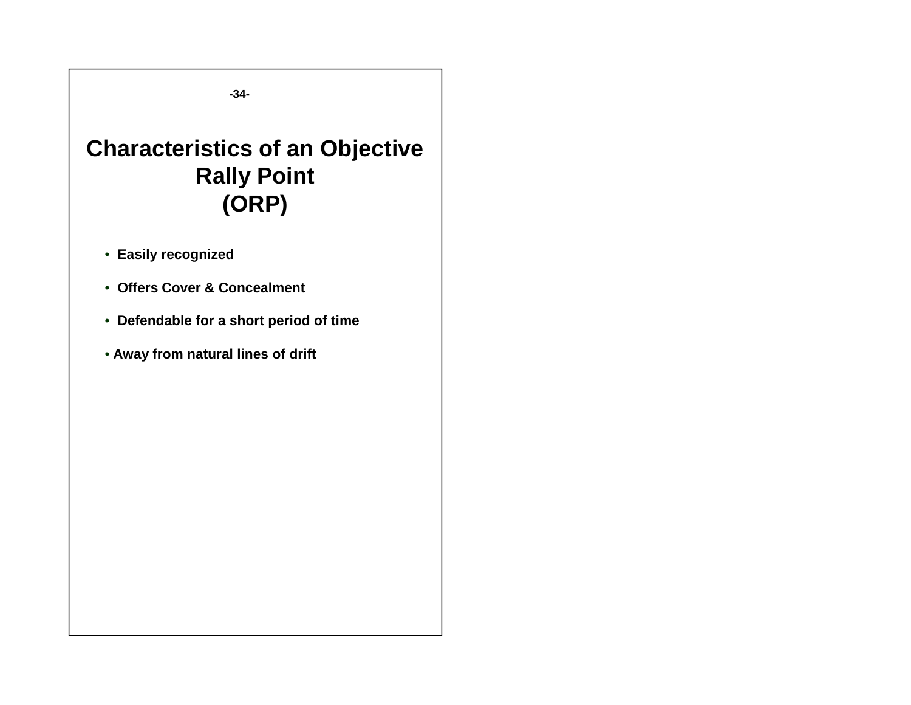# Characteristics of an Objective Rally Point (ORP)

- **Easily recognized**
- **Offers Cover & Concealment**
- **Defendable for a short period of time**
- **Away from natural lines of drift**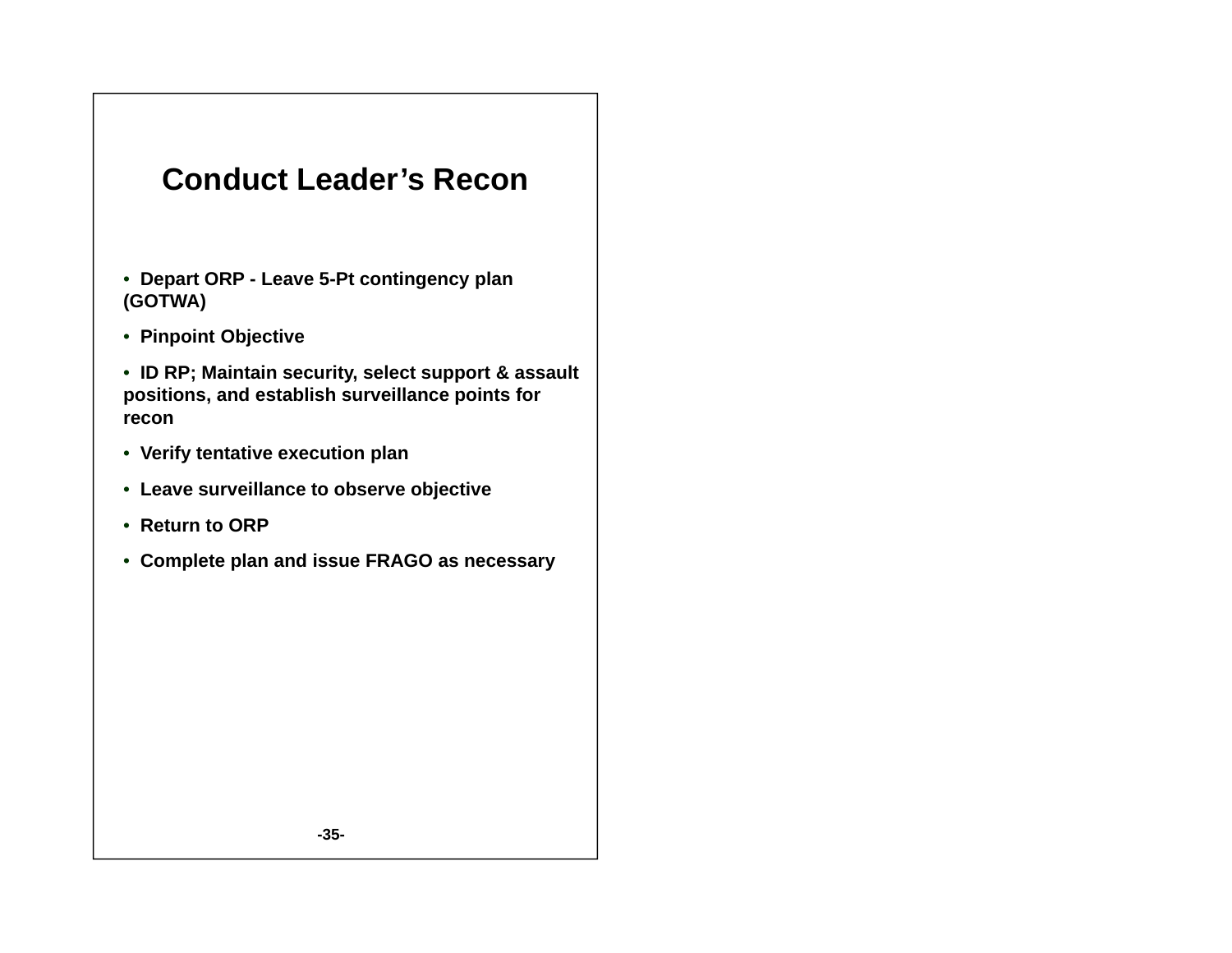# Conduct Leader's Recon

- Depart ORP - Leave 5-Pt contingency plan (GOTWA)
- Pinpoint Objective
- ID RP; Maintain security, select support & assault positions, and establish surveillance points for recon
- Verify tentative execution plan
- Leave surveillance to observe objective
- Return to ORP
- Complete plan and issue FRAGO as necessary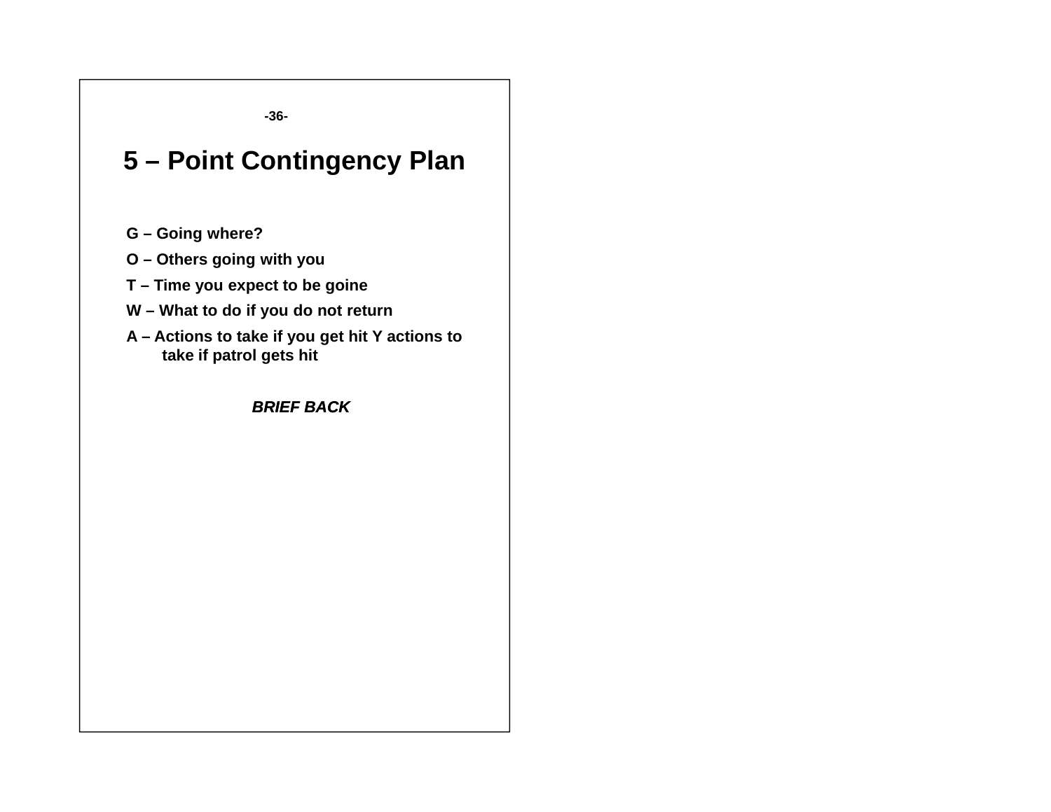# 5 – Point Contingency Plan

**G – Going where?**

**O – Others going with you**

**T – Time you expect to be goine**

**W – What to do if you do not return**

**A – Actions to take if you get hit Y actions to take if patrol gets hit**

***BRIEF BACK***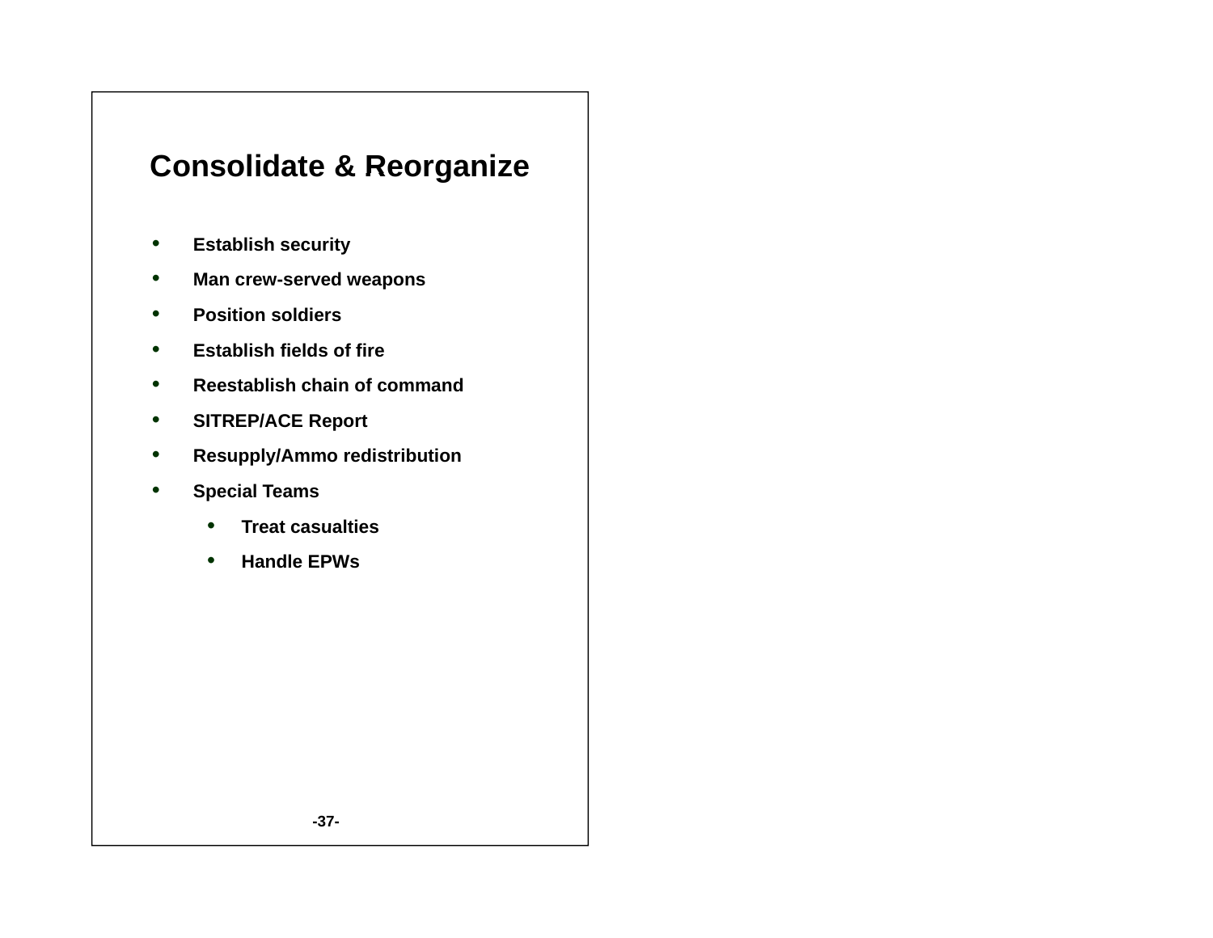# Consolidate & Reorganize

- **Establish security**
- **Man crew-served weapons**
- **Position soldiers**
- **Establish fields of fire**
- **Reestablish chain of command**
- **SITREP/ACE Report**
- **Resupply/Ammo redistribution**
- **Special Teams**
  - **Treat casualties**
  - **Handle EPWs**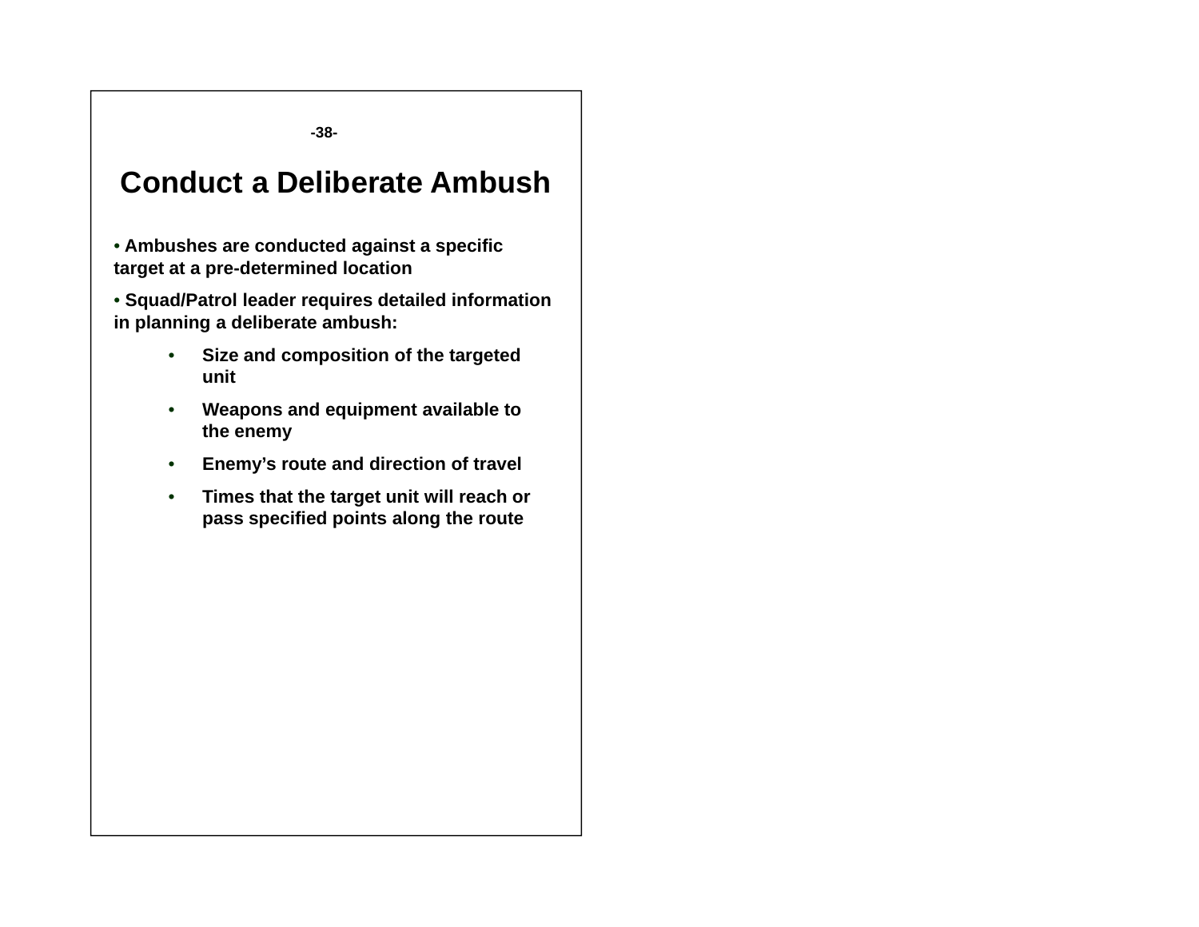# Conduct a Deliberate Ambush

- Ambushes are conducted against a specific target at a pre-determined location
- Squad/Patrol leader requires detailed information in planning a deliberate ambush:
  - Size and composition of the targeted unit
  - Weapons and equipment available to the enemy
  - Enemy's route and direction of travel
  - Times that the target unit will reach or pass specified points along the route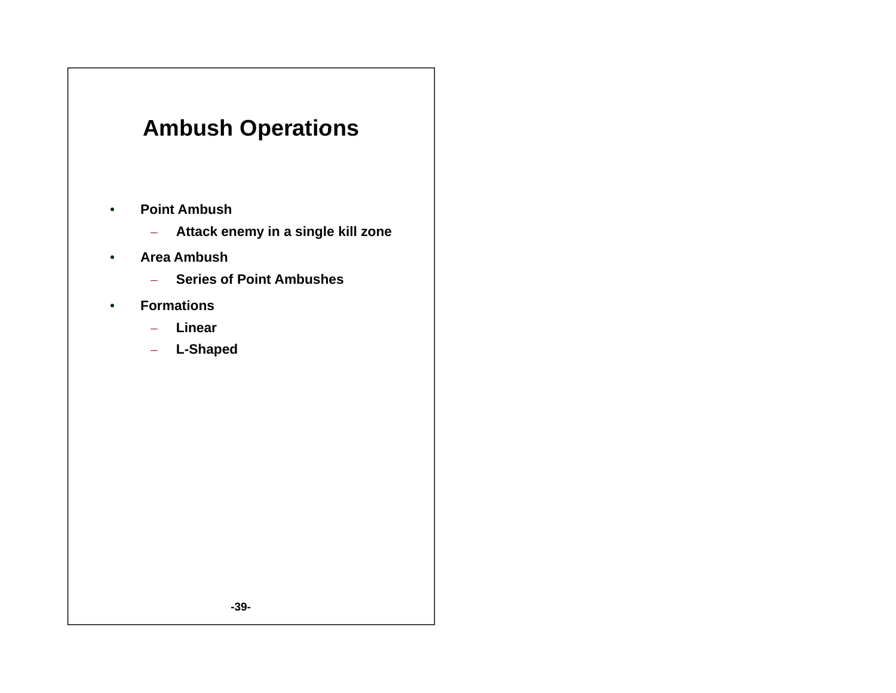# Ambush Operations

- **Point Ambush**
  - **Attack enemy in a single kill zone**
- **Area Ambush**
  - **Series of Point Ambushes**
- **Formations**
  - **Linear**
  - **L-Shaped**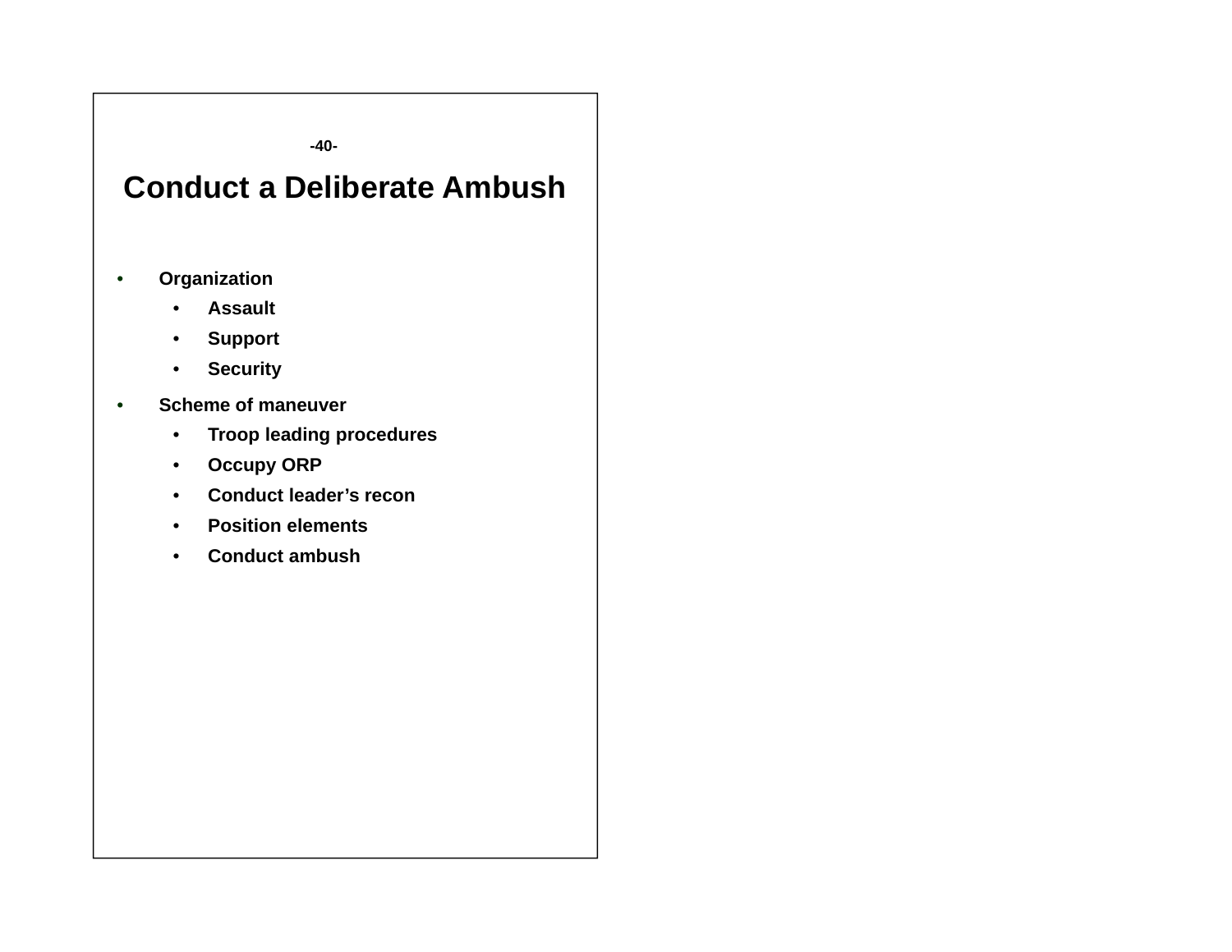# Conduct a Deliberate Ambush

- **Organization**
  - **Assault**
  - **Support**
  - **Security**
- **Scheme of maneuver**
  - **Troop leading procedures**
  - **Occupy ORP**
  - **Conduct leader's recon**
  - **Position elements**
  - **Conduct ambush**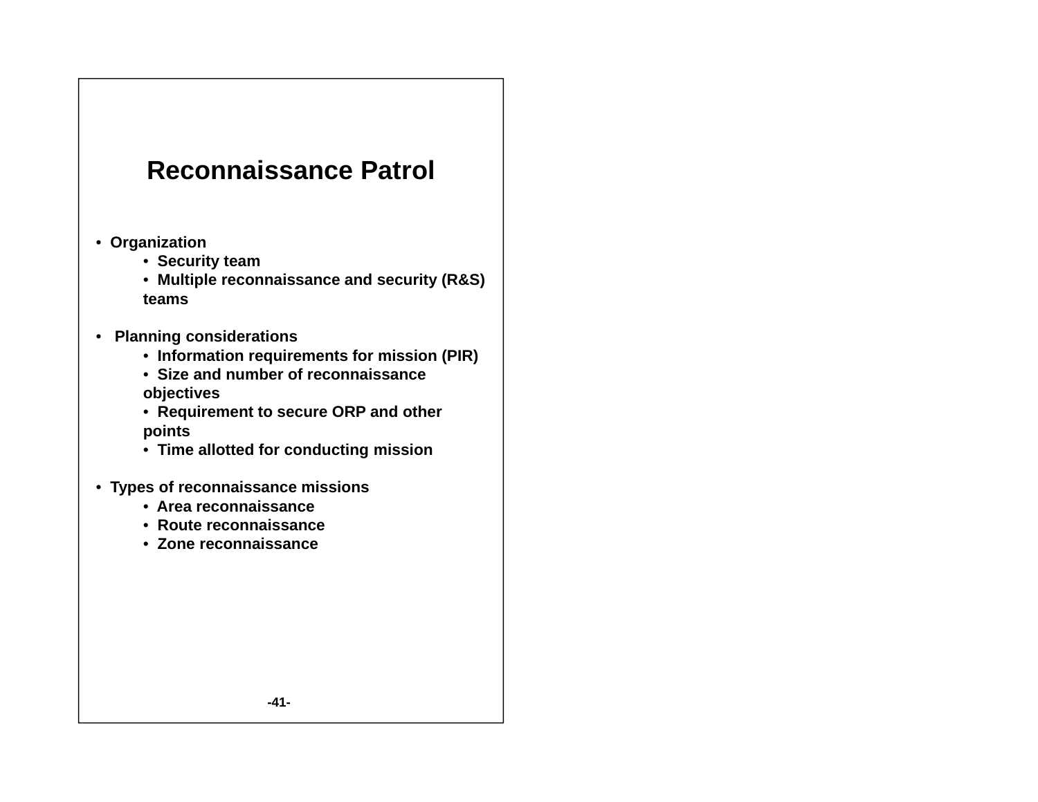# Reconnaissance Patrol

- **Organization**
  - **Security team**
  - **Multiple reconnaissance and security (R&S) teams**

- **Planning considerations**
  - **Information requirements for mission (PIR)**
  - **Size and number of reconnaissance objectives**
  - **Requirement to secure ORP and other points**
  - **Time allotted for conducting mission**

- **Types of reconnaissance missions**
  - **Area reconnaissance**
  - **Route reconnaissance**
  - **Zone reconnaissance**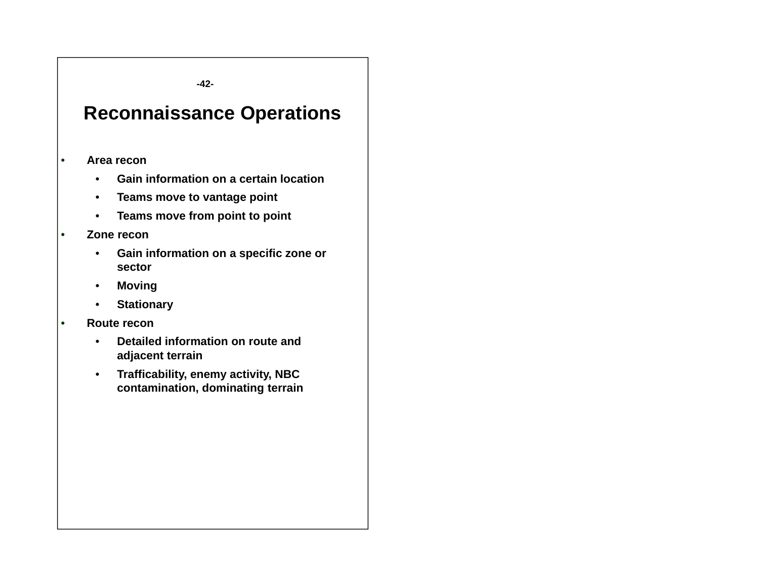# Reconnaissance Operations

- Area recon
  - Gain information on a certain location
  - Teams move to vantage point
  - Teams move from point to point
- Zone recon
  - Gain information on a specific zone or sector
  - Moving
  - Stationary
- Route recon
  - Detailed information on route and adjacent terrain
  - Trafficability, enemy activity, NBC contamination, dominating terrain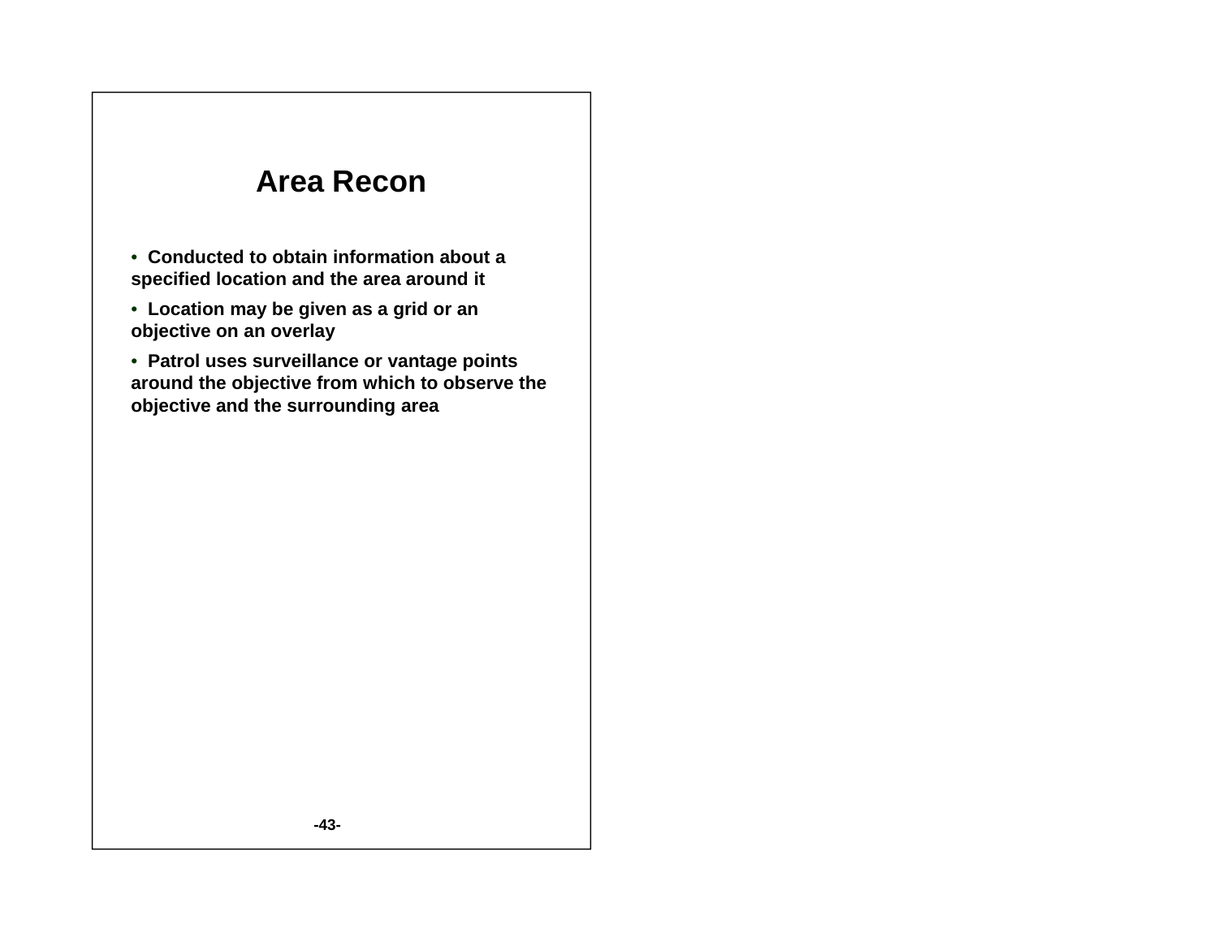# Area Recon

- Conducted to obtain information about a specified location and the area around it
- Location may be given as a grid or an objective on an overlay
- Patrol uses surveillance or vantage points around the objective from which to observe the objective and the surrounding area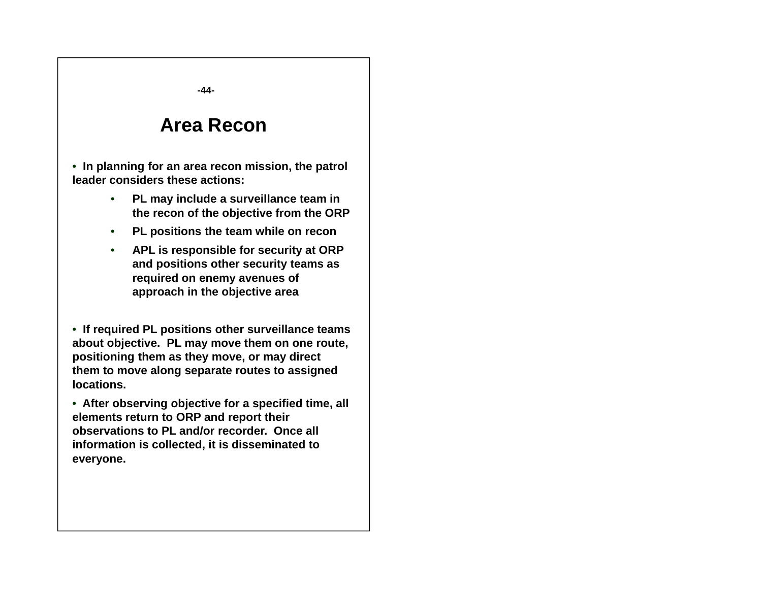# Area Recon

- **In planning for an area recon mission, the patrol leader considers these actions:**
  - **PL may include a surveillance team in the recon of the objective from the ORP**
  - **PL positions the team while on recon**
  - **APL is responsible for security at ORP and positions other security teams as required on enemy avenues of approach in the objective area**

- **If required PL positions other surveillance teams about objective. PL may move them on one route, positioning them as they move, or may direct them to move along separate routes to assigned locations.**

- **After observing objective for a specified time, all elements return to ORP and report their observations to PL and/or recorder. Once all information is collected, it is disseminated to everyone.**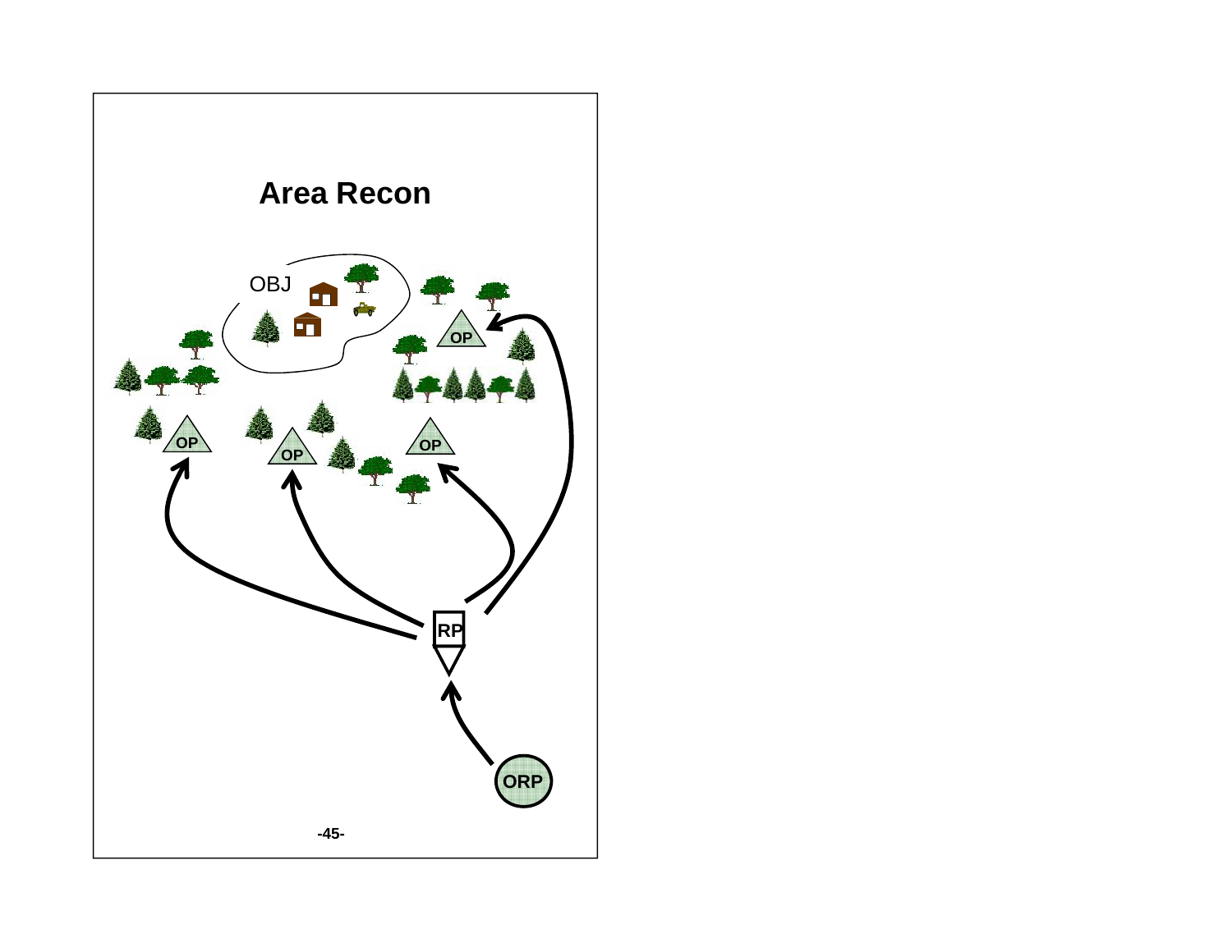# Area Recon

OBJ

OP

OP

OP

OP

RP

ORP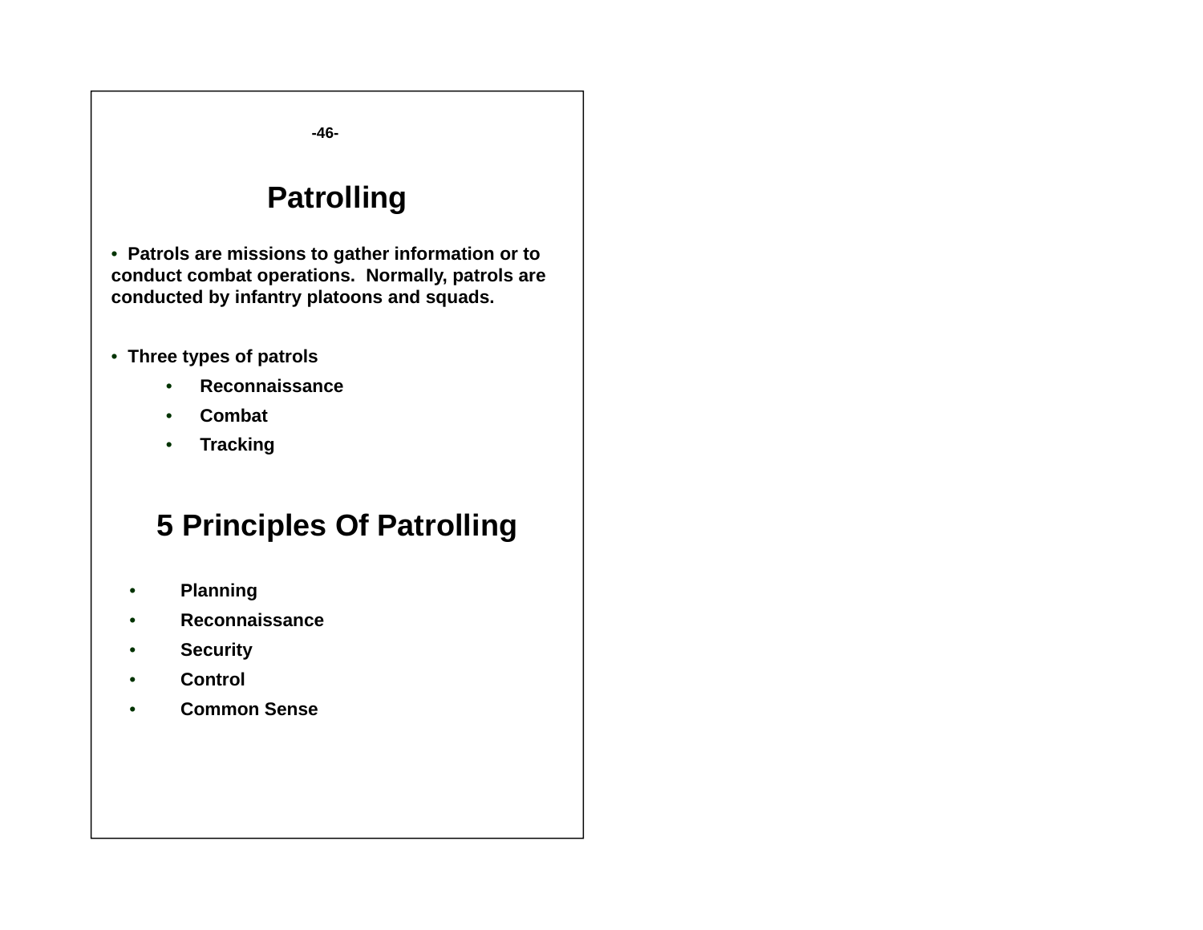# Patrolling

- **Patrols are missions to gather information or to conduct combat operations. Normally, patrols are conducted by infantry platoons and squads.**

- **Three types of patrols**
    - **Reconnaissance**
    - **Combat**
    - **Tracking**

# 5 Principles Of Patrolling

- **Planning**
- **Reconnaissance**
- **Security**
- **Control**
- **Common Sense**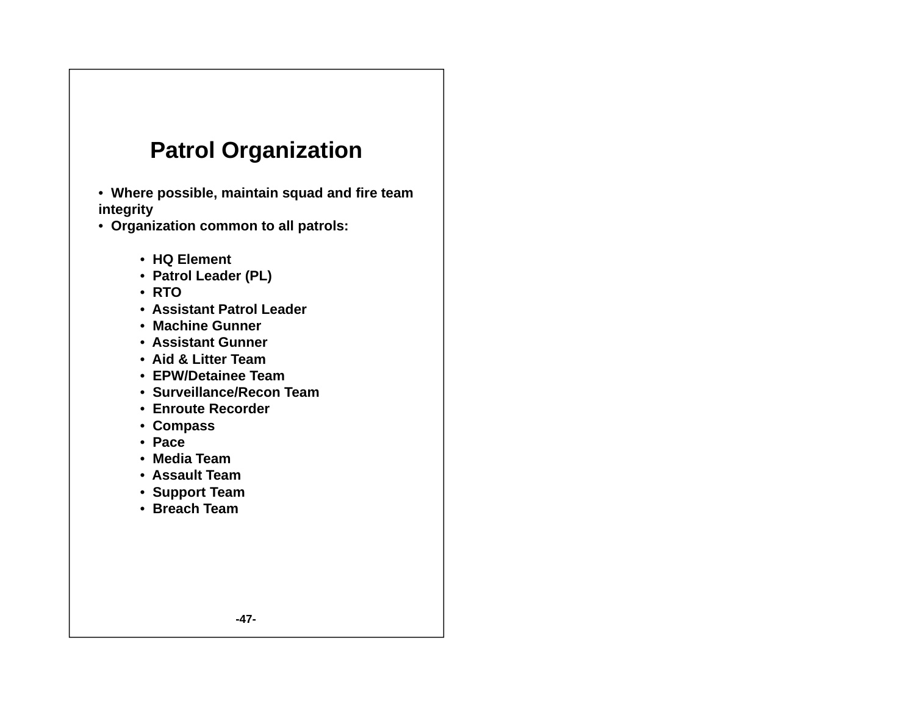# Patrol Organization

- **Where possible, maintain squad and fire team integrity**
- **Organization common to all patrols:**
  - **HQ Element**
  - **Patrol Leader (PL)**
  - **RTO**
  - **Assistant Patrol Leader**
  - **Machine Gunner**
  - **Assistant Gunner**
  - **Aid & Litter Team**
  - **EPW/Detainee Team**
  - **Surveillance/Recon Team**
  - **Enroute Recorder**
  - **Compass**
  - **Pace**
  - **Media Team**
  - **Assault Team**
  - **Support Team**
  - **Breach Team**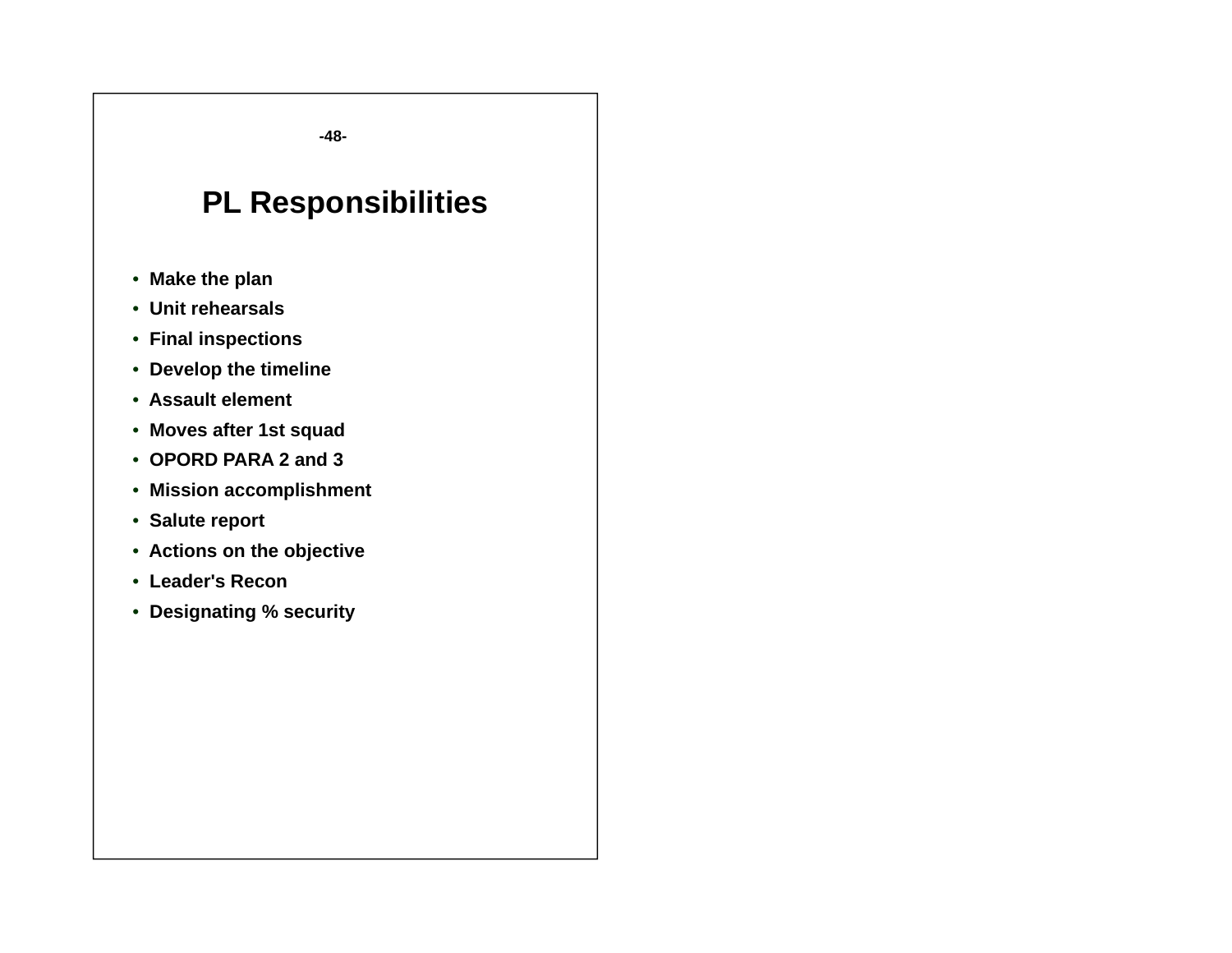# PL Responsibilities

- Make the plan
- Unit rehearsals
- Final inspections
- Develop the timeline
- Assault element
- Moves after 1st squad
- OPORD PARA 2 and 3
- Mission accomplishment
- Salute report
- Actions on the objective
- Leader's Recon
- Designating % security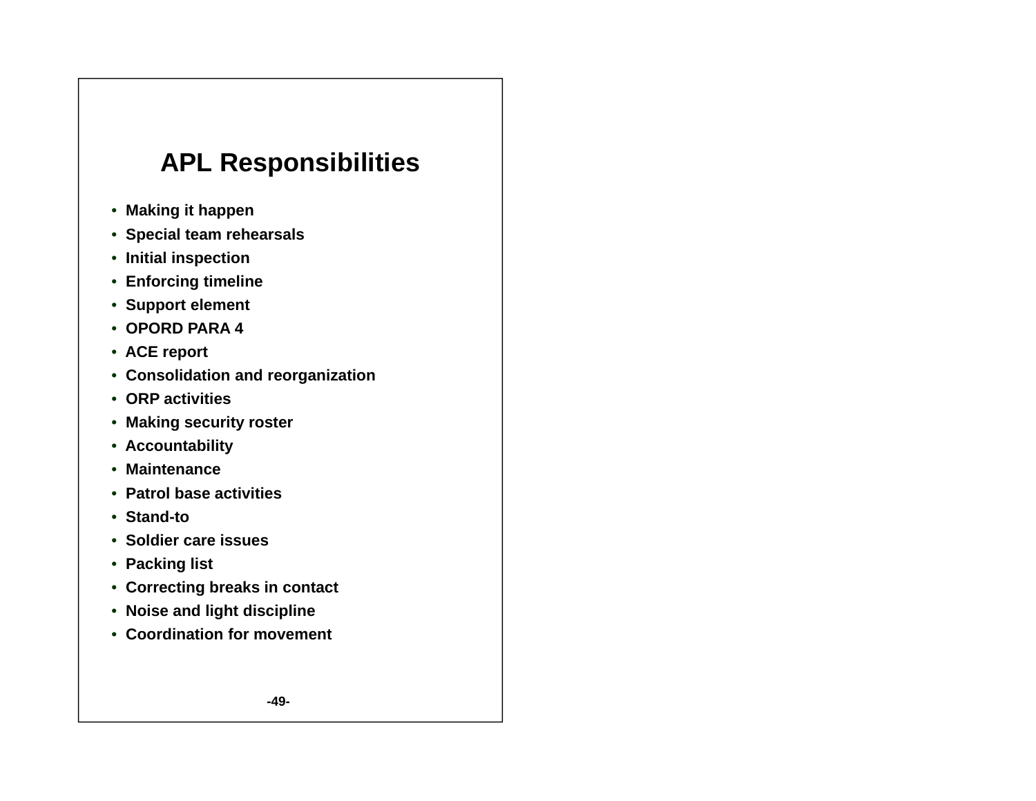# APL Responsibilities

- Making it happen
- Special team rehearsals
- Initial inspection
- Enforcing timeline
- Support element
- OPORD PARA 4
- ACE report
- Consolidation and reorganization
- ORP activities
- Making security roster
- Accountability
- Maintenance
- Patrol base activities
- Stand-to
- Soldier care issues
- Packing list
- Correcting breaks in contact
- Noise and light discipline
- Coordination for movement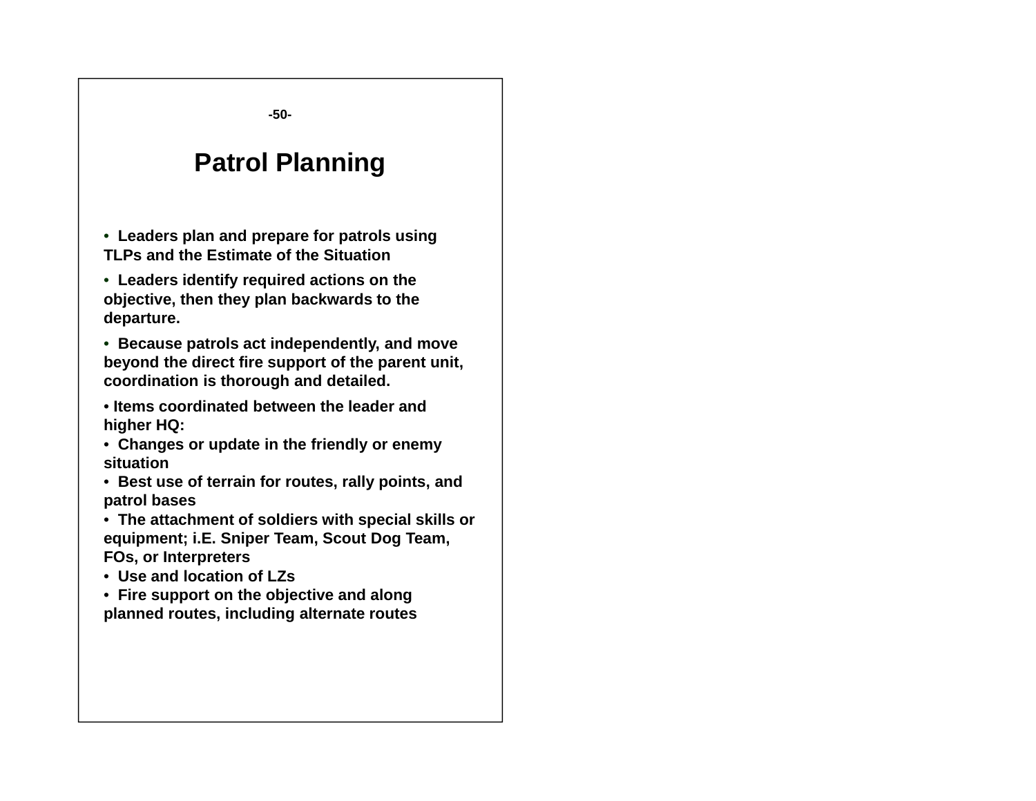# Patrol Planning

- Leaders plan and prepare for patrols using TLPs and the Estimate of the Situation
- Leaders identify required actions on the objective, then they plan backwards to the departure.
- Because patrols act independently, and move beyond the direct fire support of the parent unit, coordination is thorough and detailed.
- Items coordinated between the leader and higher HQ:
- Changes or update in the friendly or enemy situation
- Best use of terrain for routes, rally points, and patrol bases
- The attachment of soldiers with special skills or equipment; i.E. Sniper Team, Scout Dog Team, FOs, or Interpreters
- Use and location of LZs
- Fire support on the objective and along planned routes, including alternate routes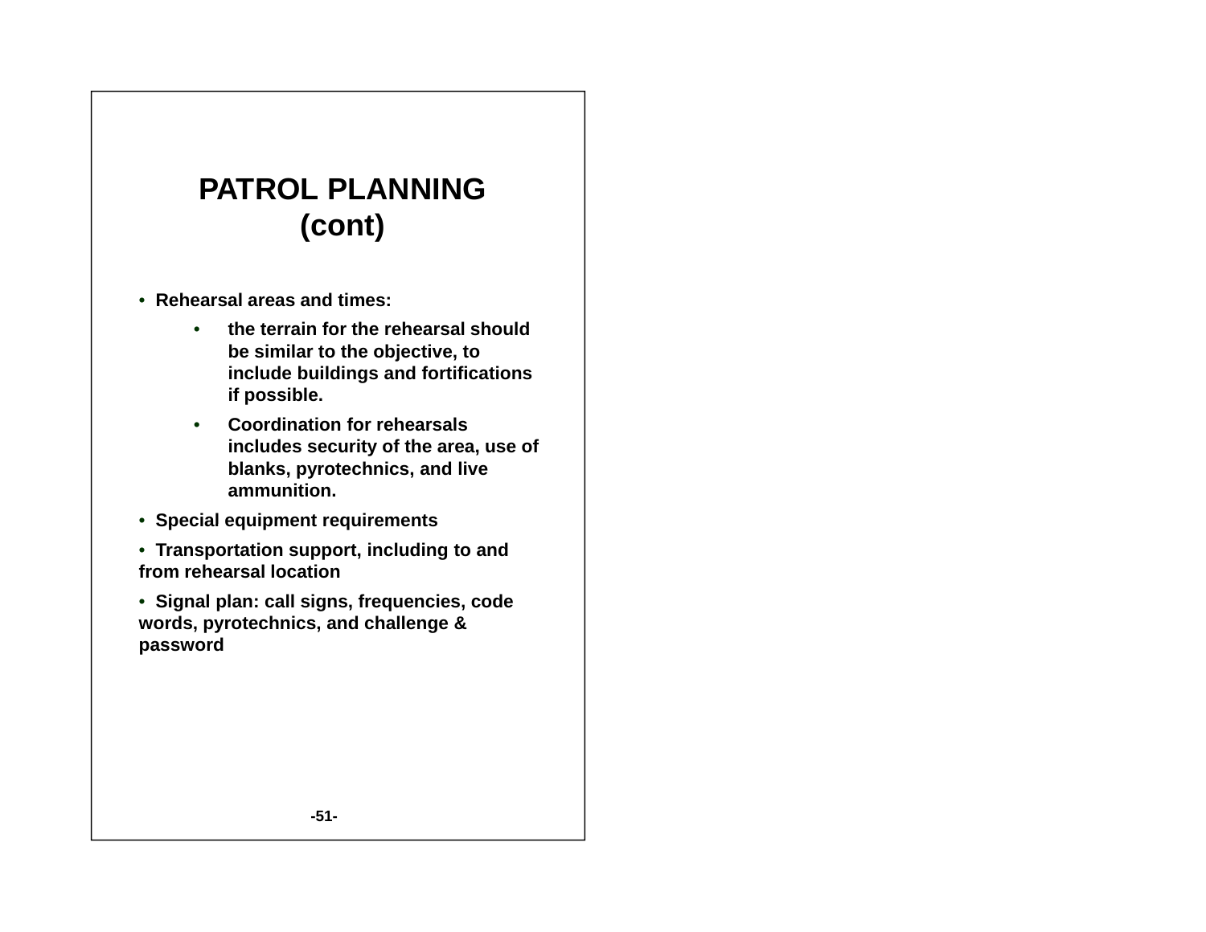# PATROL PLANNING (cont)

- Rehearsal areas and times:
  - the terrain for the rehearsal should be similar to the objective, to include buildings and fortifications if possible.
  - Coordination for rehearsals includes security of the area, use of blanks, pyrotechnics, and live ammunition.
- Special equipment requirements
- Transportation support, including to and from rehearsal location
- Signal plan: call signs, frequencies, code words, pyrotechnics, and challenge & password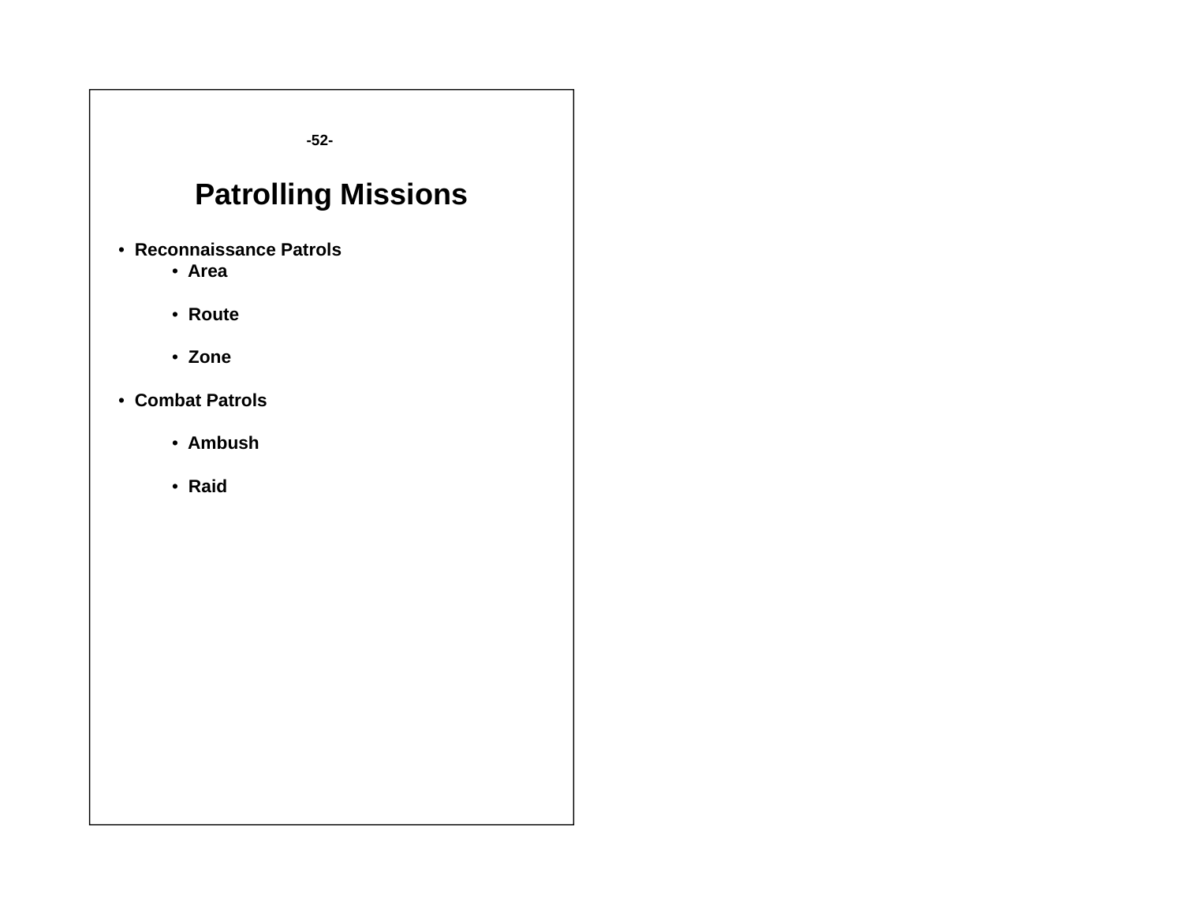# Patrolling Missions

- **Reconnaissance Patrols**
  - **Area**
  - **Route**
  - **Zone**
- **Combat Patrols**
  - **Ambush**
  - **Raid**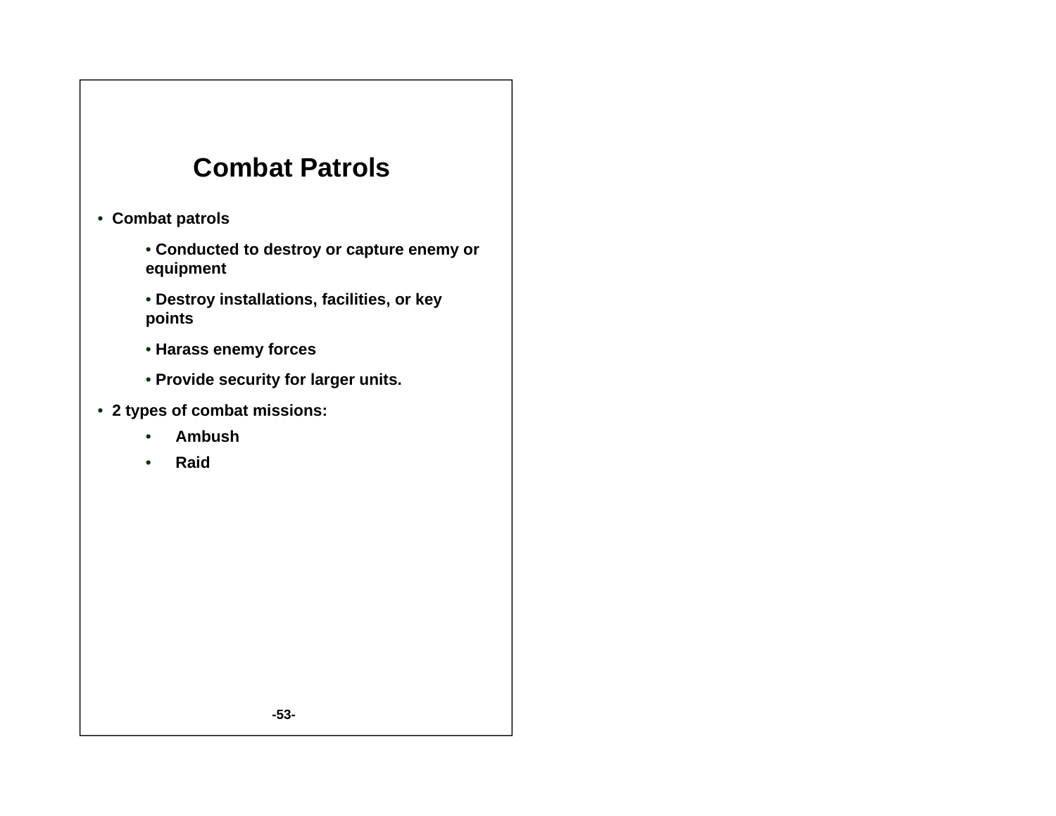# Combat Patrols

- **Combat patrols**
  - **Conducted to destroy or capture enemy or equipment**
  - **Destroy installations, facilities, or key points**
  - **Harass enemy forces**
  - **Provide security for larger units.**
- **2 types of combat missions:**
  - **Ambush**
  - **Raid**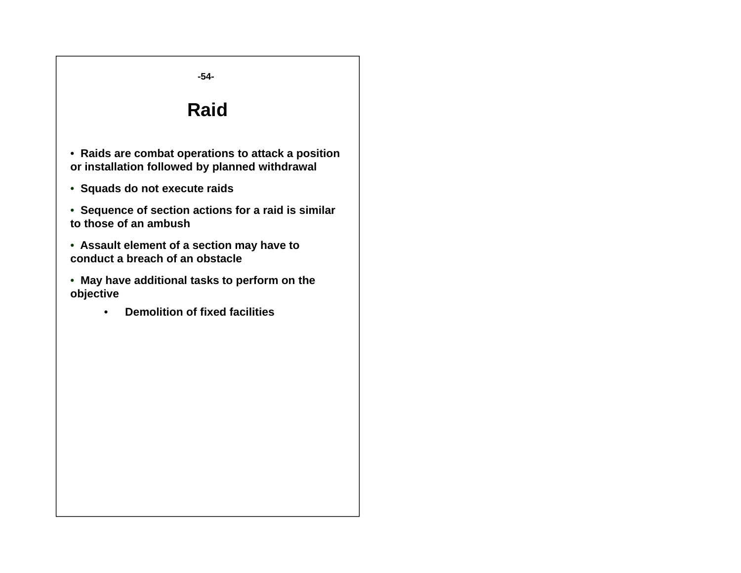# Raid

- **Raids are combat operations to attack a position or installation followed by planned withdrawal**
- **Squads do not execute raids**
- **Sequence of section actions for a raid is similar to those of an ambush**
- **Assault element of a section may have to conduct a breach of an obstacle**
- **May have additional tasks to perform on the objective**
  - **Demolition of fixed facilities**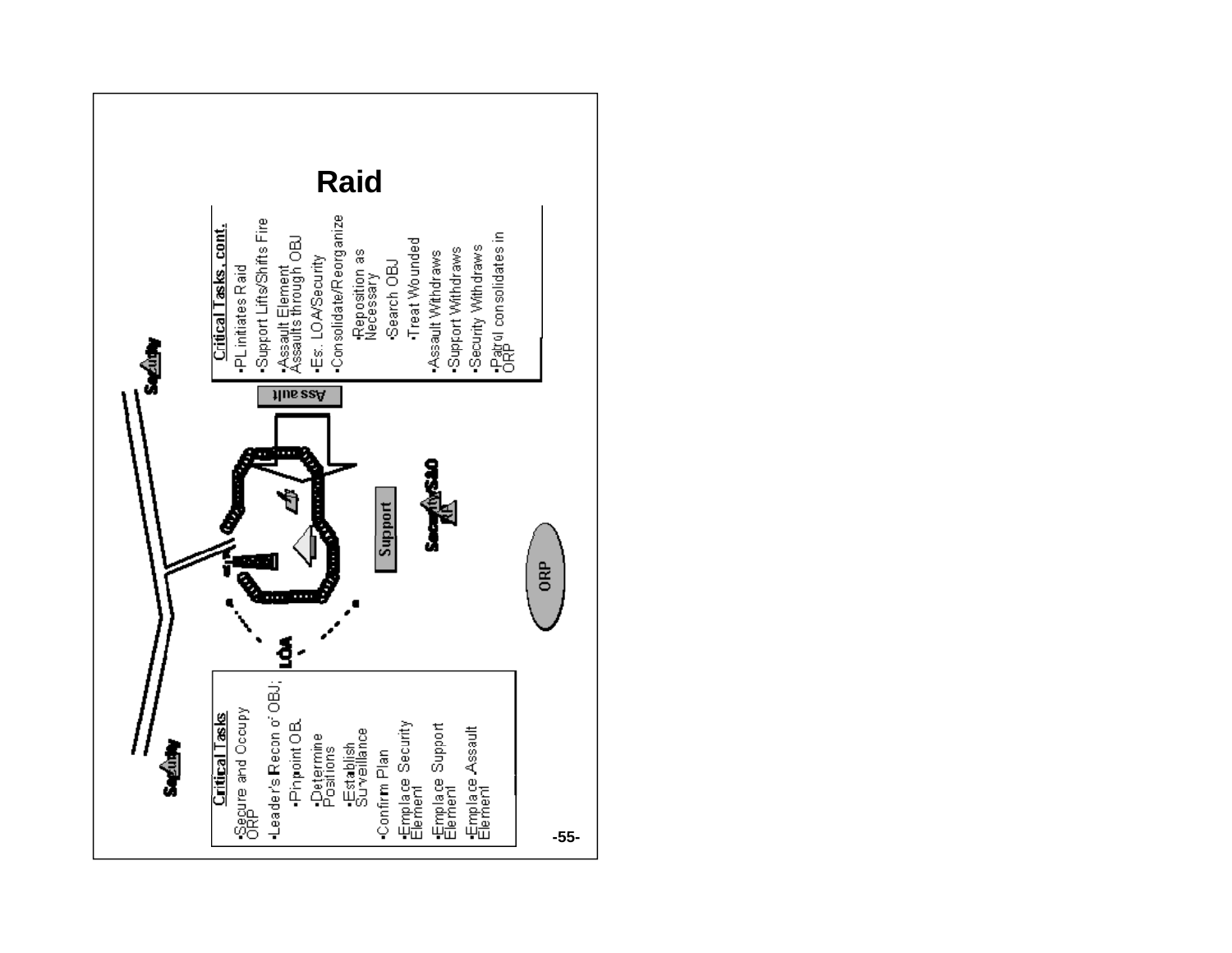# Raid

**Critical Tasks**

- Secure and Occupy ORP
- Leader's Recon of OBJ;
  - Pinpoint OBJ
    - Determine Positions
    - Establish Surveillance
- Confirm Plan
- Emplace Security Element
- Emplace Support Element
- Emplace Assault Element

**Critical Tasks, cont.**

- PL initiates Raid
- Support Lifts/Shifts Fire
- Assault Element Assaults through OBJ
- Es. LOA/Security
- Consolidate/Reorganize
  - Reposition as Necessary
  - Search OBJ
    - Treat Wounded
- Assault Withdraws
- Support Withdraws
- Security Withdraws
- Patrol consolidates in ORP

Security

Security

LOA

Assault

Support

Security/SAO

ORP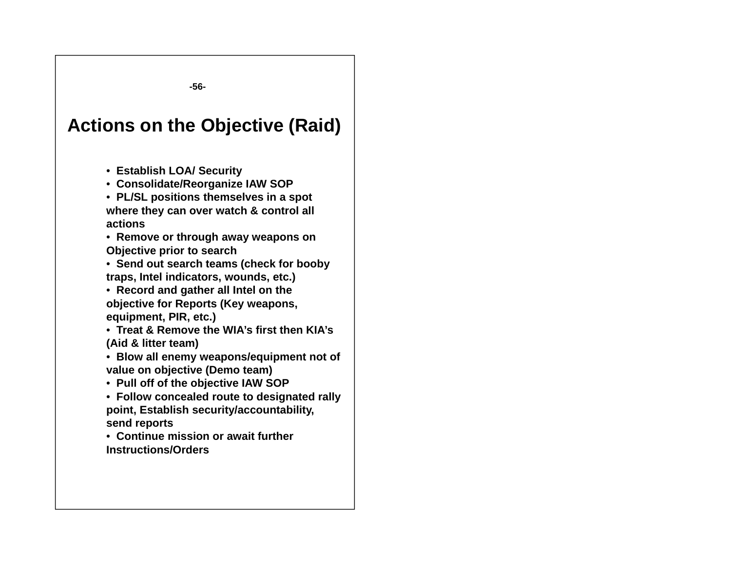# Actions on the Objective (Raid)

- Establish LOA/ Security
- Consolidate/Reorganize IAW SOP
- PL/SL positions themselves in a spot where they can over watch & control all actions
- Remove or through away weapons on Objective prior to search
- Send out search teams (check for booby traps, Intel indicators, wounds, etc.)
- Record and gather all Intel on the objective for Reports (Key weapons, equipment, PIR, etc.)
- Treat & Remove the WIA's first then KIA's (Aid & litter team)
- Blow all enemy weapons/equipment not of value on objective (Demo team)
- Pull off of the objective IAW SOP
- Follow concealed route to designated rally point, Establish security/accountability, send reports
- Continue mission or await further Instructions/Orders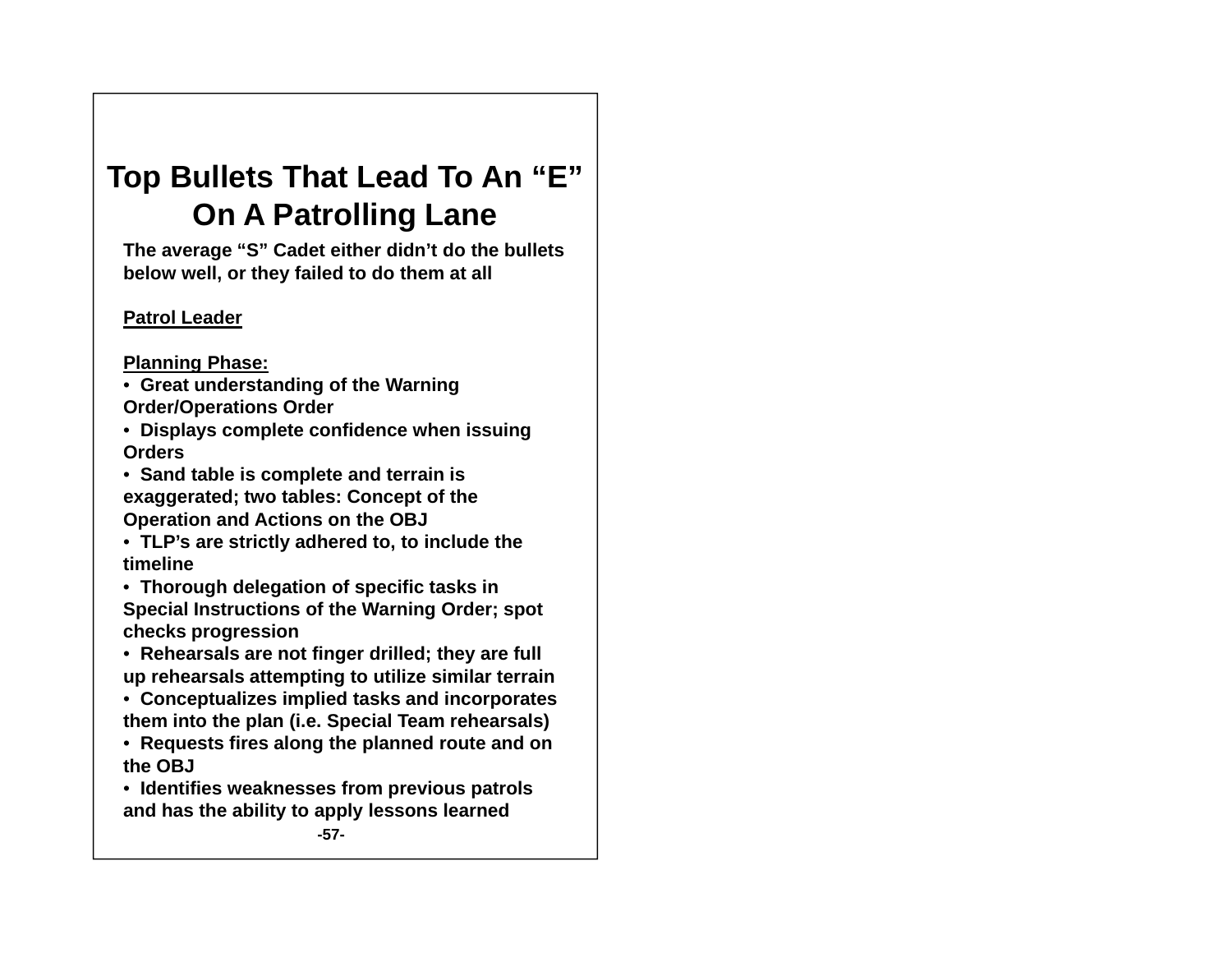# Top Bullets That Lead To An "E" On A Patrolling Lane

**The average "S" Cadet either didn't do the bullets below well, or they failed to do them at all**

**Patrol Leader**

**Planning Phase:**

- **Great understanding of the Warning Order/Operations Order**
- **Displays complete confidence when issuing Orders**
- **Sand table is complete and terrain is exaggerated; two tables: Concept of the Operation and Actions on the OBJ**
- **TLP's are strictly adhered to, to include the timeline**
- **Thorough delegation of specific tasks in Special Instructions of the Warning Order; spot checks progression**
- **Rehearsals are not finger drilled; they are full up rehearsals attempting to utilize similar terrain**
- **Conceptualizes implied tasks and incorporates them into the plan (i.e. Special Team rehearsals)**
- **Requests fires along the planned route and on the OBJ**
- **Identifies weaknesses from previous patrols and has the ability to apply lessons learned**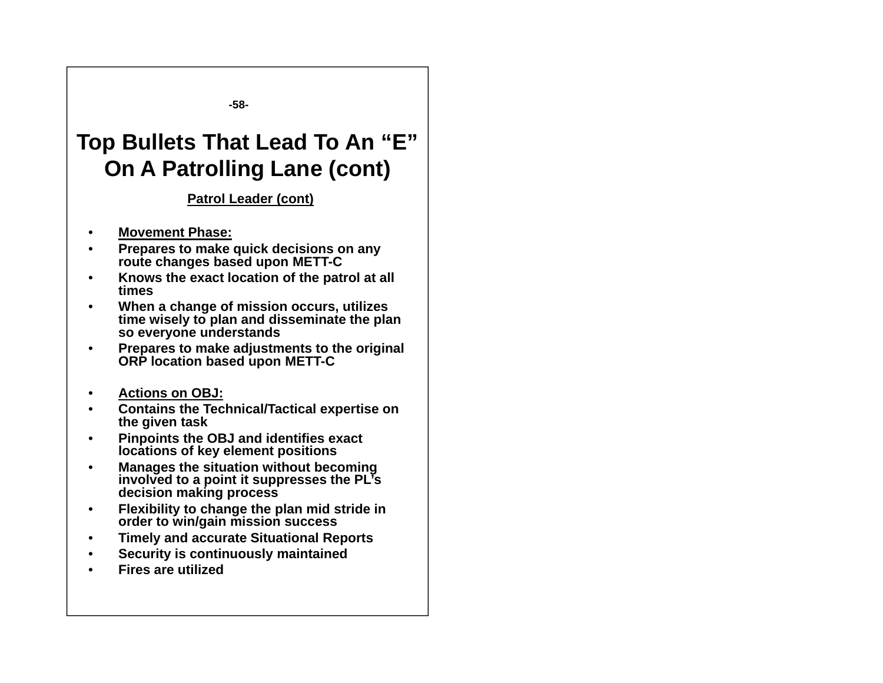# Top Bullets That Lead To An "E" On A Patrolling Lane (cont)

**Patrol Leader (cont)**

- **Movement Phase:**
- **Prepares to make quick decisions on any route changes based upon METT-C**
- **Knows the exact location of the patrol at all times**
- **When a change of mission occurs, utilizes time wisely to plan and disseminate the plan so everyone understands**
- **Prepares to make adjustments to the original ORP location based upon METT-C**

- **Actions on OBJ:**
- **Contains the Technical/Tactical expertise on the given task**
- **Pinpoints the OBJ and identifies exact locations of key element positions**
- **Manages the situation without becoming involved to a point it suppresses the PL's decision making process**
- **Flexibility to change the plan mid stride in order to win/gain mission success**
- **Timely and accurate Situational Reports**
- **Security is continuously maintained**
- **Fires are utilized**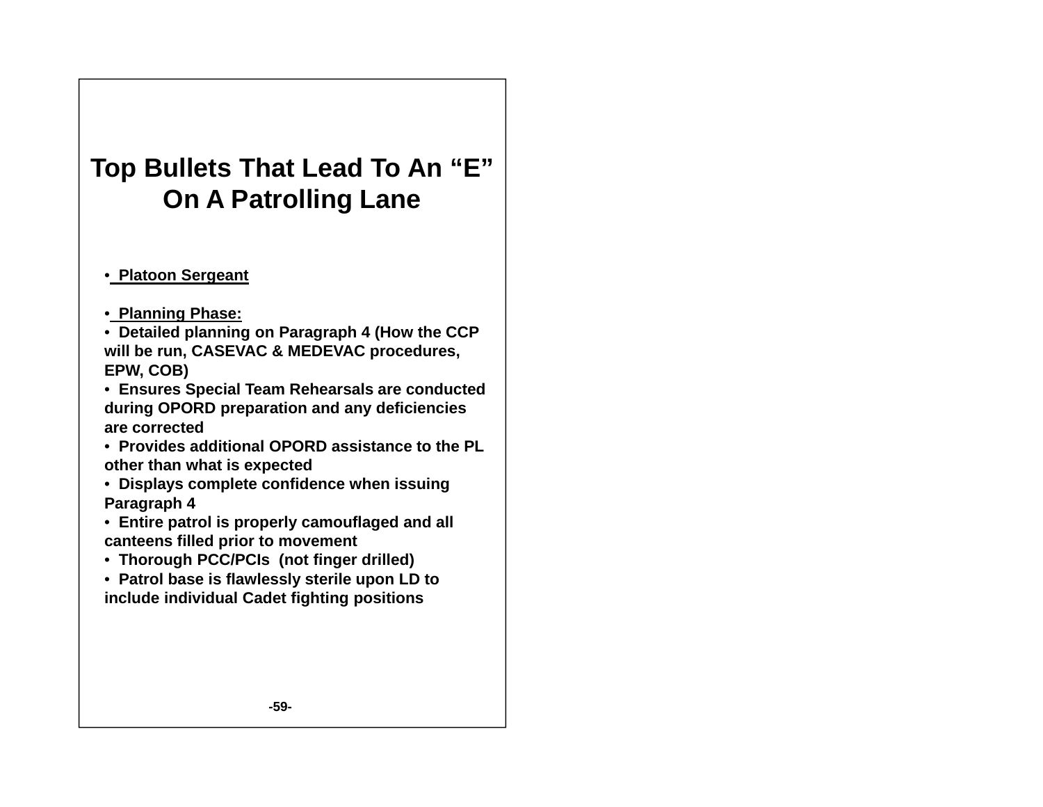# Top Bullets That Lead To An "E" On A Patrolling Lane

- **Platoon Sergeant**

- **Planning Phase:**
- **Detailed planning on Paragraph 4 (How the CCP will be run, CASEVAC & MEDEVAC procedures, EPW, COB)**
- **Ensures Special Team Rehearsals are conducted during OPORD preparation and any deficiencies are corrected**
- **Provides additional OPORD assistance to the PL other than what is expected**
- **Displays complete confidence when issuing Paragraph 4**
- **Entire patrol is properly camouflaged and all canteens filled prior to movement**
- **Thorough PCC/PCIs (not finger drilled)**
- **Patrol base is flawlessly sterile upon LD to include individual Cadet fighting positions**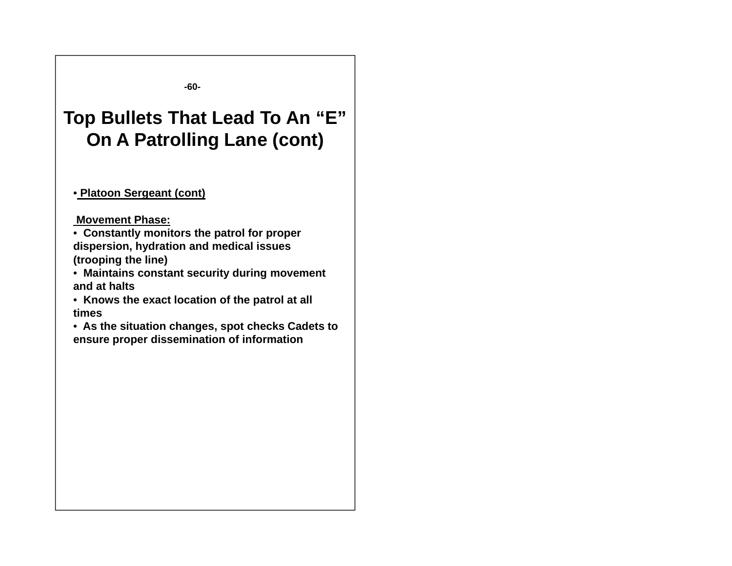# Top Bullets That Lead To An "E" On A Patrolling Lane (cont)

- **Platoon Sergeant (cont)**

**Movement Phase:**

- **Constantly monitors the patrol for proper dispersion, hydration and medical issues (trooping the line)**
- **Maintains constant security during movement and at halts**
- **Knows the exact location of the patrol at all times**
- **As the situation changes, spot checks Cadets to ensure proper dissemination of information**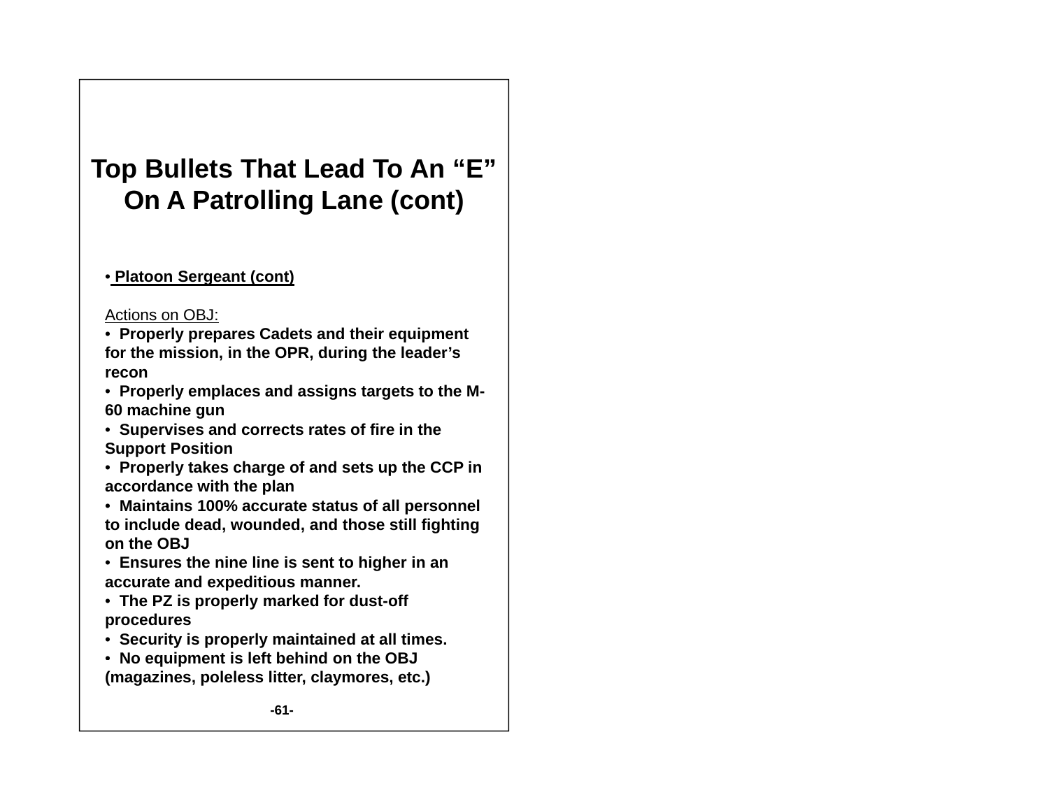# Top Bullets That Lead To An "E" On A Patrolling Lane (cont)

- **Platoon Sergeant (cont)**

Actions on OBJ:

- **Properly prepares Cadets and their equipment for the mission, in the OPR, during the leader's recon**
- **Properly emplaces and assigns targets to the M-60 machine gun**
- **Supervises and corrects rates of fire in the Support Position**
- **Properly takes charge of and sets up the CCP in accordance with the plan**
- **Maintains 100% accurate status of all personnel to include dead, wounded, and those still fighting on the OBJ**
- **Ensures the nine line is sent to higher in an accurate and expeditious manner.**
- **The PZ is properly marked for dust-off procedures**
- **Security is properly maintained at all times.**
- **No equipment is left behind on the OBJ (magazines, poleless litter, claymores, etc.)**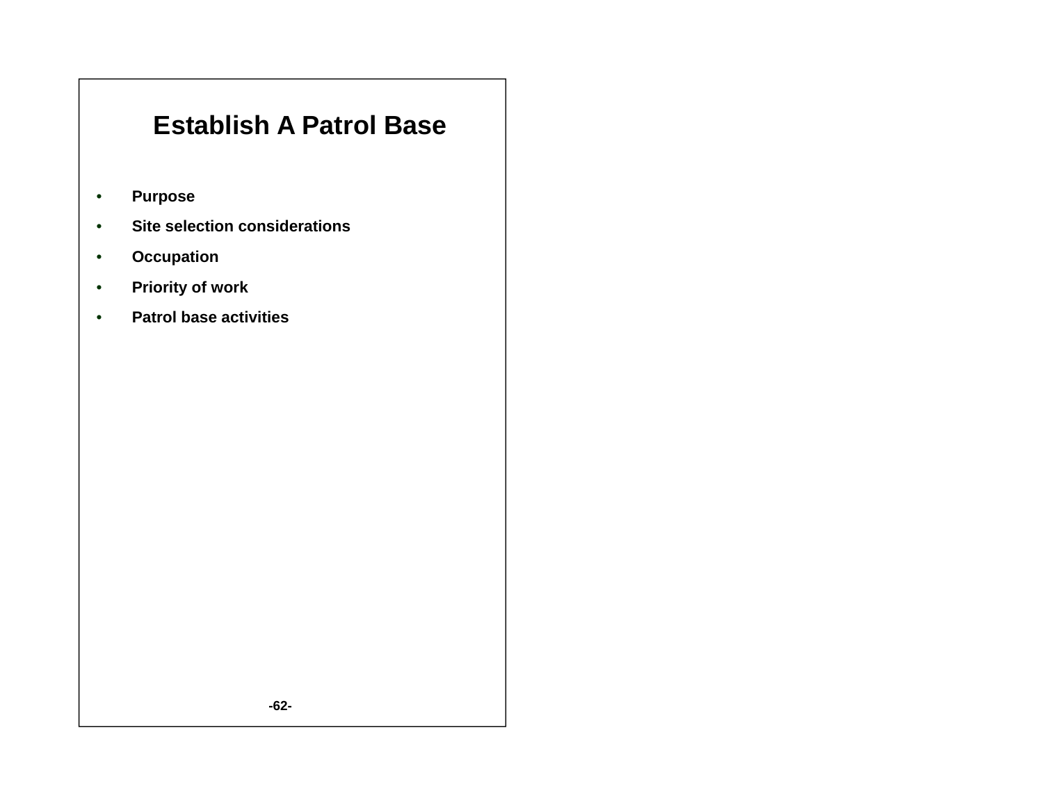# Establish A Patrol Base

- **Purpose**
- **Site selection considerations**
- **Occupation**
- **Priority of work**
- **Patrol base activities**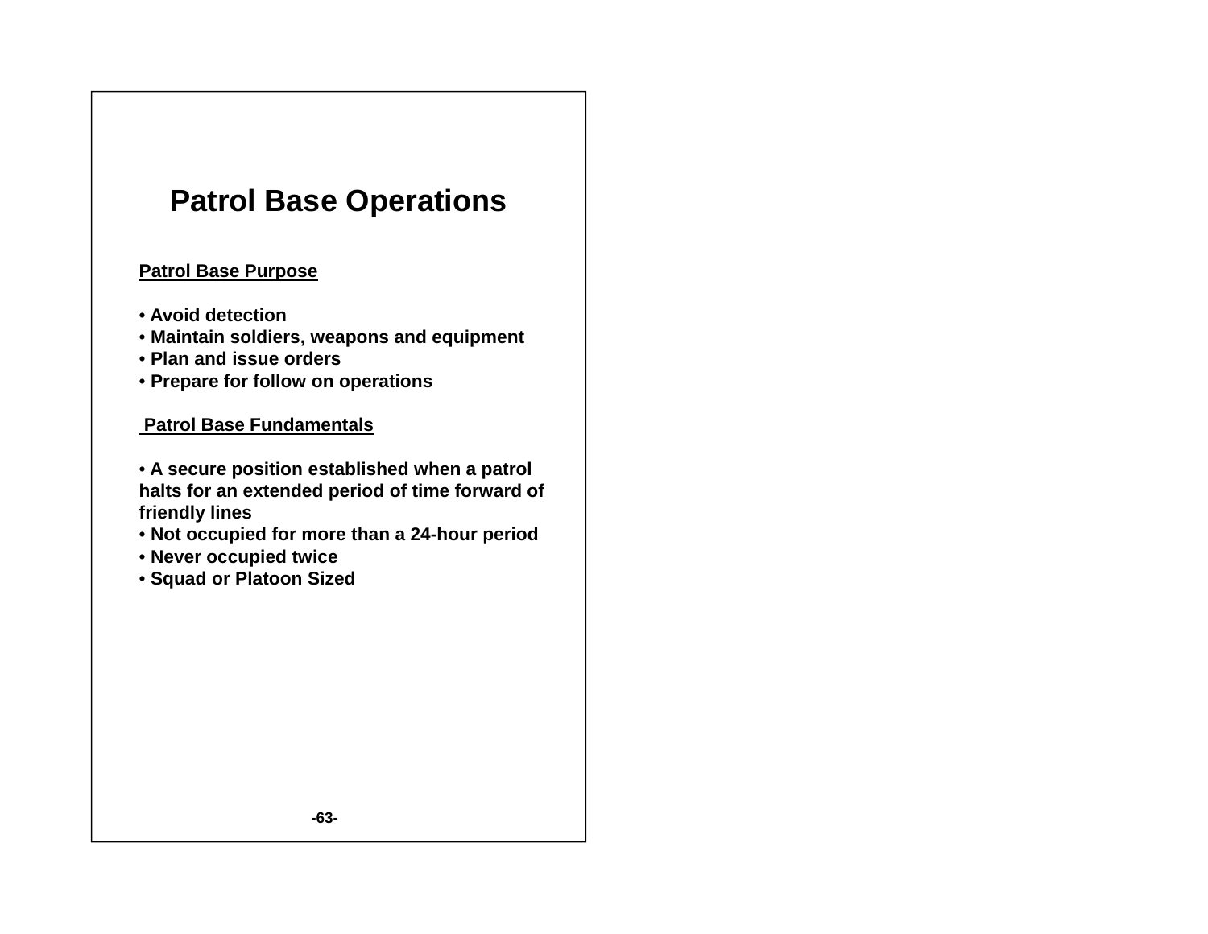# Patrol Base Operations

**Patrol Base Purpose**

- **Avoid detection**
- **Maintain soldiers, weapons and equipment**
- **Plan and issue orders**
- **Prepare for follow on operations**

**Patrol Base Fundamentals**

- **A secure position established when a patrol halts for an extended period of time forward of friendly lines**
- **Not occupied for more than a 24-hour period**
- **Never occupied twice**
- **Squad or Platoon Sized**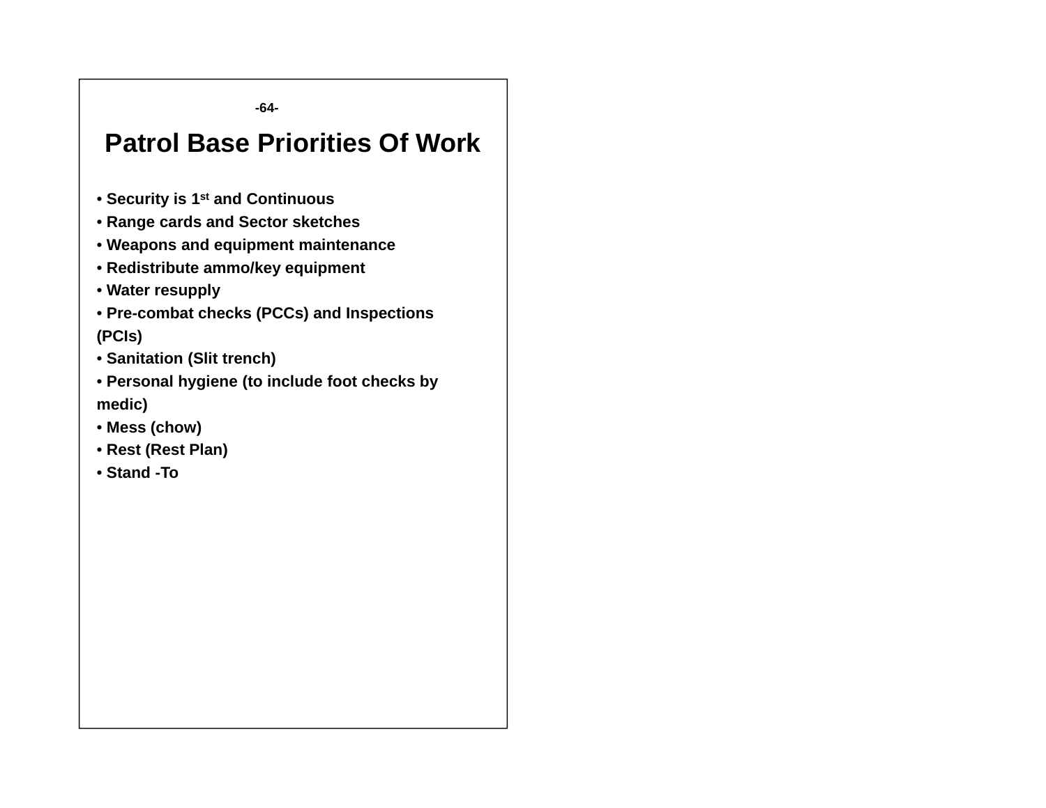# Patrol Base Priorities Of Work

- **Security is 1st and Continuous**
- **Range cards and Sector sketches**
- **Weapons and equipment maintenance**
- **Redistribute ammo/key equipment**
- **Water resupply**
- **Pre-combat checks (PCCs) and Inspections (PCIs)**
- **Sanitation (Slit trench)**
- **Personal hygiene (to include foot checks by medic)**
- **Mess (chow)**
- **Rest (Rest Plan)**
- **Stand -To**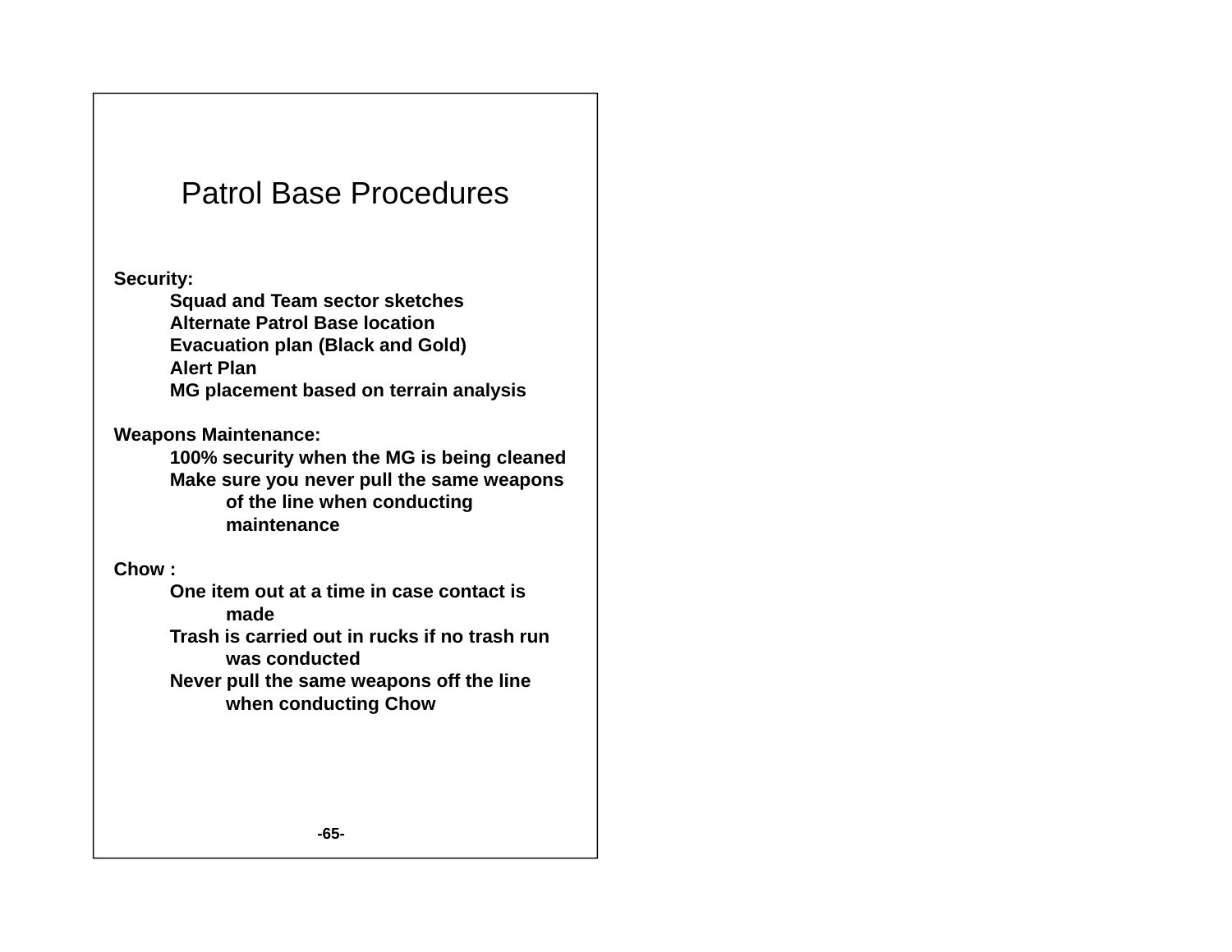# Patrol Base Procedures

**Security:**

- **Squad and Team sector sketches**
- **Alternate Patrol Base location**
- **Evacuation plan (Black and Gold)**
- **Alert Plan**
- **MG placement based on terrain analysis**

**Weapons Maintenance:**

- **100% security when the MG is being cleaned**
- **Make sure you never pull the same weapons of the line when conducting maintenance**

**Chow :**

- **One item out at a time in case contact is made**
- **Trash is carried out in rucks if no trash run was conducted**
- **Never pull the same weapons off the line when conducting Chow**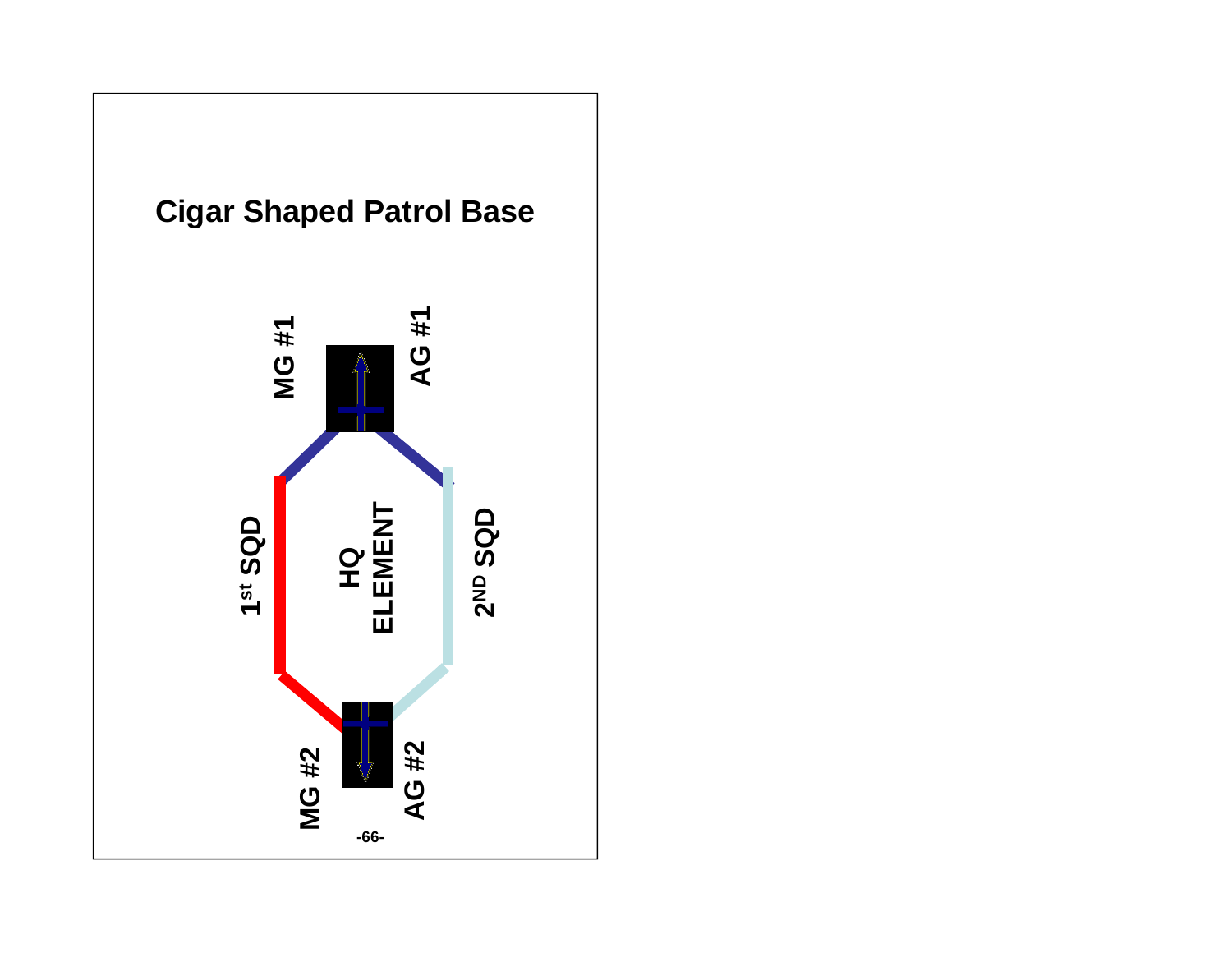# Cigar Shaped Patrol Base

MG #1

AG #1

1st SQD

HQ
ELEMENT

2ND SQD

MG #2

AG #2